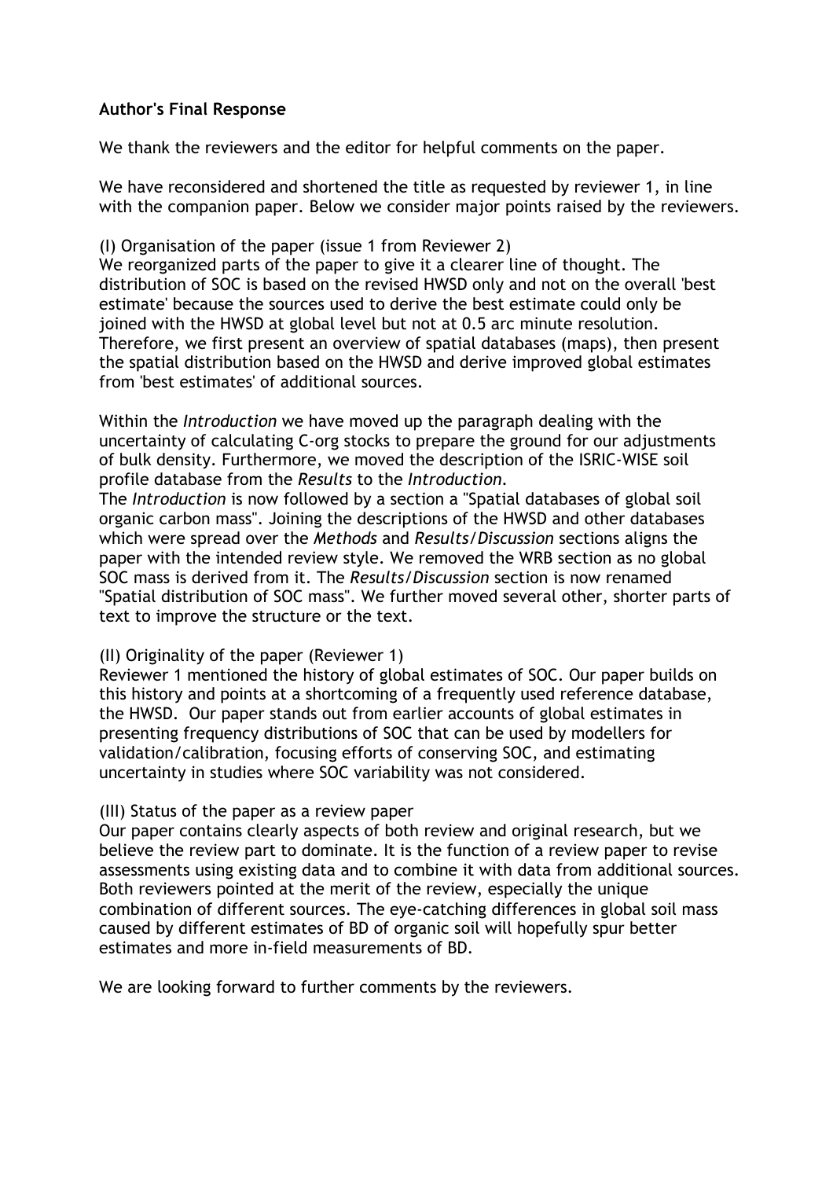**Author's Final Response**

We thank the reviewers and the editor for helpful comments on the paper.

We have reconsidered and shortened the title as requested by reviewer 1, in line with the companion paper. Below we consider major points raised by the reviewers.

(I) Organisation of the paper (issue 1 from Reviewer 2)
We reorganized parts of the paper to give it a clearer line of thought. The distribution of SOC is based on the revised HWSD only and not on the overall 'best estimate' because the sources used to derive the best estimate could only be joined with the HWSD at global level but not at 0.5 arc minute resolution. Therefore, we first present an overview of spatial databases (maps), then present the spatial distribution based on the HWSD and derive improved global estimates from 'best estimates' of additional sources.

Within the *Introduction* we have moved up the paragraph dealing with the uncertainty of calculating C-org stocks to prepare the ground for our adjustments of bulk density. Furthermore, we moved the description of the ISRIC-WISE soil profile database from the *Results* to the *Introduction*.
The *Introduction* is now followed by a section a "Spatial databases of global soil organic carbon mass". Joining the descriptions of the HWSD and other databases which were spread over the *Methods* and *Results/Discussion* sections aligns the paper with the intended review style. We removed the WRB section as no global SOC mass is derived from it. The *Results/Discussion* section is now renamed "Spatial distribution of SOC mass". We further moved several other, shorter parts of text to improve the structure or the text.

(II) Originality of the paper (Reviewer 1)
Reviewer 1 mentioned the history of global estimates of SOC. Our paper builds on this history and points at a shortcoming of a frequently used reference database, the HWSD. Our paper stands out from earlier accounts of global estimates in presenting frequency distributions of SOC that can be used by modellers for validation/calibration, focusing efforts of conserving SOC, and estimating uncertainty in studies where SOC variability was not considered.

(III) Status of the paper as a review paper
Our paper contains clearly aspects of both review and original research, but we believe the review part to dominate. It is the function of a review paper to revise assessments using existing data and to combine it with data from additional sources. Both reviewers pointed at the merit of the review, especially the unique combination of different sources. The eye-catching differences in global soil mass caused by different estimates of BD of organic soil will hopefully spur better estimates and more in-field measurements of BD.

We are looking forward to further comments by the reviewers.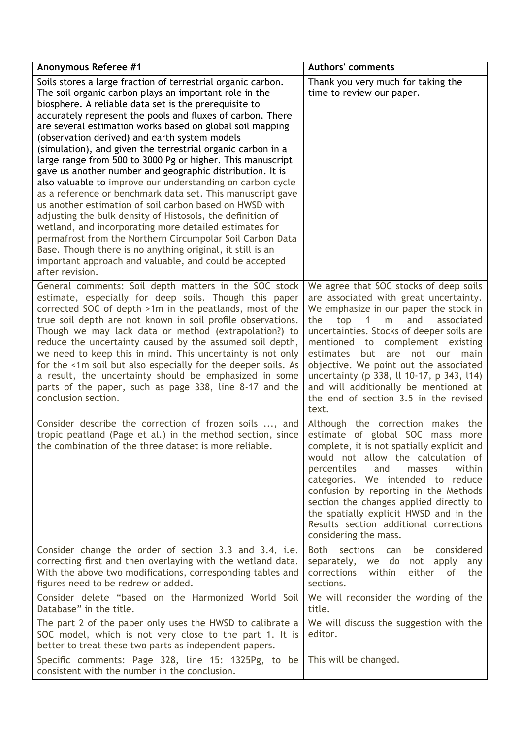| Anonymous Referee #1 | Authors' comments |
|---|---|
| Soils stores a large fraction of terrestrial organic carbon. The soil organic carbon plays an important role in the biosphere. A reliable data set is the prerequisite to accurately represent the pools and fluxes of carbon. There are several estimation works based on global soil mapping (observation derived) and earth system models (simulation), and given the terrestrial organic carbon in a large range from 500 to 3000 Pg or higher. This manuscript gave us another number and geographic distribution. It is also valuable to improve our understanding on carbon cycle as a reference or benchmark data set. This manuscript gave us another estimation of soil carbon based on HWSD with adjusting the bulk density of Histosols, the definition of wetland, and incorporating more detailed estimates for permafrost from the Northern Circumpolar Soil Carbon Data Base. Though there is no anything original, it still is an important approach and valuable, and could be accepted after revision. | Thank you very much for taking the time to review our paper. |
| General comments: Soil depth matters in the SOC stock estimate, especially for deep soils. Though this paper corrected SOC of depth >1m in the peatlands, most of the true soil depth are not known in soil profile observations. Though we may lack data or method (extrapolation?) to reduce the uncertainty caused by the assumed soil depth, we need to keep this in mind. This uncertainty is not only for the <1m soil but also especially for the deeper soils. As a result, the uncertainty should be emphasized in some parts of the paper, such as page 338, line 8-17 and the conclusion section. | We agree that SOC stocks of deep soils are associated with great uncertainty. We emphasize in our paper the stock in the top 1 m and associated uncertainties. Stocks of deeper soils are mentioned to complement existing estimates but are not our main objective. We point out the associated uncertainty (p 338, ll 10-17, p 343, l14) and will additionally be mentioned at the end of section 3.5 in the revised text. |
| Consider describe the correction of frozen soils ..., and tropic peatland (Page et al.) in the method section, since the combination of the three dataset is more reliable. | Although the correction makes the estimate of global SOC mass more complete, it is not spatially explicit and would not allow the calculation of percentiles and masses within categories. We intended to reduce confusion by reporting in the Methods section the changes applied directly to the spatially explicit HWSD and in the Results section additional corrections considering the mass. |
| Consider change the order of section 3.3 and 3.4, i.e. correcting first and then overlaying with the wetland data. With the above two modifications, corresponding tables and figures need to be redrew or added. | Both sections can be considered separately, we do not apply any corrections within either of the sections. |
| Consider delete "based on the Harmonized World Soil Database" in the title. | We will reconsider the wording of the title. |
| The part 2 of the paper only uses the HWSD to calibrate a SOC model, which is not very close to the part 1. It is better to treat these two parts as independent papers. | We will discuss the suggestion with the editor. |
| Specific comments: Page 328, line 15: 1325Pg, to be consistent with the number in the conclusion. | This will be changed. |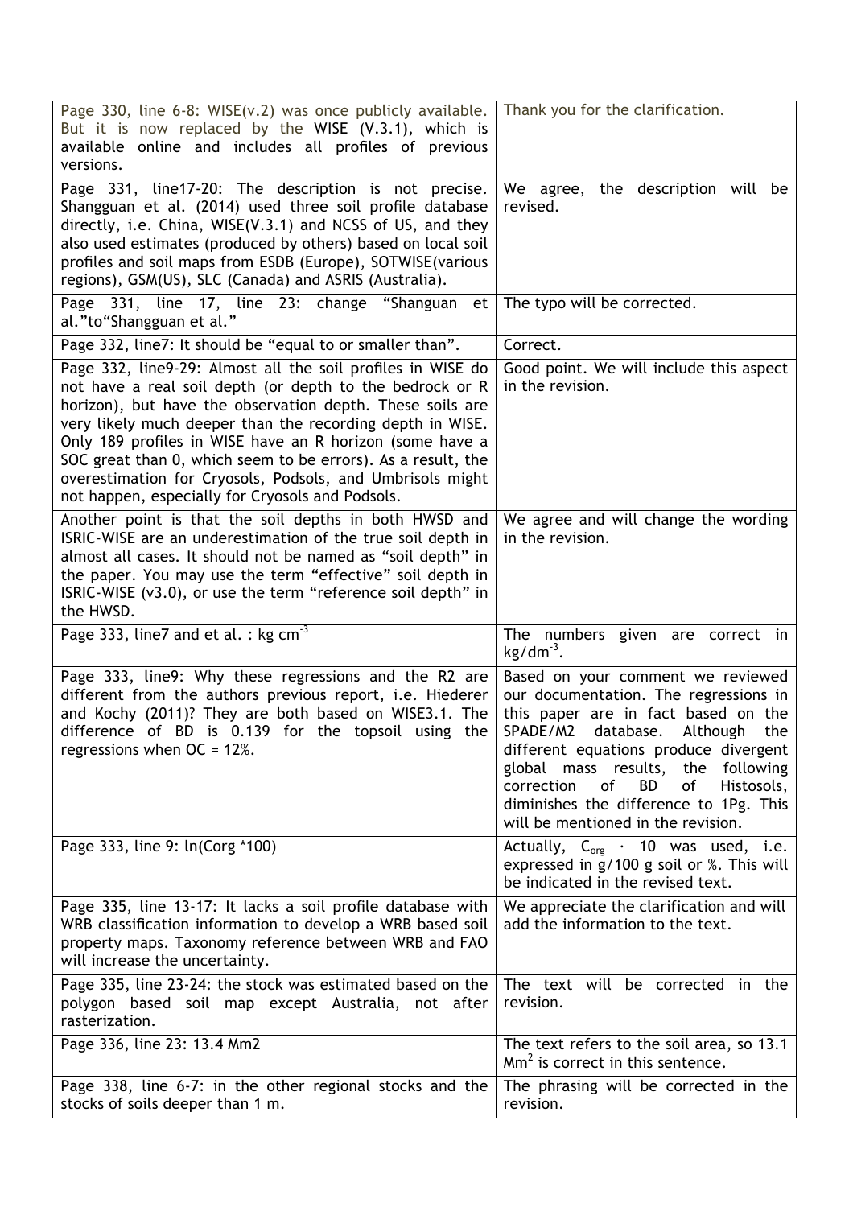| | |
|---|---|
| Page 330, line 6-8: WISE(v.2) was once publicly available. But it is now replaced by the WISE (V.3.1), which is available online and includes all profiles of previous versions. | Thank you for the clarification. |
| Page 331, line17-20: The description is not precise. Shangguan et al. (2014) used three soil profile database directly, i.e. China, WISE(V.3.1) and NCSS of US, and they also used estimates (produced by others) based on local soil profiles and soil maps from ESDB (Europe), SOTWISE(various regions), GSM(US), SLC (Canada) and ASRIS (Australia). | We agree, the description will be revised. |
| Page 331, line 17, line 23: change "Shanguan et al."to"Shangguan et al." | The typo will be corrected. |
| Page 332, line7: It should be "equal to or smaller than". | Correct. |
| Page 332, line9-29: Almost all the soil profiles in WISE do not have a real soil depth (or depth to the bedrock or R horizon), but have the observation depth. These soils are very likely much deeper than the recording depth in WISE. Only 189 profiles in WISE have an R horizon (some have a SOC great than 0, which seem to be errors). As a result, the overestimation for Cryosols, Podsols, and Umbrisols might not happen, especially for Cryosols and Podsols. | Good point. We will include this aspect in the revision. |
| Another point is that the soil depths in both HWSD and ISRIC-WISE are an underestimation of the true soil depth in almost all cases. It should not be named as "soil depth" in the paper. You may use the term "effective" soil depth in ISRIC-WISE (v3.0), or use the term "reference soil depth" in the HWSD. | We agree and will change the wording in the revision. |
| Page 333, line7 and et al. : kg $cm^{-3}$ | The numbers given are correct in $kg/dm^{-3}$. |
| Page 333, line9: Why these regressions and the R2 are different from the authors previous report, i.e. Hiederer and Kochy (2011)? They are both based on WISE3.1. The difference of BD is 0.139 for the topsoil using the regressions when OC = 12%. | Based on your comment we reviewed our documentation. The regressions in this paper are in fact based on the SPADE/M2 database. Although the different equations produce divergent global mass results, the following correction of BD of Histosols, diminishes the difference to 1Pg. This will be mentioned in the revision. |
| Page 333, line 9: ln(Corg *100) | Actually, $C_{org} \cdot 10$ was used, i.e. expressed in g/100 g soil or %. This will be indicated in the revised text. |
| Page 335, line 13-17: It lacks a soil profile database with WRB classification information to develop a WRB based soil property maps. Taxonomy reference between WRB and FAO will increase the uncertainty. | We appreciate the clarification and will add the information to the text. |
| Page 335, line 23-24: the stock was estimated based on the polygon based soil map except Australia, not after rasterization. | The text will be corrected in the revision. |
| Page 336, line 23: 13.4 Mm2 | The text refers to the soil area, so 13.1 $Mm^2$ is correct in this sentence. |
| Page 338, line 6-7: in the other regional stocks and the stocks of soils deeper than 1 m. | The phrasing will be corrected in the revision. |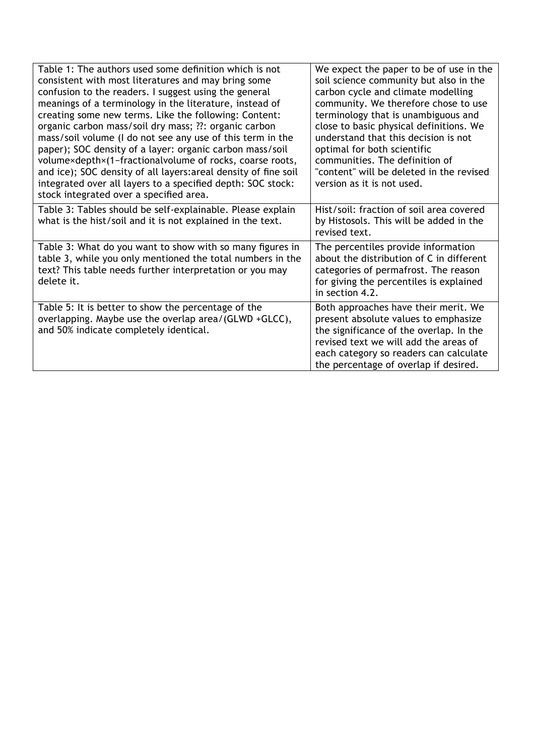| | |
|---|---|
| Table 1: The authors used some definition which is not consistent with most literatures and may bring some confusion to the readers. I suggest using the general meanings of a terminology in the literature, instead of creating some new terms. Like the following: Content: organic carbon mass/soil dry mass; ??: organic carbon mass/soil volume (I do not see any use of this term in the paper); SOC density of a layer: organic carbon mass/soil volume×depth×(1−fractionalvolume of rocks, coarse roots, and ice); SOC density of all layers:areal density of fine soil integrated over all layers to a specified depth: SOC stock: stock integrated over a specified area. | We expect the paper to be of use in the soil science community but also in the carbon cycle and climate modelling community. We therefore chose to use terminology that is unambiguous and close to basic physical definitions. We understand that this decision is not optimal for both scientific communities. The definition of "content" will be deleted in the revised version as it is not used. |
| Table 3: Tables should be self-explainable. Please explain what is the hist/soil and it is not explained in the text. | Hist/soil: fraction of soil area covered by Histosols. This will be added in the revised text. |
| Table 3: What do you want to show with so many figures in table 3, while you only mentioned the total numbers in the text? This table needs further interpretation or you may delete it. | The percentiles provide information about the distribution of C in different categories of permafrost. The reason for giving the percentiles is explained in section 4.2. |
| Table 5: It is better to show the percentage of the overlapping. Maybe use the overlap area/(GLWD +GLCC), and 50% indicate completely identical. | Both approaches have their merit. We present absolute values to emphasize the significance of the overlap. In the revised text we will add the areas of each category so readers can calculate the percentage of overlap if desired. |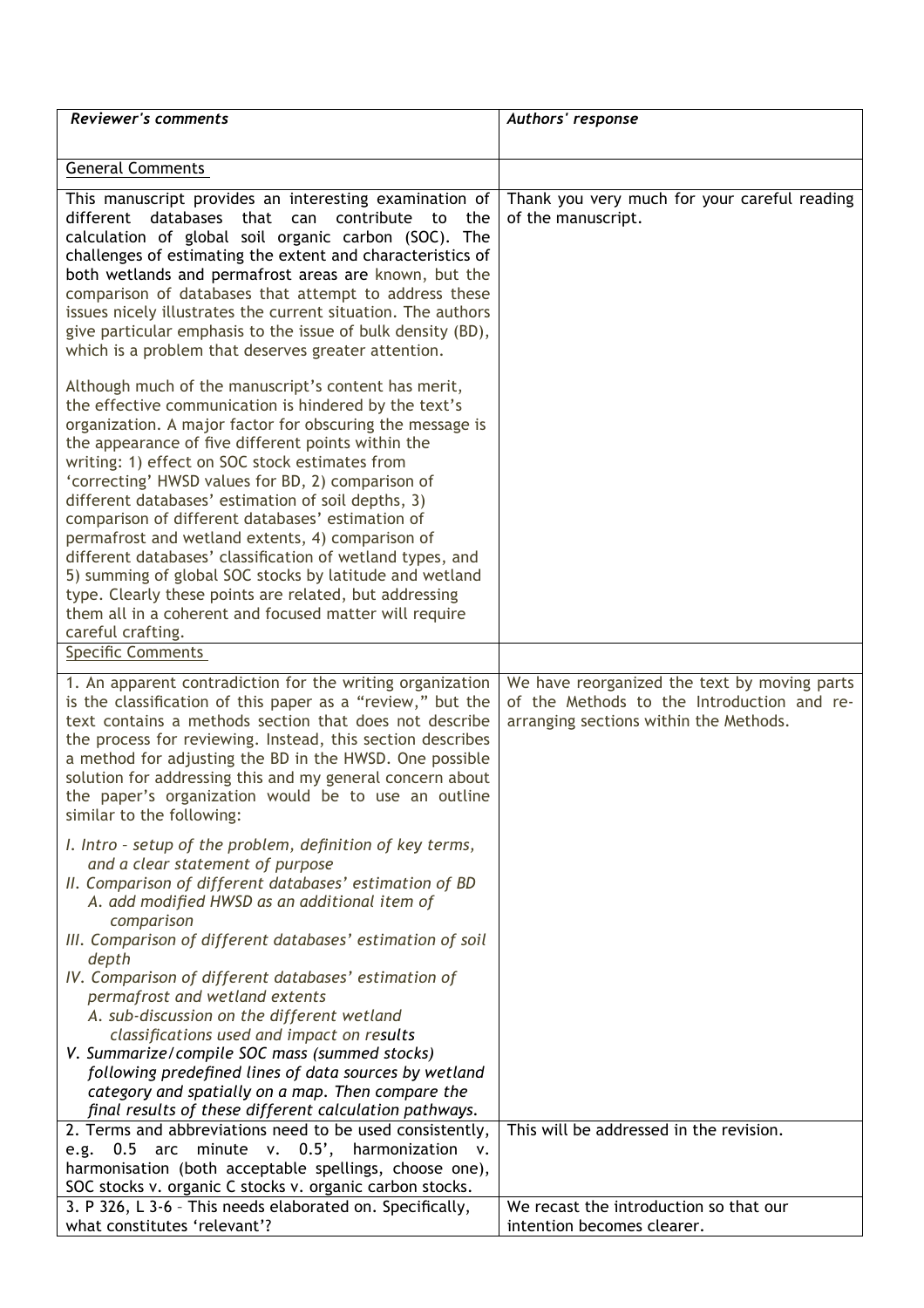| *Reviewer's comments* | *Authors' response* |
|---|---|
| General Comments | |
| This manuscript provides an interesting examination of different databases that can contribute to the calculation of global soil organic carbon (SOC). The challenges of estimating the extent and characteristics of both wetlands and permafrost areas are known, but the comparison of databases that attempt to address these issues nicely illustrates the current situation. The authors give particular emphasis to the issue of bulk density (BD), which is a problem that deserves greater attention.<br><br>Although much of the manuscript's content has merit, the effective communication is hindered by the text's organization. A major factor for obscuring the message is the appearance of five different points within the writing: 1) effect on SOC stock estimates from 'correcting' HWSD values for BD, 2) comparison of different databases' estimation of soil depths, 3) comparison of different databases' estimation of permafrost and wetland extents, 4) comparison of different databases' classification of wetland types, and 5) summing of global SOC stocks by latitude and wetland type. Clearly these points are related, but addressing them all in a coherent and focused matter will require careful crafting. | Thank you very much for your careful reading of the manuscript. |
| Specific Comments | |
| 1. An apparent contradiction for the writing organization is the classification of this paper as a "review," but the text contains a methods section that does not describe the process for reviewing. Instead, this section describes a method for adjusting the BD in the HWSD. One possible solution for addressing this and my general concern about the paper's organization would be to use an outline similar to the following:<br><br>*I. Intro – setup of the problem, definition of key terms, and a clear statement of purpose*<br>*II. Comparison of different databases' estimation of BD*<br>*A. add modified HWSD as an additional item of comparison*<br>*III. Comparison of different databases' estimation of soil depth*<br>*IV. Comparison of different databases' estimation of permafrost and wetland extents*<br>*A. sub-discussion on the different wetland classifications used and impact on results*<br>*V. Summarize/compile SOC mass (summed stocks) following predefined lines of data sources by wetland category and spatially on a map. Then compare the final results of these different calculation pathways.* | We have reorganized the text by moving parts of the Methods to the Introduction and re-arranging sections within the Methods. |
| 2. Terms and abbreviations need to be used consistently, e.g. 0.5 arc minute v. 0.5', harmonization v. harmonisation (both acceptable spellings, choose one), SOC stocks v. organic C stocks v. organic carbon stocks. | This will be addressed in the revision. |
| 3. P 326, L 3-6 – This needs elaborated on. Specifically, what constitutes 'relevant'? | We recast the introduction so that our intention becomes clearer. |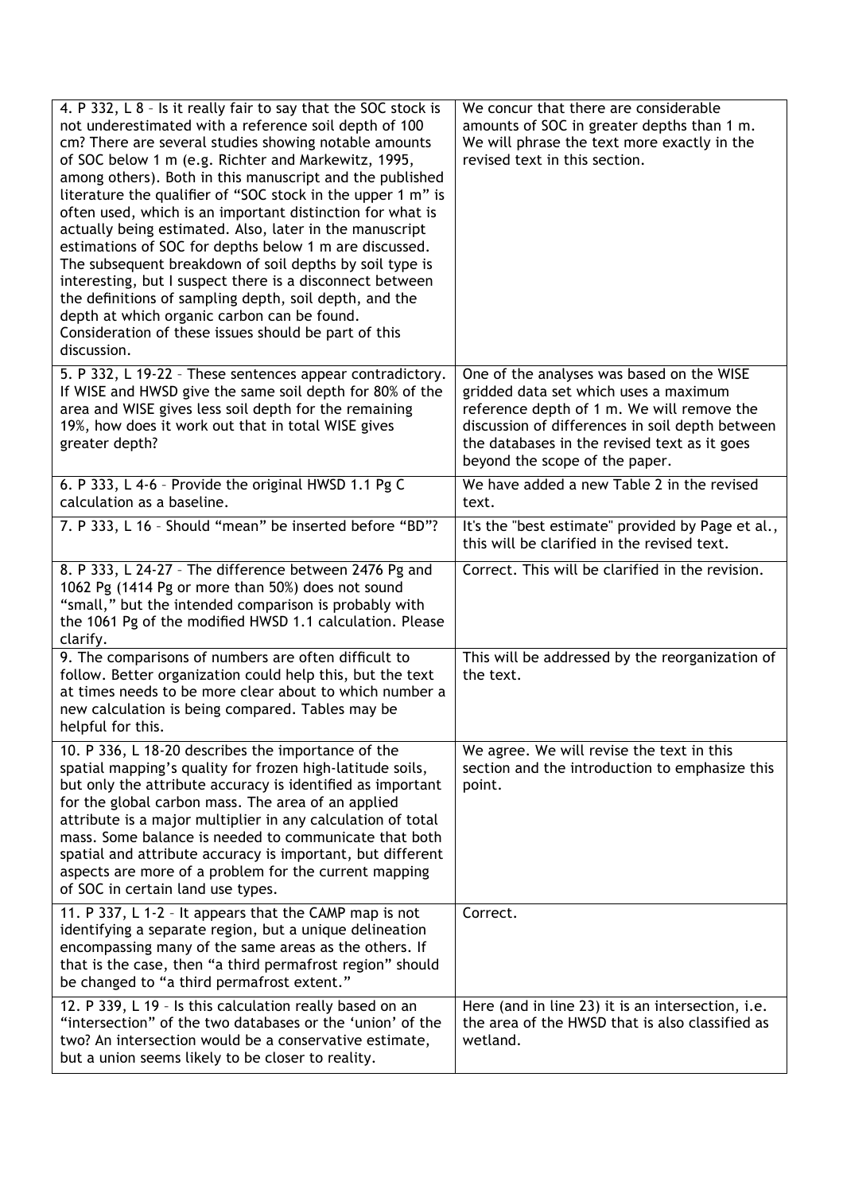| | |
|---|---|
| 4. P 332, L 8 – Is it really fair to say that the SOC stock is not underestimated with a reference soil depth of 100 cm? There are several studies showing notable amounts of SOC below 1 m (e.g. Richter and Markewitz, 1995, among others). Both in this manuscript and the published literature the qualifier of "SOC stock in the upper 1 m" is often used, which is an important distinction for what is actually being estimated. Also, later in the manuscript estimations of SOC for depths below 1 m are discussed. The subsequent breakdown of soil depths by soil type is interesting, but I suspect there is a disconnect between the definitions of sampling depth, soil depth, and the depth at which organic carbon can be found. Consideration of these issues should be part of this discussion. | We concur that there are considerable amounts of SOC in greater depths than 1 m. We will phrase the text more exactly in the revised text in this section. |
| 5. P 332, L 19-22 – These sentences appear contradictory. If WISE and HWSD give the same soil depth for 80% of the area and WISE gives less soil depth for the remaining 19%, how does it work out that in total WISE gives greater depth? | One of the analyses was based on the WISE gridded data set which uses a maximum reference depth of 1 m. We will remove the discussion of differences in soil depth between the databases in the revised text as it goes beyond the scope of the paper. |
| 6. P 333, L 4-6 – Provide the original HWSD 1.1 Pg C calculation as a baseline. | We have added a new Table 2 in the revised text. |
| 7. P 333, L 16 – Should "mean" be inserted before "BD"? | It's the "best estimate" provided by Page et al., this will be clarified in the revised text. |
| 8. P 333, L 24-27 – The difference between 2476 Pg and 1062 Pg (1414 Pg or more than 50%) does not sound "small," but the intended comparison is probably with the 1061 Pg of the modified HWSD 1.1 calculation. Please clarify. | Correct. This will be clarified in the revision. |
| 9. The comparisons of numbers are often difficult to follow. Better organization could help this, but the text at times needs to be more clear about to which number a new calculation is being compared. Tables may be helpful for this. | This will be addressed by the reorganization of the text. |
| 10. P 336, L 18-20 describes the importance of the spatial mapping's quality for frozen high-latitude soils, but only the attribute accuracy is identified as important for the global carbon mass. The area of an applied attribute is a major multiplier in any calculation of total mass. Some balance is needed to communicate that both spatial and attribute accuracy is important, but different aspects are more of a problem for the current mapping of SOC in certain land use types. | We agree. We will revise the text in this section and the introduction to emphasize this point. |
| 11. P 337, L 1-2 – It appears that the CAMP map is not identifying a separate region, but a unique delineation encompassing many of the same areas as the others. If that is the case, then "a third permafrost region" should be changed to "a third permafrost extent." | Correct. |
| 12. P 339, L 19 – Is this calculation really based on an "intersection" of the two databases or the 'union' of the two? An intersection would be a conservative estimate, but a union seems likely to be closer to reality. | Here (and in line 23) it is an intersection, i.e. the area of the HWSD that is also classified as wetland. |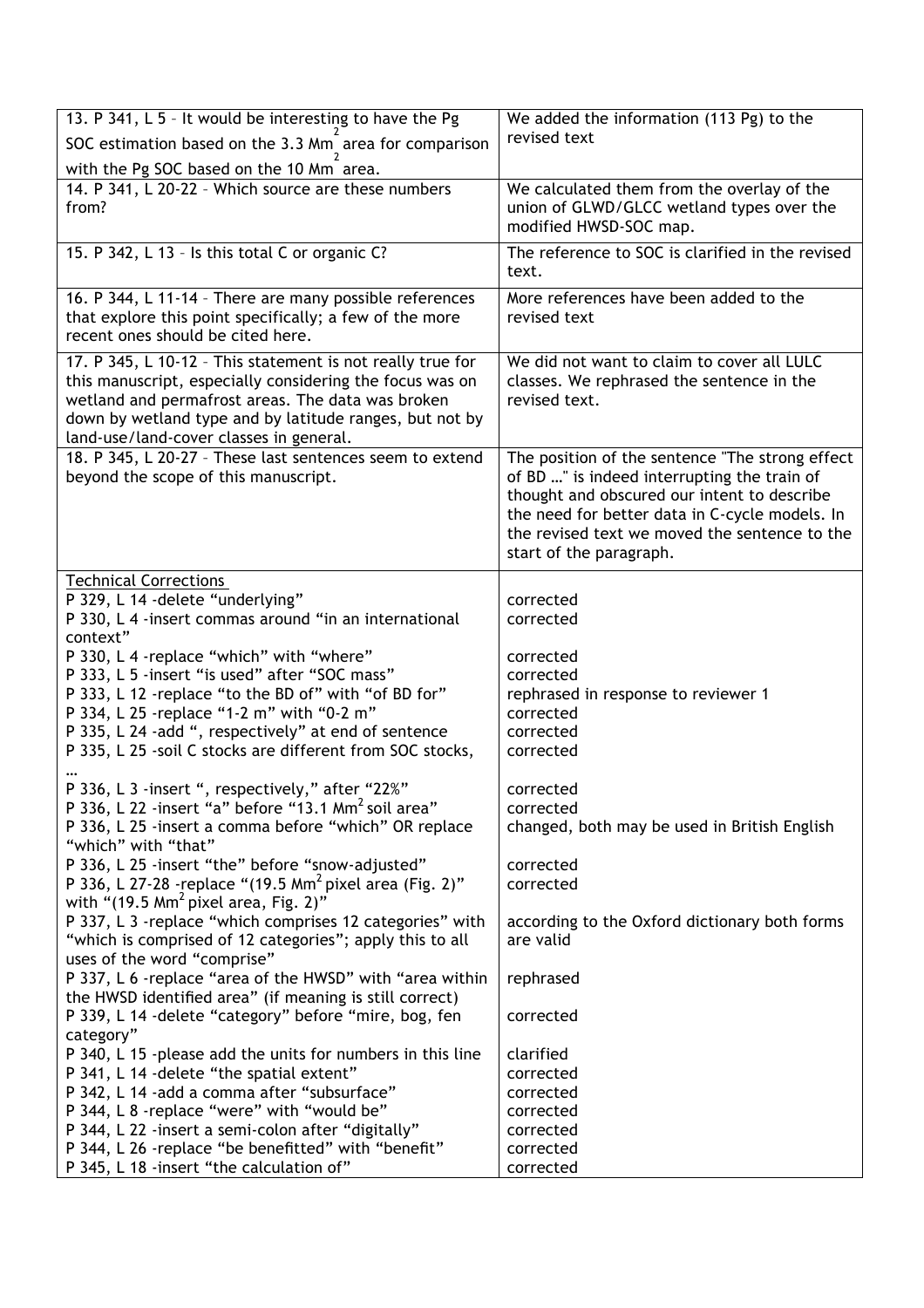| | |
|---|---|
| 13. P 341, L 5 – It would be interesting to have the Pg SOC estimation based on the 3.3 $Mm^2$ area for comparison with the Pg SOC based on the 10 $Mm^2$ area. | We added the information (113 Pg) to the revised text |
| 14. P 341, L 20-22 – Which source are these numbers from? | We calculated them from the overlay of the union of GLWD/GLCC wetland types over the modified HWSD-SOC map. |
| 15. P 342, L 13 – Is this total C or organic C? | The reference to SOC is clarified in the revised text. |
| 16. P 344, L 11-14 – There are many possible references that explore this point specifically; a few of the more recent ones should be cited here. | More references have been added to the revised text |
| 17. P 345, L 10-12 – This statement is not really true for this manuscript, especially considering the focus was on wetland and permafrost areas. The data was broken down by wetland type and by latitude ranges, but not by land-use/land-cover classes in general. | We did not want to claim to cover all LULC classes. We rephrased the sentence in the revised text. |
| 18. P 345, L 20-27 – These last sentences seem to extend beyond the scope of this manuscript. | The position of the sentence "The strong effect of BD …" is indeed interrupting the train of thought and obscured our intent to describe the need for better data in C-cycle models. In the revised text we moved the sentence to the start of the paragraph. |
| <u>Technical Corrections</u><br>P 329, L 14 -delete "underlying"<br>P 330, L 4 -insert commas around "in an international context"<br>P 330, L 4 -replace "which" with "where"<br>P 333, L 5 -insert "is used" after "SOC mass"<br>P 333, L 12 -replace "to the BD of" with "of BD for"<br>P 334, L 25 -replace "1-2 m" with "0-2 m"<br>P 335, L 24 -add ", respectively" at end of sentence<br>P 335, L 25 -soil C stocks are different from SOC stocks, …<br>P 336, L 3 -insert ", respectively," after "22%"<br>P 336, L 22 -insert "a" before "13.1 $Mm^2$ soil area"<br>P 336, L 25 -insert a comma before "which" OR replace "which" with "that"<br>P 336, L 25 -insert "the" before "snow-adjusted"<br>P 336, L 27-28 -replace "(19.5 $Mm^2$ pixel area (Fig. 2)" with "(19.5 $Mm^2$ pixel area, Fig. 2)"<br>P 337, L 3 -replace "which comprises 12 categories" with "which is comprised of 12 categories"; apply this to all uses of the word "comprise"<br>P 337, L 6 -replace "area of the HWSD" with "area within the HWSD identified area" (if meaning is still correct)<br>P 339, L 14 -delete "category" before "mire, bog, fen category"<br>P 340, L 15 -please add the units for numbers in this line<br>P 341, L 14 -delete "the spatial extent"<br>P 342, L 14 -add a comma after "subsurface"<br>P 344, L 8 -replace "were" with "would be"<br>P 344, L 22 -insert a semi-colon after "digitally"<br>P 344, L 26 -replace "be benefitted" with "benefit"<br>P 345, L 18 -insert "the calculation of" | <br>corrected<br>corrected<br><br>corrected<br>corrected<br>rephrased in response to reviewer 1<br>corrected<br>corrected<br>corrected<br><br>corrected<br>corrected<br>changed, both may be used in British English<br><br>corrected<br>corrected<br><br>according to the Oxford dictionary both forms are valid<br><br>rephrased<br><br>corrected<br><br>clarified<br>corrected<br>corrected<br>corrected<br>corrected<br>corrected<br>corrected |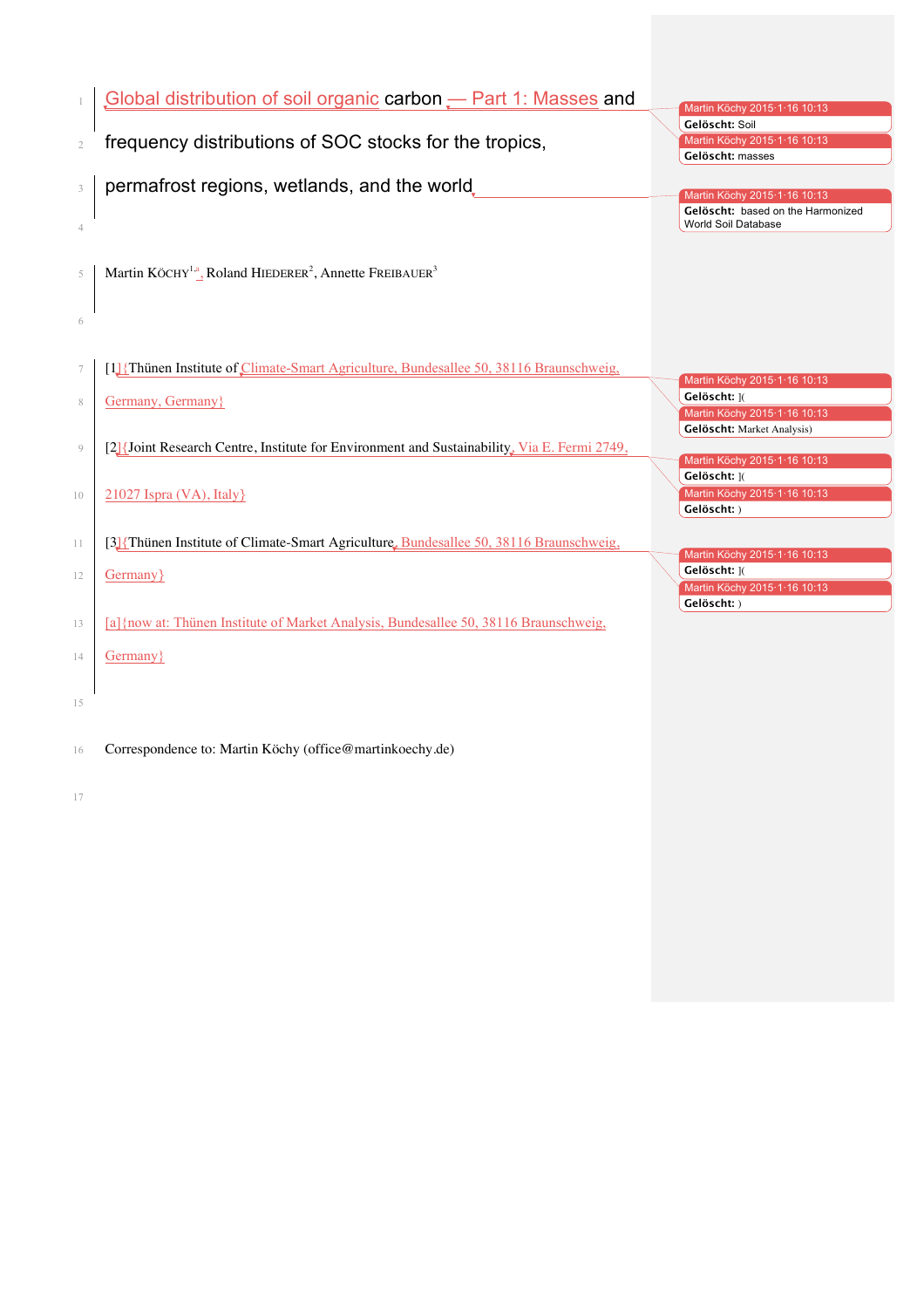# Global distribution of soil organic carbon — Part 1: Masses and frequency distributions of SOC stocks for the tropics, permafrost regions, wetlands, and the world

Martin KÖCHY[1,a], Roland HIEDERER[2], Annette FREIBAUER[3]

[1]{Thünen Institute of Climate-Smart Agriculture, Bundesallee 50, 38116 Braunschweig, Germany, Germany}

[2]{Joint Research Centre, Institute for Environment and Sustainability, Via E. Fermi 2749, 21027 Ispra (VA), Italy}

[3]{Thünen Institute of Climate-Smart Agriculture, Bundesallee 50, 38116 Braunschweig, Germany}

[a]{now at: Thünen Institute of Market Analysis, Bundesallee 50, 38116 Braunschweig, Germany}

Correspondence to: Martin Köchy (office@martinkoechy.de)

Martin Köchy 2015-1-16 10:13
**Gelöscht:** Soil

Martin Köchy 2015-1-16 10:13
**Gelöscht:** masses

Martin Köchy 2015-1-16 10:13
**Gelöscht:** based on the Harmonized World Soil Database

Martin Köchy 2015-1-16 10:13
**Gelöscht:** ](

Martin Köchy 2015-1-16 10:13
**Gelöscht:** Market Analysis)

Martin Köchy 2015-1-16 10:13
**Gelöscht:** ](

Martin Köchy 2015-1-16 10:13
**Gelöscht:** )

Martin Köchy 2015-1-16 10:13
**Gelöscht:** ](

Martin Köchy 2015-1-16 10:13
**Gelöscht:** )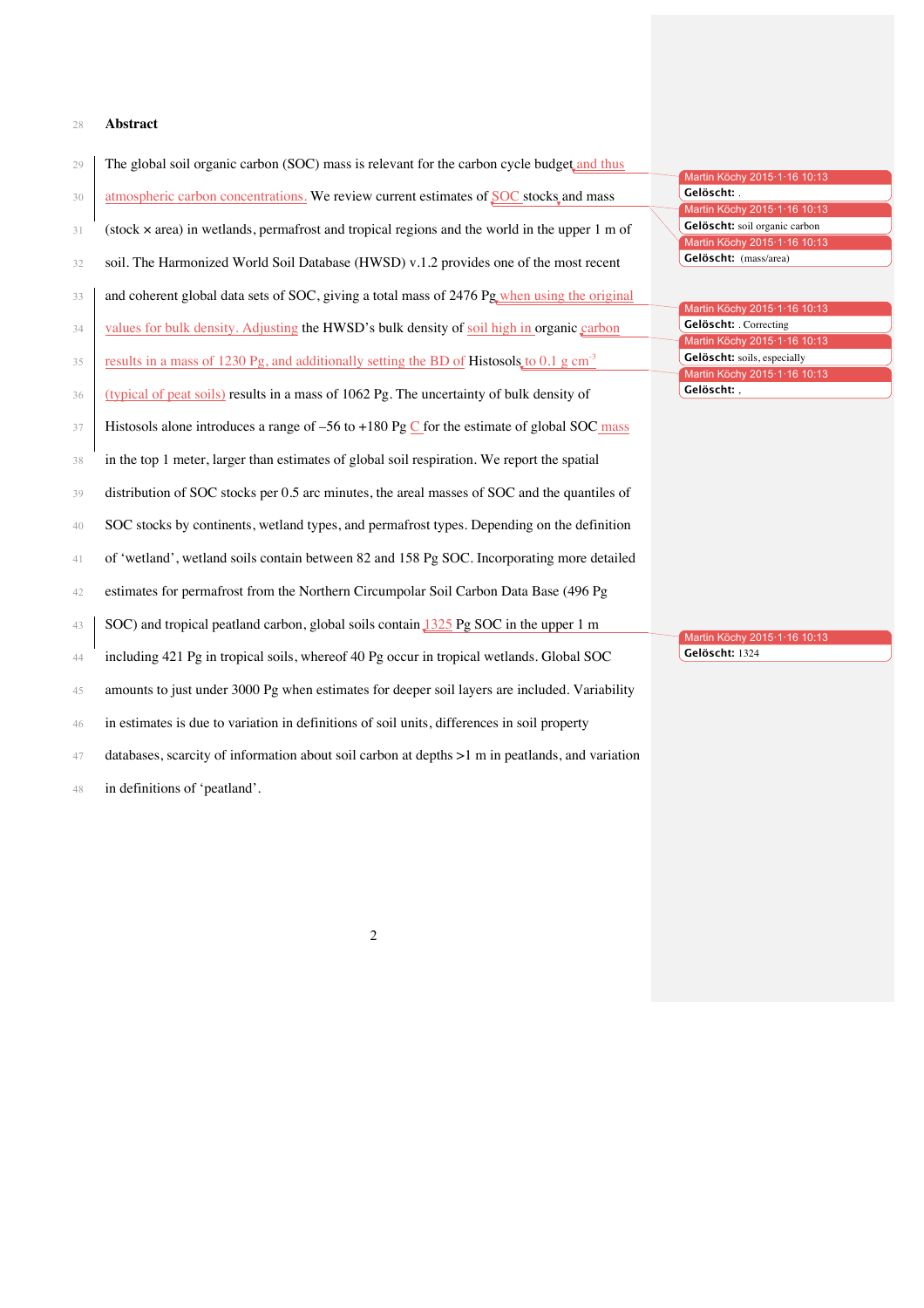**Abstract**

The global soil organic carbon (SOC) mass is relevant for the carbon cycle budget and thus atmospheric carbon concentrations. We review current estimates of SOC stocks and mass (stock × area) in wetlands, permafrost and tropical regions and the world in the upper 1 m of soil. The Harmonized World Soil Database (HWSD) v.1.2 provides one of the most recent and coherent global data sets of SOC, giving a total mass of 2476 Pg when using the original values for bulk density. Adjusting the HWSD's bulk density of soil high in organic carbon results in a mass of 1230 Pg, and additionally setting the BD of Histosols to 0.1 g cm$^{-3}$ (typical of peat soils) results in a mass of 1062 Pg. The uncertainty of bulk density of Histosols alone introduces a range of –56 to +180 Pg C for the estimate of global SOC mass in the top 1 meter, larger than estimates of global soil respiration. We report the spatial distribution of SOC stocks per 0.5 arc minutes, the areal masses of SOC and the quantiles of SOC stocks by continents, wetland types, and permafrost types. Depending on the definition of 'wetland', wetland soils contain between 82 and 158 Pg SOC. Incorporating more detailed estimates for permafrost from the Northern Circumpolar Soil Carbon Data Base (496 Pg SOC) and tropical peatland carbon, global soils contain 1325 Pg SOC in the upper 1 m including 421 Pg in tropical soils, whereof 40 Pg occur in tropical wetlands. Global SOC amounts to just under 3000 Pg when estimates for deeper soil layers are included. Variability in estimates is due to variation in definitions of soil units, differences in soil property databases, scarcity of information about soil carbon at depths >1 m in peatlands, and variation in definitions of 'peatland'.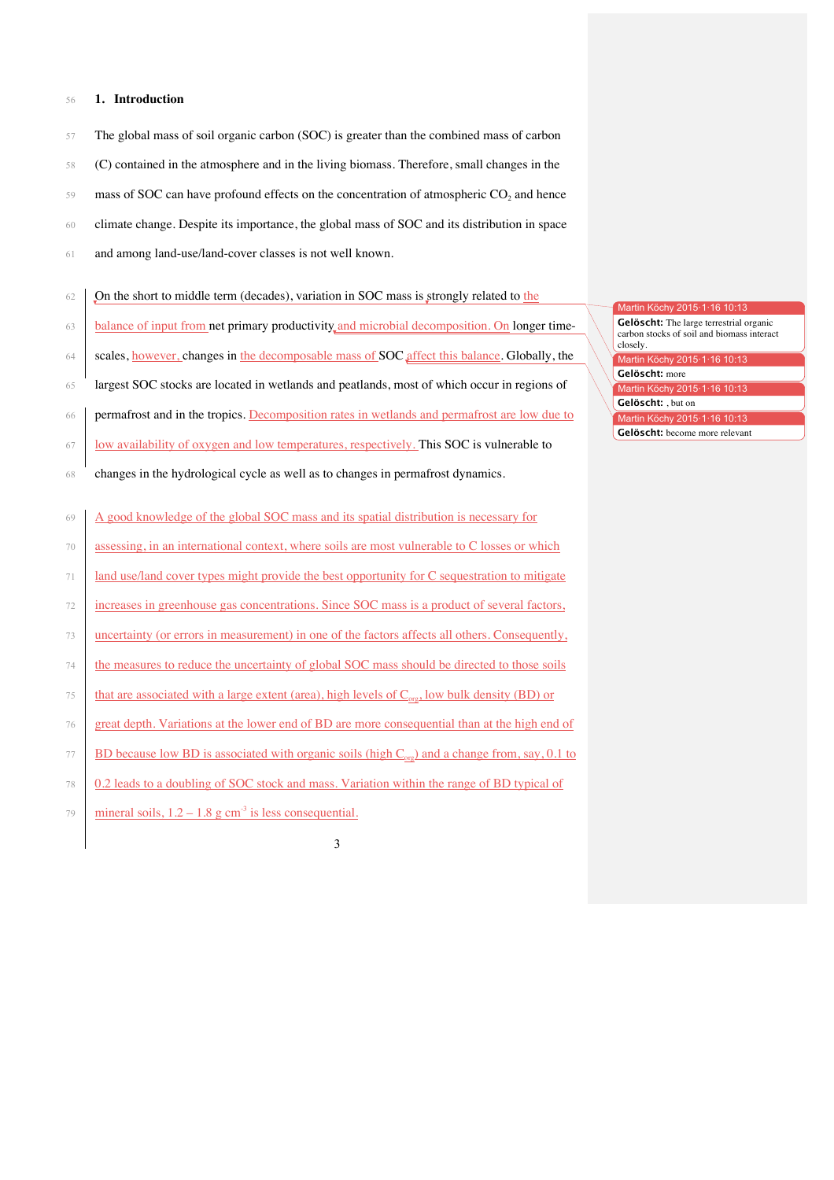## 1. Introduction

The global mass of soil organic carbon (SOC) is greater than the combined mass of carbon (C) contained in the atmosphere and in the living biomass. Therefore, small changes in the mass of SOC can have profound effects on the concentration of atmospheric $CO_2$ and hence climate change. Despite its importance, the global mass of SOC and its distribution in space and among land-use/land-cover classes is not well known.

On the short to middle term (decades), variation in SOC mass is strongly related to the balance of input from net primary productivity and microbial decomposition. On longer time-scales, however, changes in the decomposable mass of SOC affect this balance. Globally, the largest SOC stocks are located in wetlands and peatlands, most of which occur in regions of permafrost and in the tropics. Decomposition rates in wetlands and permafrost are low due to low availability of oxygen and low temperatures, respectively. This SOC is vulnerable to changes in the hydrological cycle as well as to changes in permafrost dynamics.

A good knowledge of the global SOC mass and its spatial distribution is necessary for assessing, in an international context, where soils are most vulnerable to C losses or which land use/land cover types might provide the best opportunity for C sequestration to mitigate increases in greenhouse gas concentrations. Since SOC mass is a product of several factors, uncertainty (or errors in measurement) in one of the factors affects all others. Consequently, the measures to reduce the uncertainty of global SOC mass should be directed to those soils that are associated with a large extent (area), high levels of $C_{org}$, low bulk density (BD) or great depth. Variations at the lower end of BD are more consequential than at the high end of BD because low BD is associated with organic soils (high $C_{org}$) and a change from, say, 0.1 to 0.2 leads to a doubling of SOC stock and mass. Variation within the range of BD typical of mineral soils, 1.2 – 1.8 g $cm^{-3}$ is less consequential.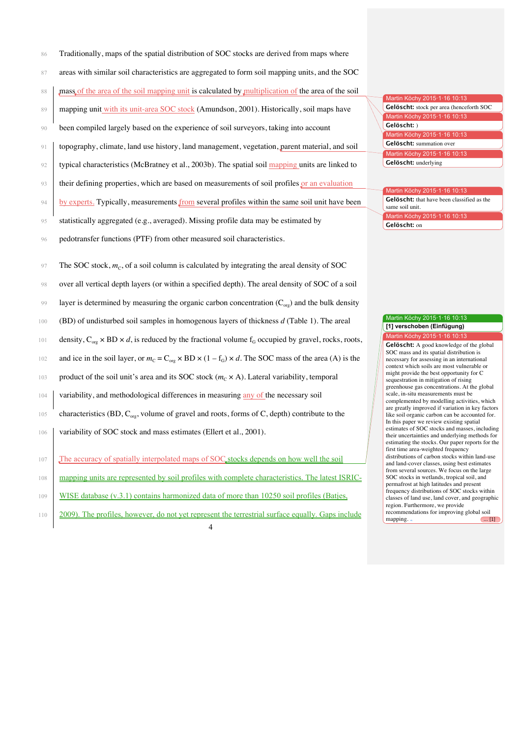Traditionally, maps of the spatial distribution of SOC stocks are derived from maps where areas with similar soil characteristics are aggregated to form soil mapping units, and the SOC mass of the area of the soil mapping unit is calculated by multiplication of the area of the soil mapping unit with its unit-area SOC stock (Amundson, 2001). Historically, soil maps have been compiled largely based on the experience of soil surveyors, taking into account topography, climate, land use history, land management, vegetation, parent material, and soil typical characteristics (McBratney et al., 2003b). The spatial soil mapping units are linked to their defining properties, which are based on measurements of soil profiles or an evaluation by experts. Typically, measurements from several profiles within the same soil unit have been statistically aggregated (e.g., averaged). Missing profile data may be estimated by pedotransfer functions (PTF) from other measured soil characteristics.

The SOC stock, $m_C$, of a soil column is calculated by integrating the areal density of SOC over all vertical depth layers (or within a specified depth). The areal density of SOC of a soil layer is determined by measuring the organic carbon concentration ($C_{org}$) and the bulk density (BD) of undisturbed soil samples in homogenous layers of thickness $d$ (Table 1). The areal density, $C_{org} \times BD \times d$, is reduced by the fractional volume $f_G$ occupied by gravel, rocks, roots, and ice in the soil layer, or $m_C = C_{org} \times BD \times (1 - f_G) \times d$. The SOC mass of the area (A) is the product of the soil unit's area and its SOC stock ($m_C \times A$). Lateral variability, temporal variability, and methodological differences in measuring any of the necessary soil characteristics (BD, $C_{org}$, volume of gravel and roots, forms of C, depth) contribute to the variability of SOC stock and mass estimates (Ellert et al., 2001).

The accuracy of spatially interpolated maps of SOC stocks depends on how well the soil mapping units are represented by soil profiles with complete characteristics. The latest ISRIC-WISE database (v.3.1) contains harmonized data of more than 10250 soil profiles (Batjes, 2009). The profiles, however, do not yet represent the terrestrial surface equally. Gaps include

Martin Köchy 2015·1·16 10:13
**Gelöscht:** stock per area (henceforth SOC

Martin Köchy 2015·1·16 10:13
**Gelöscht:** )

Martin Köchy 2015·1·16 10:13
**Gelöscht:** summation over

Martin Köchy 2015·1·16 10:13
**Gelöscht:** underlying

Martin Köchy 2015·1·16 10:13
**Gelöscht:** that have been classified as the same soil unit.

Martin Köchy 2015·1·16 10:13
**Gelöscht:** on

Martin Köchy 2015·1·16 10:13
**[1] verschoben (Einfügung)**

Martin Köchy 2015·1·16 10:13
**Gelöscht:** A good knowledge of the global SOC mass and its spatial distribution is necessary for assessing in an international context which soils are most vulnerable or might provide the best opportunity for C sequestration in mitigation of rising greenhouse gas concentrations. At the global scale, in-situ measurements must be complemented by modelling activities, which are greatly improved if variation in key factors like soil organic carbon can be accounted for. In this paper we review existing spatial estimates of SOC stocks and masses, including their uncertainties and underlying methods for estimating the stocks. Our paper reports for the first time area-weighted frequency distributions of carbon stocks within land-use and land-cover classes, using best estimates from several sources. We focus on the large SOC stocks in wetlands, tropical soil, and permafrost at high latitudes and present frequency distributions of SOC stocks within classes of land use, land cover, and geographic region. Furthermore, we provide recommendations for improving global soil mapping. ... [1]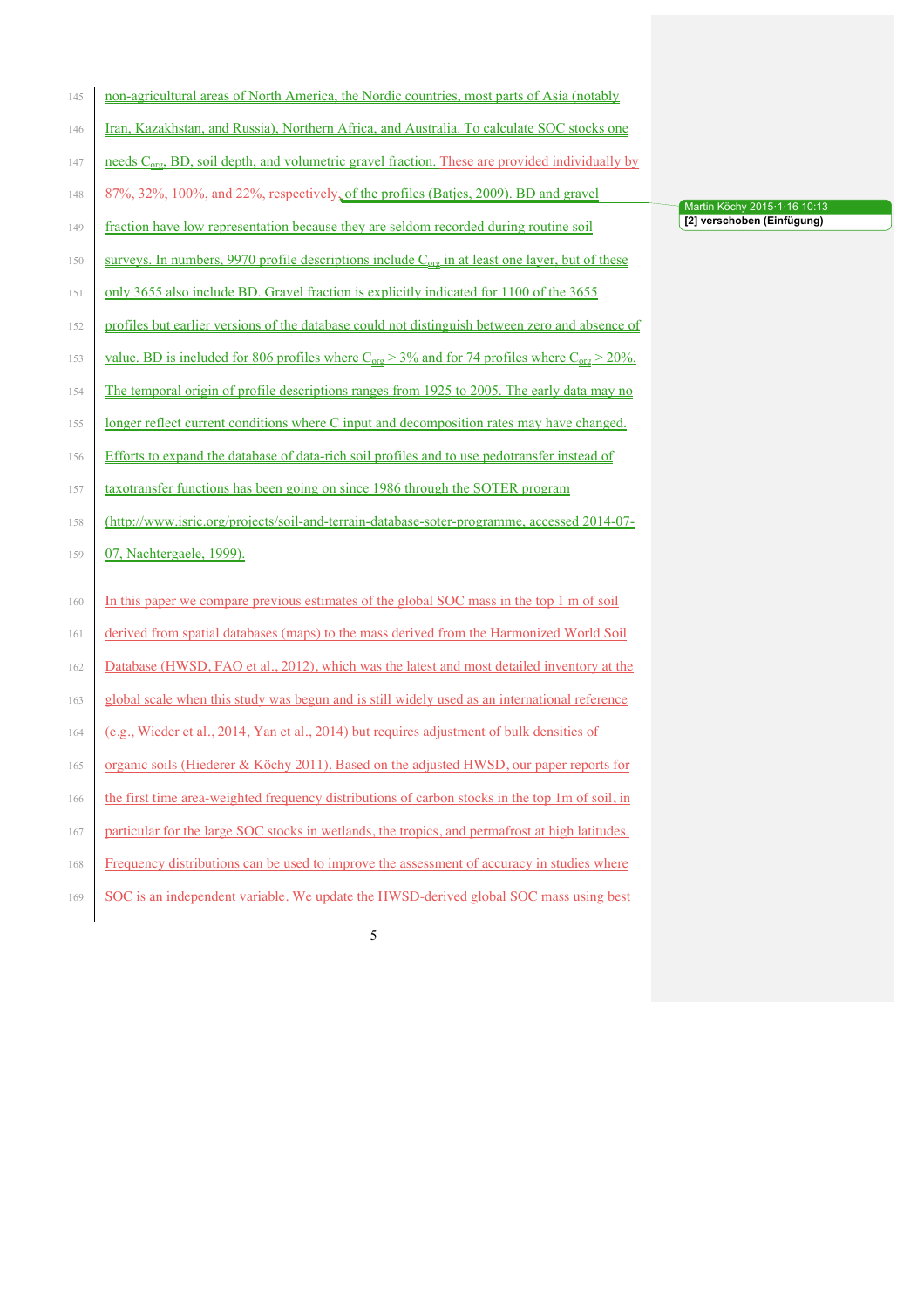non-agricultural areas of North America, the Nordic countries, most parts of Asia (notably Iran, Kazakhstan, and Russia), Northern Africa, and Australia. To calculate SOC stocks one needs $C_{org}$, BD, soil depth, and volumetric gravel fraction. These are provided individually by 87%, 32%, 100%, and 22%, respectively, of the profiles (Batjes, 2009). BD and gravel fraction have low representation because they are seldom recorded during routine soil surveys. In numbers, 9970 profile descriptions include $C_{org}$ in at least one layer, but of these only 3655 also include BD. Gravel fraction is explicitly indicated for 1100 of the 3655 profiles but earlier versions of the database could not distinguish between zero and absence of value. BD is included for 806 profiles where $C_{org} > 3\%$ and for 74 profiles where $C_{org} > 20\%$. The temporal origin of profile descriptions ranges from 1925 to 2005. The early data may no longer reflect current conditions where C input and decomposition rates may have changed. Efforts to expand the database of data-rich soil profiles and to use pedotransfer instead of taxotransfer functions has been going on since 1986 through the SOTER program (http://www.isric.org/projects/soil-and-terrain-database-soter-programme, accessed 2014-07-07, Nachtergaele, 1999).

In this paper we compare previous estimates of the global SOC mass in the top 1 m of soil derived from spatial databases (maps) to the mass derived from the Harmonized World Soil Database (HWSD, FAO et al., 2012), which was the latest and most detailed inventory at the global scale when this study was begun and is still widely used as an international reference (e.g., Wieder et al., 2014, Yan et al., 2014) but requires adjustment of bulk densities of organic soils (Hiederer & Köchy 2011). Based on the adjusted HWSD, our paper reports for the first time area-weighted frequency distributions of carbon stocks in the top 1m of soil, in particular for the large SOC stocks in wetlands, the tropics, and permafrost at high latitudes. Frequency distributions can be used to improve the assessment of accuracy in studies where SOC is an independent variable. We update the HWSD-derived global SOC mass using best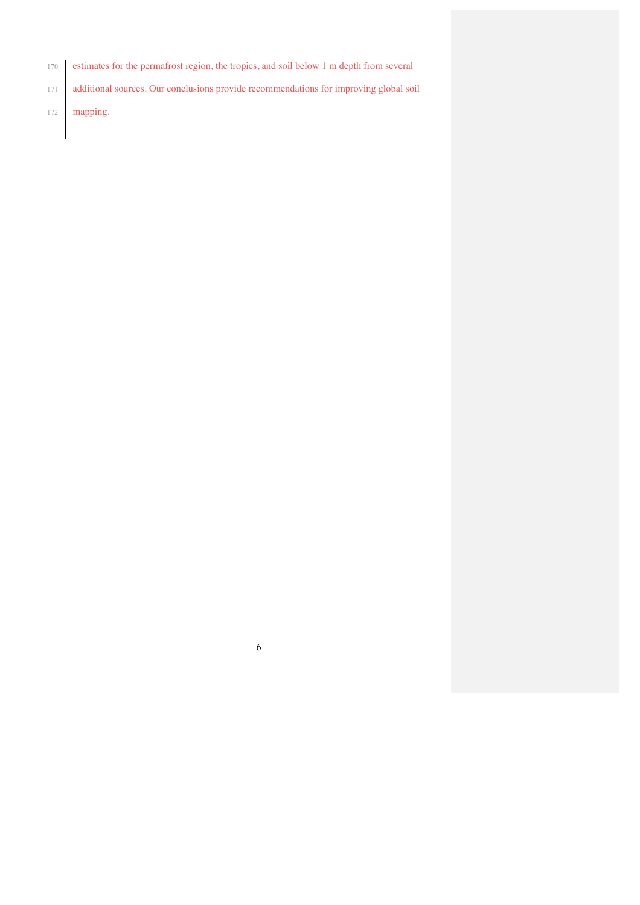estimates for the permafrost region, the tropics, and soil below 1 m depth from several additional sources. Our conclusions provide recommendations for improving global soil mapping.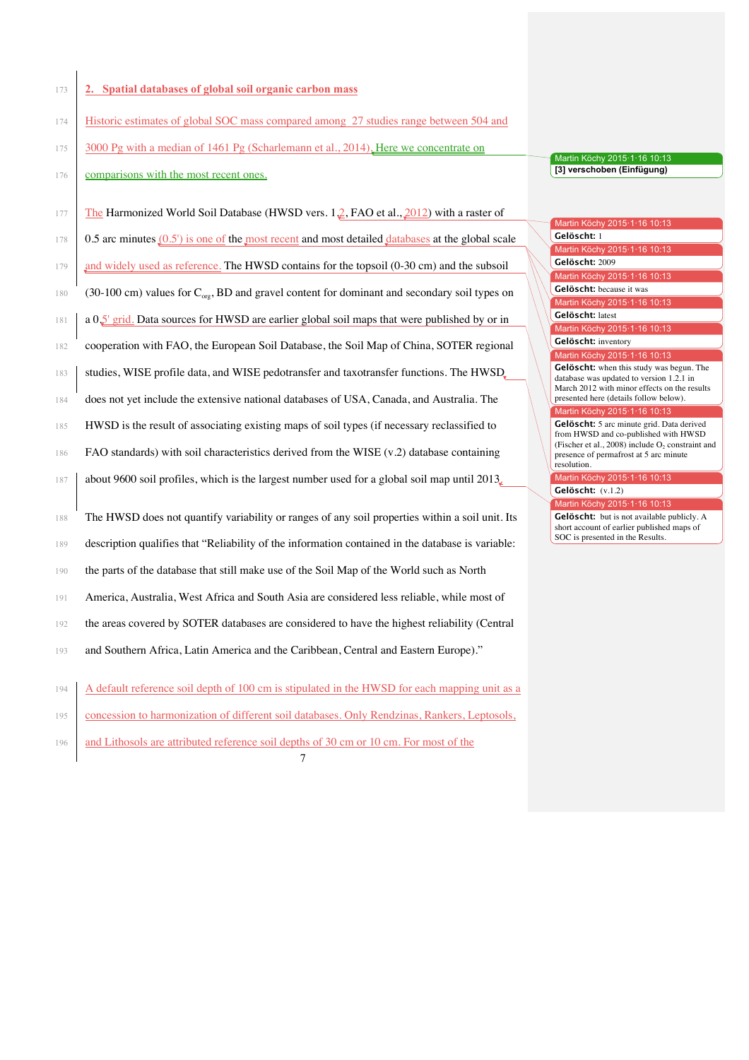## 2. Spatial databases of global soil organic carbon mass

Historic estimates of global SOC mass compared among 27 studies range between 504 and 3000 Pg with a median of 1461 Pg (Scharlemann et al., 2014). Here we concentrate on comparisons with the most recent ones.

The Harmonized World Soil Database (HWSD vers. 1.2, FAO et al., 2012) with a raster of 0.5 arc minutes (0.5') is one of the most recent and most detailed databases at the global scale and widely used as reference. The HWSD contains for the topsoil (0-30 cm) and the subsoil (30-100 cm) values for $C_{org}$, BD and gravel content for dominant and secondary soil types on a 0.5' grid. Data sources for HWSD are earlier global soil maps that were published by or in cooperation with FAO, the European Soil Database, the Soil Map of China, SOTER regional studies, WISE profile data, and WISE pedotransfer and taxotransfer functions. The HWSD does not yet include the extensive national databases of USA, Canada, and Australia. The HWSD is the result of associating existing maps of soil types (if necessary reclassified to FAO standards) with soil characteristics derived from the WISE (v.2) database containing about 9600 soil profiles, which is the largest number used for a global soil map until 2013.

The HWSD does not quantify variability or ranges of any soil properties within a soil unit. Its description qualifies that "Reliability of the information contained in the database is variable: the parts of the database that still make use of the Soil Map of the World such as North America, Australia, West Africa and South Asia are considered less reliable, while most of the areas covered by SOTER databases are considered to have the highest reliability (Central and Southern Africa, Latin America and the Caribbean, Central and Eastern Europe)."

A default reference soil depth of 100 cm is stipulated in the HWSD for each mapping unit as a concession to harmonization of different soil databases. Only Rendzinas, Rankers, Leptosols, and Lithosols are attributed reference soil depths of 30 cm or 10 cm. For most of the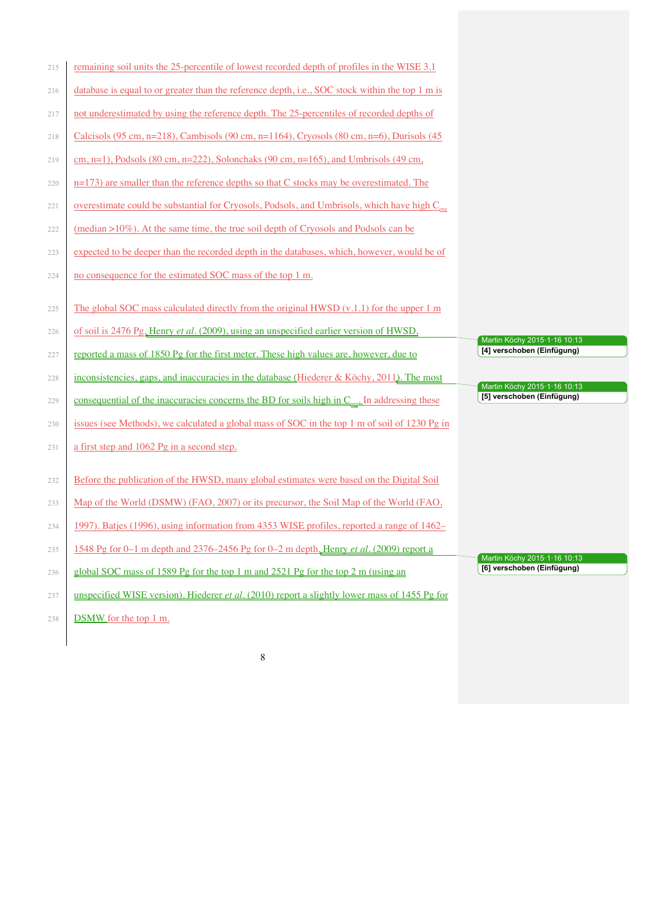remaining soil units the 25-percentile of lowest recorded depth of profiles in the WISE 3.1 database is equal to or greater than the reference depth, i.e., SOC stock within the top 1 m is not underestimated by using the reference depth. The 25-percentiles of recorded depths of Calcisols (95 cm, n=218), Cambisols (90 cm, n=1164), Cryosols (80 cm, n=6), Durisols (45 cm, n=1), Podsols (80 cm, n=222), Solonchaks (90 cm, n=165), and Umbrisols (49 cm, n=173) are smaller than the reference depths so that C stocks may be overestimated. The overestimate could be substantial for Cryosols, Podsols, and Umbrisols, which have high $C_{org}$ (median >10%). At the same time, the true soil depth of Cryosols and Podsols can be expected to be deeper than the recorded depth in the databases, which, however, would be of no consequence for the estimated SOC mass of the top 1 m.

The global SOC mass calculated directly from the original HWSD (v.1.1) for the upper 1 m of soil is 2476 Pg. Henry *et al*. (2009), using an unspecified earlier version of HWSD, reported a mass of 1850 Pg for the first meter. These high values are, however, due to inconsistencies, gaps, and inaccuracies in the database (Hiederer & Köchy, 2011). The most consequential of the inaccuracies concerns the BD for soils high in $C_{org}$. In addressing these issues (see Methods), we calculated a global mass of SOC in the top 1 m of soil of 1230 Pg in a first step and 1062 Pg in a second step.

Before the publication of the HWSD, many global estimates were based on the Digital Soil Map of the World (DSMW) (FAO, 2007) or its precursor, the Soil Map of the World (FAO, 1997). Batjes (1996), using information from 4353 WISE profiles, reported a range of 1462–1548 Pg for 0–1 m depth and 2376–2456 Pg for 0–2 m depth. Henry *et al*. (2009) report a global SOC mass of 1589 Pg for the top 1 m and 2521 Pg for the top 2 m (using an unspecified WISE version). Hiederer *et al*. (2010) report a slightly lower mass of 1455 Pg for DSMW for the top 1 m.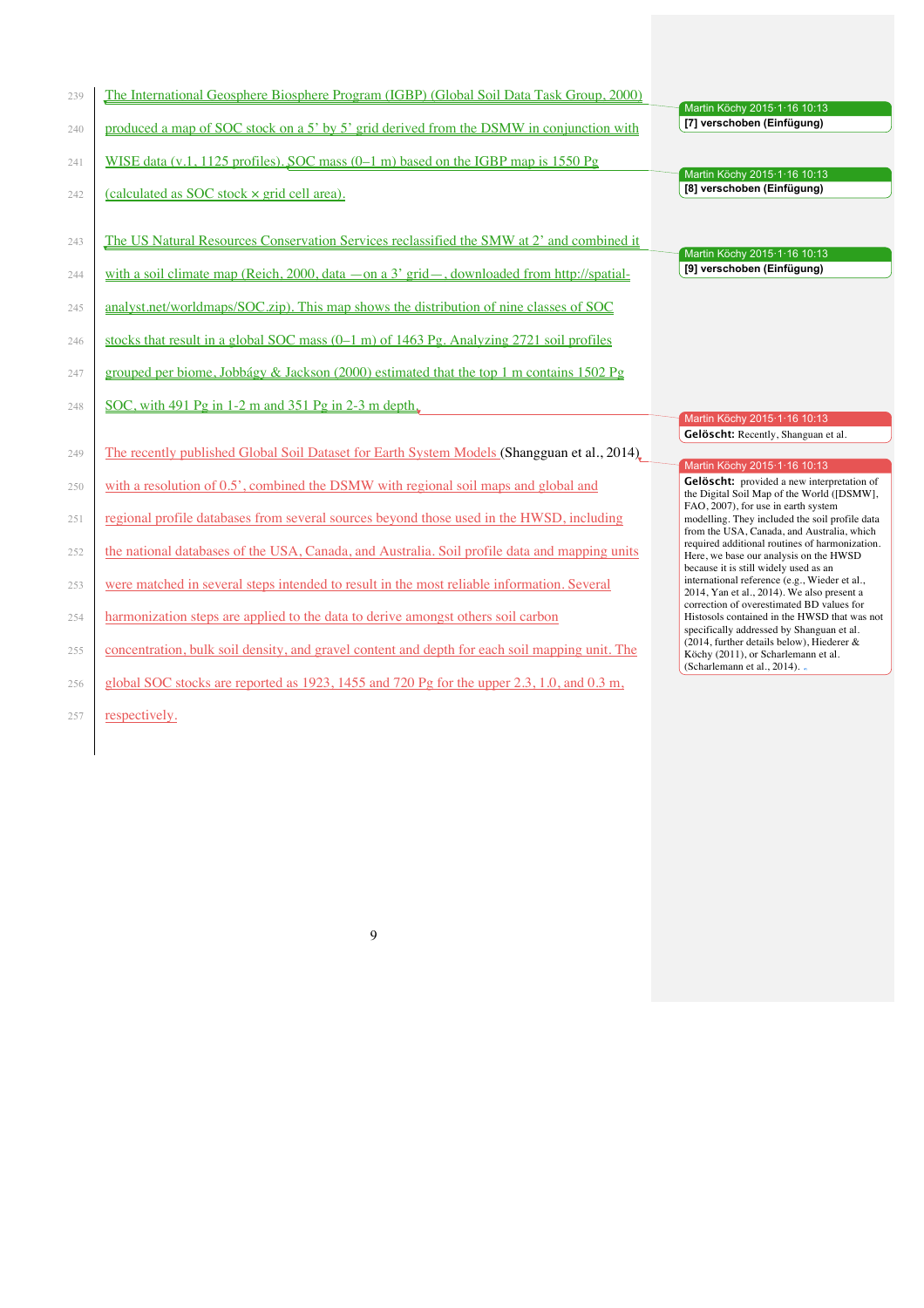The International Geosphere Biosphere Program (IGBP) (Global Soil Data Task Group, 2000) produced a map of SOC stock on a 5' by 5' grid derived from the DSMW in conjunction with WISE data (v.1, 1125 profiles). SOC mass (0–1 m) based on the IGBP map is 1550 Pg (calculated as SOC stock × grid cell area).

The US Natural Resources Conservation Services reclassified the SMW at 2' and combined it with a soil climate map (Reich, 2000, data —on a 3' grid—, downloaded from http://spatial-analyst.net/worldmaps/SOC.zip). This map shows the distribution of nine classes of SOC stocks that result in a global SOC mass (0–1 m) of 1463 Pg. Analyzing 2721 soil profiles grouped per biome, Jobbágy & Jackson (2000) estimated that the top 1 m contains 1502 Pg SOC, with 491 Pg in 1-2 m and 351 Pg in 2-3 m depth.

The recently published Global Soil Dataset for Earth System Models (Shangguan et al., 2014) with a resolution of 0.5', combined the DSMW with regional soil maps and global and regional profile databases from several sources beyond those used in the HWSD, including the national databases of the USA, Canada, and Australia. Soil profile data and mapping units were matched in several steps intended to result in the most reliable information. Several harmonization steps are applied to the data to derive amongst others soil carbon concentration, bulk soil density, and gravel content and depth for each soil mapping unit. The global SOC stocks are reported as 1923, 1455 and 720 Pg for the upper 2.3, 1.0, and 0.3 m, respectively.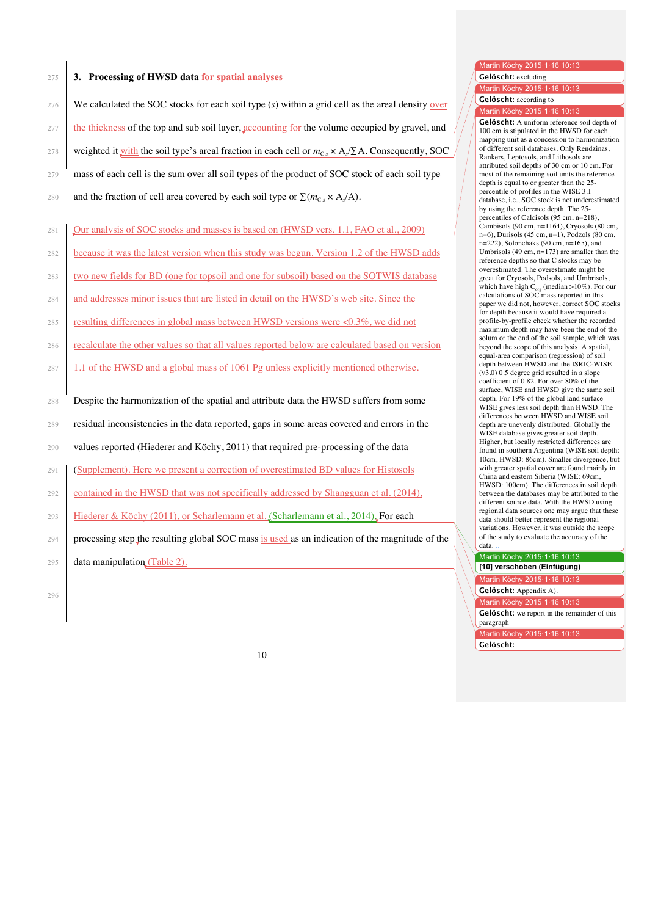## 3. Processing of HWSD data for spatial analyses

We calculated the SOC stocks for each soil type ($s$) within a grid cell as the areal density over the thickness of the top and sub soil layer, accounting for the volume occupied by gravel, and weighted it with the soil type's areal fraction in each cell or $m_{C,s} \times A_s/\sum A$. Consequently, SOC mass of each cell is the sum over all soil types of the product of SOC stock of each soil type and the fraction of cell area covered by each soil type or $\sum(m_{C,s} \times A_s/A)$.

Our analysis of SOC stocks and masses is based on (HWSD vers. 1.1, FAO et al., 2009) because it was the latest version when this study was begun. Version 1.2 of the HWSD adds two new fields for BD (one for topsoil and one for subsoil) based on the SOTWIS database and addresses minor issues that are listed in detail on the HWSD's web site. Since the resulting differences in global mass between HWSD versions were <0.3%, we did not recalculate the other values so that all values reported below are calculated based on version 1.1 of the HWSD and a global mass of 1061 Pg unless explicitly mentioned otherwise.

Despite the harmonization of the spatial and attribute data the HWSD suffers from some residual inconsistencies in the data reported, gaps in some areas covered and errors in the values reported (Hiederer and Köchy, 2011) that required pre-processing of the data (Supplement). Here we present a correction of overestimated BD values for Histosols contained in the HWSD that was not specifically addressed by Shangguan et al. (2014), Hiederer & Köchy (2011), or Scharlemann et al. (Scharlemann et al., 2014). For each processing step the resulting global SOC mass is used as an indication of the magnitude of the data manipulation (Table 2).

Martin Köchy 2015-1-16 10:13
**Gelöscht:** excluding

Martin Köchy 2015-1-16 10:13
**Gelöscht:** according to

Martin Köchy 2015-1-16 10:13
**Gelöscht:** A uniform reference soil depth of 100 cm is stipulated in the HWSD for each mapping unit as a concession to harmonization of different soil databases. Only Rendzinas, Rankers, Leptosols, and Lithosols are attributed soil depths of 30 cm or 10 cm. For most of the remaining soil units the reference depth is equal to or greater than the 25-percentile of profiles in the WISE 3.1 database, i.e., SOC stock is not underestimated by using the reference depth. The 25-percentiles of Calcisols (95 cm, n=218), Cambisols (90 cm, n=1164), Cryosols (80 cm, n=6), Durisols (45 cm, n=1), Podzols (80 cm, n=222), Solonchaks (90 cm, n=165), and Umbrisols (49 cm, n=173) are smaller than the reference depths so that C stocks may be overestimated. The overestimate might be great for Cryosols, Podsols, and Umbrisols, which have high $C_{org}$ (median >10%). For our calculations of SOC mass reported in this paper we did not, however, correct SOC stocks for depth because it would have required a profile-by-profile check whether the recorded maximum depth may have been the end of the solum or the end of the soil sample, which was beyond the scope of this analysis. A spatial, equal-area comparison (regression) of soil depth between HWSD and the ISRIC-WISE (v3.0) 0.5 degree grid resulted in a slope coefficient of 0.82. For over 80% of the surface, WISE and HWSD give the same soil depth. For 19% of the global land surface WISE gives less soil depth than HWSD. The differences between HWSD and WISE soil depth are unevenly distributed. Globally the WISE database gives greater soil depth. Higher, but locally restricted differences are found in southern Argentina (WISE soil depth: 10cm, HWSD: 86cm). Smaller divergence, but with greater spatial cover are found mainly in China and eastern Siberia (WISE: 69cm, HWSD: 100cm). The differences in soil depth between the databases may be attributed to the different source data. With the HWSD using regional data sources one may argue that these data should better represent the regional variations. However, it was outside the scope of the study to evaluate the accuracy of the data.

Martin Köchy 2015-1-16 10:13
**[10] verschoben (Einfügung)**

Martin Köchy 2015-1-16 10:13
**Gelöscht:** Appendix A).

Martin Köchy 2015-1-16 10:13
**Gelöscht:** we report in the remainder of this paragraph

Martin Köchy 2015-1-16 10:13
**Gelöscht:** .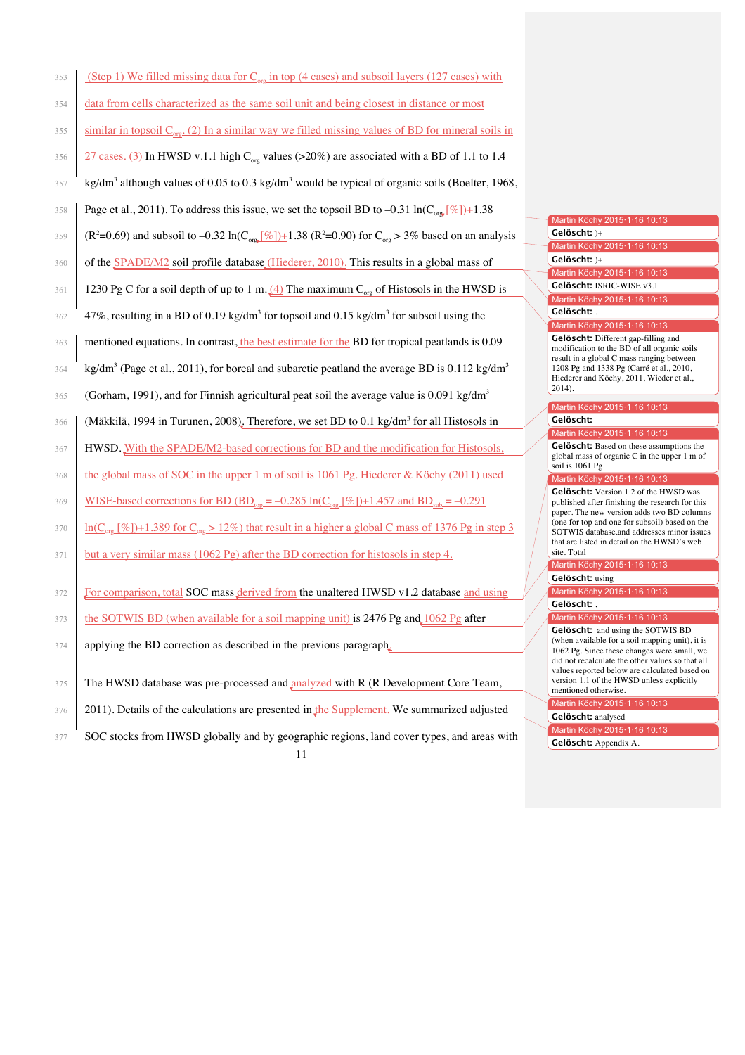(Step 1) We filled missing data for $C_{org}$ in top (4 cases) and subsoil layers (127 cases) with data from cells characterized as the same soil unit and being closest in distance or most similar in topsoil $C_{org}$. (2) In a similar way we filled missing values of BD for mineral soils in 27 cases. (3) In HWSD v.1.1 high $C_{org}$ values (>20%) are associated with a BD of 1.1 to 1.4 kg/dm$^3$ although values of 0.05 to 0.3 kg/dm$^3$ would be typical of organic soils (Boelter, 1968, Page et al., 2011). To address this issue, we set the topsoil BD to $-0.31\ \ln(C_{org}\,[\%])+1.38$ ($R^2$=0.69) and subsoil to $-0.32\ \ln(C_{org}\,[\%])+1.38$ ($R^2$=0.90) for $C_{org}$ > 3% based on an analysis of the SPADE/M2 soil profile database (Hiederer, 2010). This results in a global mass of 1230 Pg C for a soil depth of up to 1 m. (4) The maximum $C_{org}$ of Histosols in the HWSD is 47%, resulting in a BD of 0.19 kg/dm$^3$ for topsoil and 0.15 kg/dm$^3$ for subsoil using the mentioned equations. In contrast, the best estimate for the BD for tropical peatlands is 0.09 kg/dm$^3$ (Page et al., 2011), for boreal and subarctic peatland the average BD is 0.112 kg/dm$^3$ (Gorham, 1991), and for Finnish agricultural peat soil the average value is 0.091 kg/dm$^3$ (Mäkkilä, 1994 in Turunen, 2008). Therefore, we set BD to 0.1 kg/dm$^3$ for all Histosols in HWSD. With the SPADE/M2-based corrections for BD and the modification for Histosols, the global mass of SOC in the upper 1 m of soil is 1061 Pg. Hiederer & Köchy (2011) used WISE-based corrections for BD ($BD_{top} = -0.285\ \ln(C_{org}\,[\%])+1.457$ and $BD_{sub} = -0.291\ \ln(C_{org}\,[\%])+1.389$ for $C_{org}$ > 12%) that result in a higher a global C mass of 1376 Pg in step 3 but a very similar mass (1062 Pg) after the BD correction for histosols in step 4.

For comparison, total SOC mass derived from the unaltered HWSD v1.2 database and using the SOTWIS BD (when available for a soil mapping unit) is 2476 Pg and 1062 Pg after applying the BD correction as described in the previous paragraph.

The HWSD database was pre-processed and analyzed with R (R Development Core Team, 2011). Details of the calculations are presented in the Supplement. We summarized adjusted SOC stocks from HWSD globally and by geographic regions, land cover types, and areas with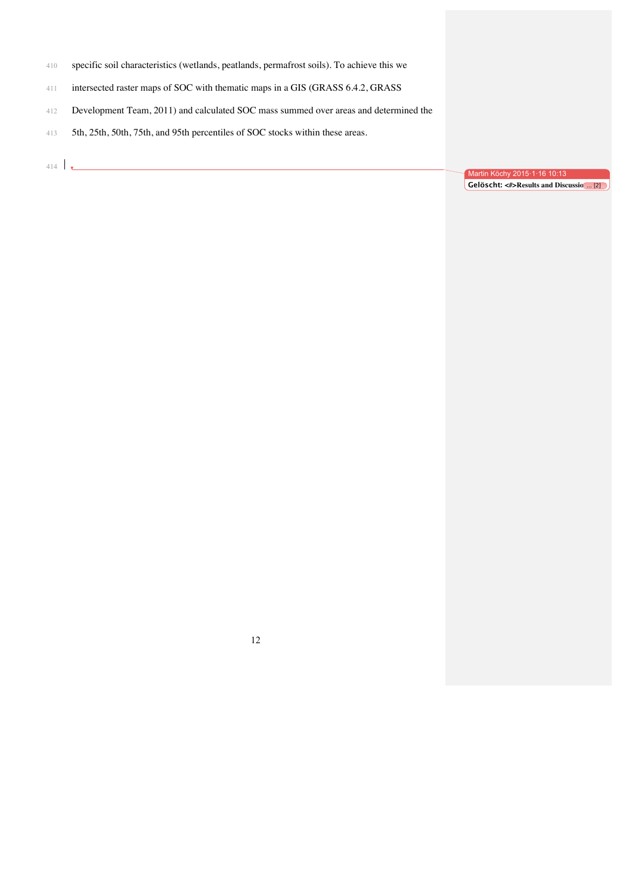specific soil characteristics (wetlands, peatlands, permafrost soils). To achieve this we intersected raster maps of SOC with thematic maps in a GIS (GRASS 6.4.2, GRASS Development Team, 2011) and calculated SOC mass summed over areas and determined the 5th, 25th, 50th, 75th, and 95th percentiles of SOC stocks within these areas.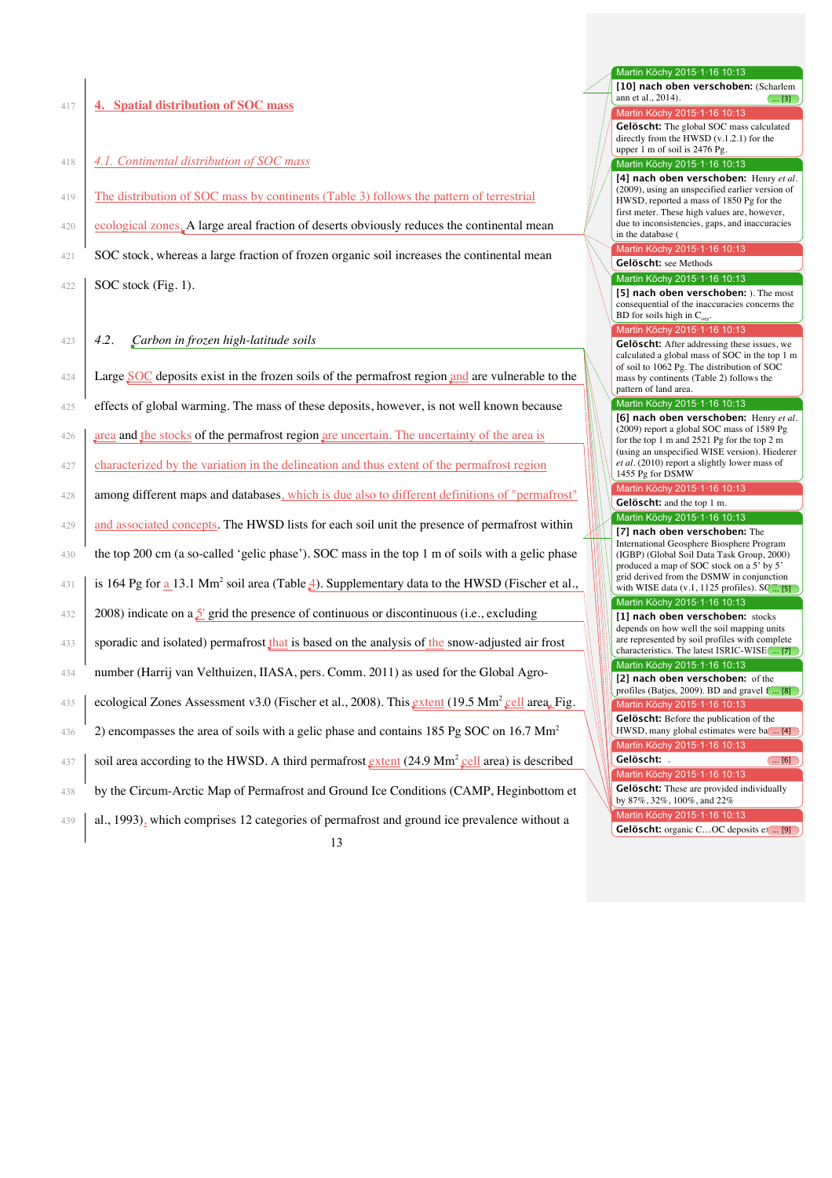# 4. Spatial distribution of SOC mass

## 4.1. Continental distribution of SOC mass

The distribution of SOC mass by continents (Table 3) follows the pattern of terrestrial ecological zones. A large areal fraction of deserts obviously reduces the continental mean SOC stock, whereas a large fraction of frozen organic soil increases the continental mean SOC stock (Fig. 1).

## 4.2. *Carbon in frozen high-latitude soils*

Large SOC deposits exist in the frozen soils of the permafrost region and are vulnerable to the effects of global warming. The mass of these deposits, however, is not well known because area and the stocks of the permafrost region are uncertain. The uncertainty of the area is characterized by the variation in the delineation and thus extent of the permafrost region among different maps and databases, which is due also to different definitions of "permafrost" and associated concepts. The HWSD lists for each soil unit the presence of permafrost within the top 200 cm (a so-called 'gelic phase'). SOC mass in the top 1 m of soils with a gelic phase is 164 Pg for a 13.1 Mm² soil area (Table 4). Supplementary data to the HWSD (Fischer et al., 2008) indicate on a 5' grid the presence of continuous or discontinuous (i.e., excluding sporadic and isolated) permafrost that is based on the analysis of the snow-adjusted air frost number (Harrij van Velthuizen, IIASA, pers. Comm. 2011) as used for the Global Agro-ecological Zones Assessment v3.0 (Fischer et al., 2008). This extent (19.5 Mm² cell area, Fig. 2) encompasses the area of soils with a gelic phase and contains 185 Pg SOC on 16.7 Mm² soil area according to the HWSD. A third permafrost extent (24.9 Mm² cell area) is described by the Circum-Arctic Map of Permafrost and Ground Ice Conditions (CAMP, Heginbottom et al., 1993), which comprises 12 categories of permafrost and ground ice prevalence without a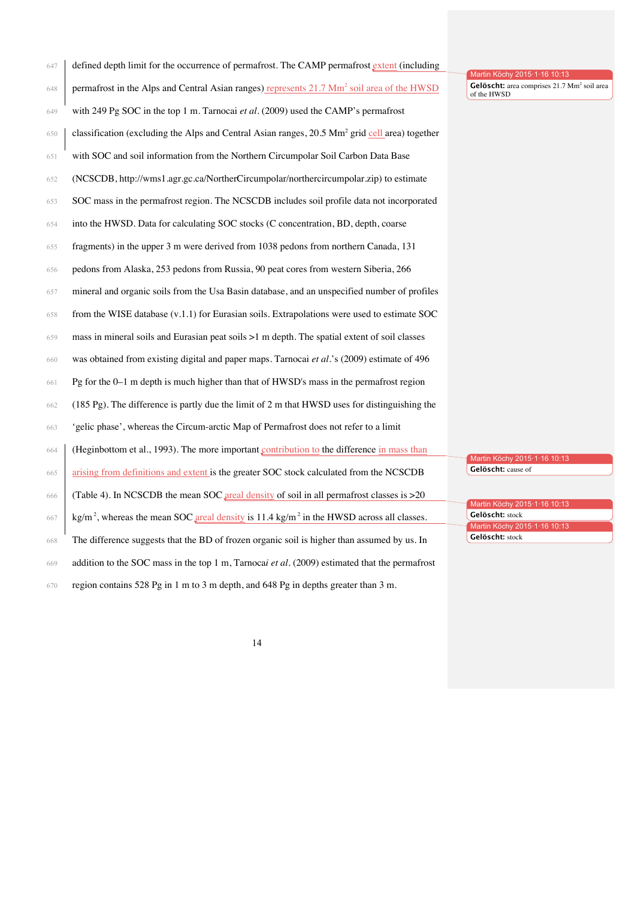defined depth limit for the occurrence of permafrost. The CAMP permafrost extent (including permafrost in the Alps and Central Asian ranges) represents 21.7 $Mm^2$ soil area of the HWSD with 249 Pg SOC in the top 1 m. Tarnocai *et al*. (2009) used the CAMP's permafrost classification (excluding the Alps and Central Asian ranges, 20.5 $Mm^2$ grid cell area) together with SOC and soil information from the Northern Circumpolar Soil Carbon Data Base (NCSCDB, http://wms1.agr.gc.ca/NortherCircumpolar/northercircumpolar.zip) to estimate SOC mass in the permafrost region. The NCSCDB includes soil profile data not incorporated into the HWSD. Data for calculating SOC stocks (C concentration, BD, depth, coarse fragments) in the upper 3 m were derived from 1038 pedons from northern Canada, 131 pedons from Alaska, 253 pedons from Russia, 90 peat cores from western Siberia, 266 mineral and organic soils from the Usa Basin database, and an unspecified number of profiles from the WISE database (v.1.1) for Eurasian soils. Extrapolations were used to estimate SOC mass in mineral soils and Eurasian peat soils >1 m depth. The spatial extent of soil classes was obtained from existing digital and paper maps. Tarnocai *et al*.'s (2009) estimate of 496 Pg for the 0–1 m depth is much higher than that of HWSD's mass in the permafrost region (185 Pg). The difference is partly due the limit of 2 m that HWSD uses for distinguishing the 'gelic phase', whereas the Circum-arctic Map of Permafrost does not refer to a limit (Heginbottom et al., 1993). The more important contribution to the difference in mass than arising from definitions and extent is the greater SOC stock calculated from the NCSCDB (Table 4). In NCSCDB the mean SOC areal density of soil in all permafrost classes is >20 $kg/m^2$, whereas the mean SOC areal density is 11.4 $kg/m^2$ in the HWSD across all classes. The difference suggests that the BD of frozen organic soil is higher than assumed by us. In addition to the SOC mass in the top 1 m, Tarnocai *et al*. (2009) estimated that the permafrost region contains 528 Pg in 1 m to 3 m depth, and 648 Pg in depths greater than 3 m.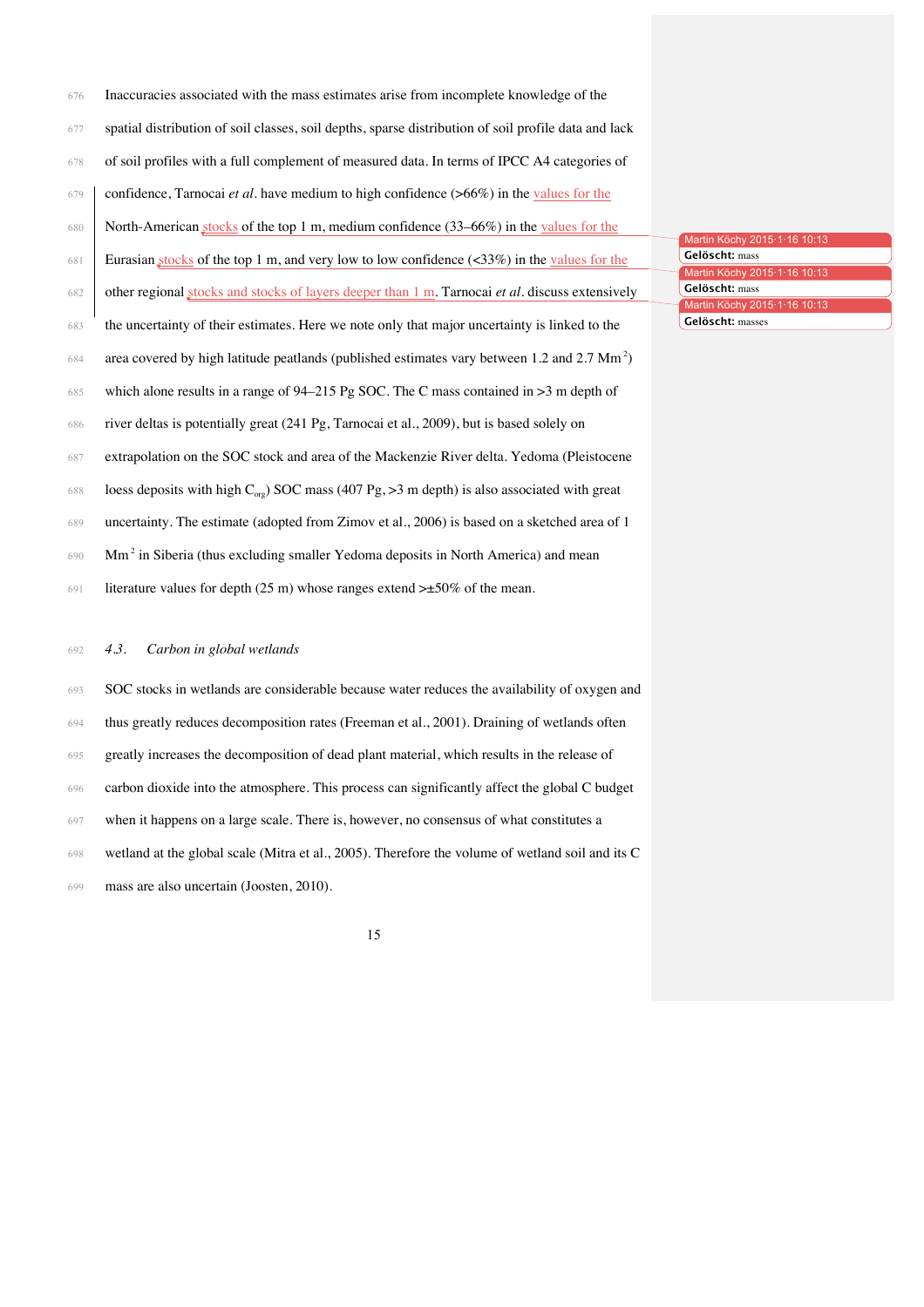Inaccuracies associated with the mass estimates arise from incomplete knowledge of the spatial distribution of soil classes, soil depths, sparse distribution of soil profile data and lack of soil profiles with a full complement of measured data. In terms of IPCC A4 categories of confidence, Tarnocai *et al*. have medium to high confidence (>66%) in the values for the North-American stocks of the top 1 m, medium confidence (33–66%) in the values for the Eurasian stocks of the top 1 m, and very low to low confidence (<33%) in the values for the other regional stocks and stocks of layers deeper than 1 m. Tarnocai *et al*. discuss extensively the uncertainty of their estimates. Here we note only that major uncertainty is linked to the area covered by high latitude peatlands (published estimates vary between 1.2 and 2.7 $Mm^2$) which alone results in a range of 94–215 Pg SOC. The C mass contained in >3 m depth of river deltas is potentially great (241 Pg, Tarnocai et al., 2009), but is based solely on extrapolation on the SOC stock and area of the Mackenzie River delta. Yedoma (Pleistocene loess deposits with high $C_{org}$) SOC mass (407 Pg, >3 m depth) is also associated with great uncertainty. The estimate (adopted from Zimov et al., 2006) is based on a sketched area of 1 $Mm^2$ in Siberia (thus excluding smaller Yedoma deposits in North America) and mean literature values for depth (25 m) whose ranges extend >±50% of the mean.

### *4.3. Carbon in global wetlands*

SOC stocks in wetlands are considerable because water reduces the availability of oxygen and thus greatly reduces decomposition rates (Freeman et al., 2001). Draining of wetlands often greatly increases the decomposition of dead plant material, which results in the release of carbon dioxide into the atmosphere. This process can significantly affect the global C budget when it happens on a large scale. There is, however, no consensus of what constitutes a wetland at the global scale (Mitra et al., 2005). Therefore the volume of wetland soil and its C mass are also uncertain (Joosten, 2010).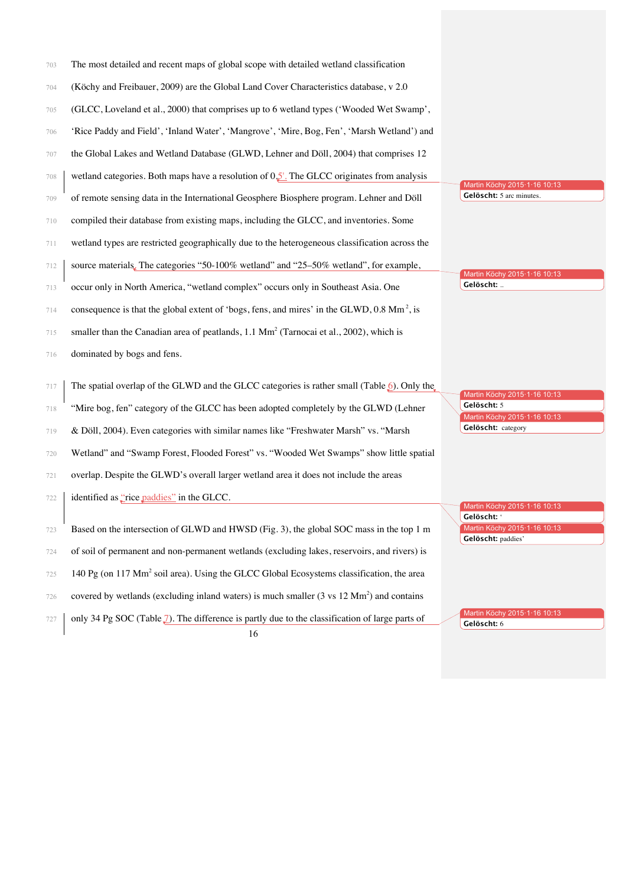The most detailed and recent maps of global scope with detailed wetland classification (Köchy and Freibauer, 2009) are the Global Land Cover Characteristics database, v 2.0 (GLCC, Loveland et al., 2000) that comprises up to 6 wetland types (‘Wooded Wet Swamp’, ‘Rice Paddy and Field’, ‘Inland Water’, ‘Mangrove’, ‘Mire, Bog, Fen’, ‘Marsh Wetland’) and the Global Lakes and Wetland Database (GLWD, Lehner and Döll, 2004) that comprises 12 wetland categories. Both maps have a resolution of 0.5'. The GLCC originates from analysis of remote sensing data in the International Geosphere Biosphere program. Lehner and Döll compiled their database from existing maps, including the GLCC, and inventories. Some wetland types are restricted geographically due to the heterogeneous classification across the source materials. The categories “50-100% wetland” and “25–50% wetland”, for example, occur only in North America, “wetland complex” occurs only in Southeast Asia. One consequence is that the global extent of ‘bogs, fens, and mires’ in the GLWD, 0.8 $Mm^2$, is smaller than the Canadian area of peatlands, 1.1 $Mm^2$ (Tarnocai et al., 2002), which is dominated by bogs and fens.

The spatial overlap of the GLWD and the GLCC categories is rather small (Table 6). Only the “Mire bog, fen” category of the GLCC has been adopted completely by the GLWD (Lehner & Döll, 2004). Even categories with similar names like “Freshwater Marsh” vs. “Marsh Wetland” and “Swamp Forest, Flooded Forest” vs. “Wooded Wet Swamps” show little spatial overlap. Despite the GLWD’s overall larger wetland area it does not include the areas identified as “rice paddies” in the GLCC.

Based on the intersection of GLWD and HWSD (Fig. 3), the global SOC mass in the top 1 m of soil of permanent and non-permanent wetlands (excluding lakes, reservoirs, and rivers) is 140 Pg (on 117 $Mm^2$ soil area). Using the GLCC Global Ecosystems classification, the area covered by wetlands (excluding inland waters) is much smaller (3 vs 12 $Mm^2$) and contains only 34 Pg SOC (Table 7). The difference is partly due to the classification of large parts of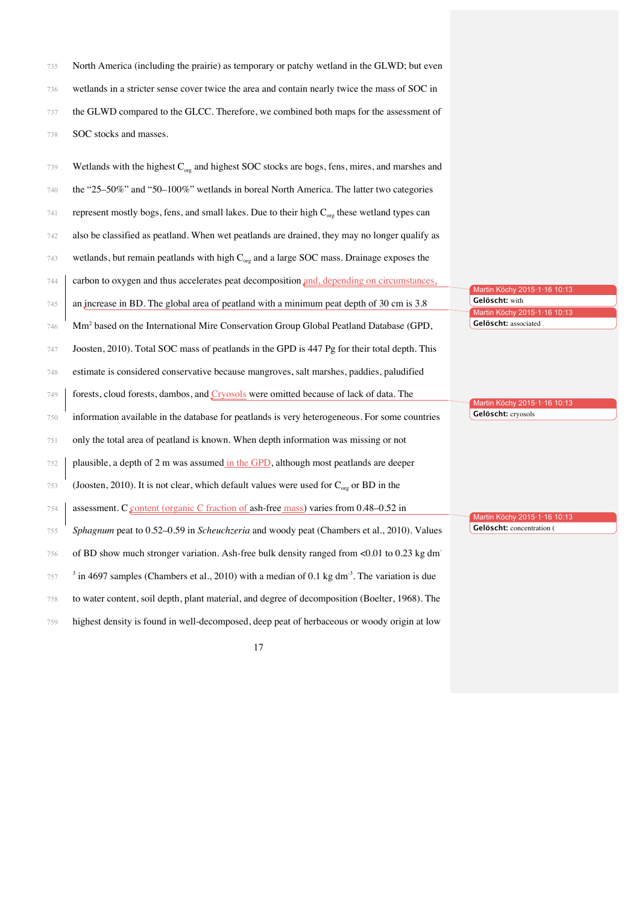North America (including the prairie) as temporary or patchy wetland in the GLWD; but even wetlands in a stricter sense cover twice the area and contain nearly twice the mass of SOC in the GLWD compared to the GLCC. Therefore, we combined both maps for the assessment of SOC stocks and masses.

Wetlands with the highest $C_{org}$ and highest SOC stocks are bogs, fens, mires, and marshes and the "25–50%" and "50–100%" wetlands in boreal North America. The latter two categories represent mostly bogs, fens, and small lakes. Due to their high $C_{org}$ these wetland types can also be classified as peatland. When wet peatlands are drained, they may no longer qualify as wetlands, but remain peatlands with high $C_{org}$ and a large SOC mass. Drainage exposes the carbon to oxygen and thus accelerates peat decomposition and, depending on circumstances, an increase in BD. The global area of peatland with a minimum peat depth of 30 cm is 3.8 $Mm^2$ based on the International Mire Conservation Group Global Peatland Database (GPD, Joosten, 2010). Total SOC mass of peatlands in the GPD is 447 Pg for their total depth. This estimate is considered conservative because mangroves, salt marshes, paddies, paludified forests, cloud forests, dambos, and Cryosols were omitted because of lack of data. The information available in the database for peatlands is very heterogeneous. For some countries only the total area of peatland is known. When depth information was missing or not plausible, a depth of 2 m was assumed in the GPD, although most peatlands are deeper (Joosten, 2010). It is not clear, which default values were used for $C_{org}$ or BD in the assessment. C content (organic C fraction of ash-free mass) varies from 0.48–0.52 in *Sphagnum* peat to 0.52–0.59 in *Scheuchzeria* and woody peat (Chambers et al., 2010). Values of BD show much stronger variation. Ash-free bulk density ranged from <0.01 to 0.23 kg $dm^{-3}$ in 4697 samples (Chambers et al., 2010) with a median of 0.1 kg $dm^{-3}$. The variation is due to water content, soil depth, plant material, and degree of decomposition (Boelter, 1968). The highest density is found in well-decomposed, deep peat of herbaceous or woody origin at low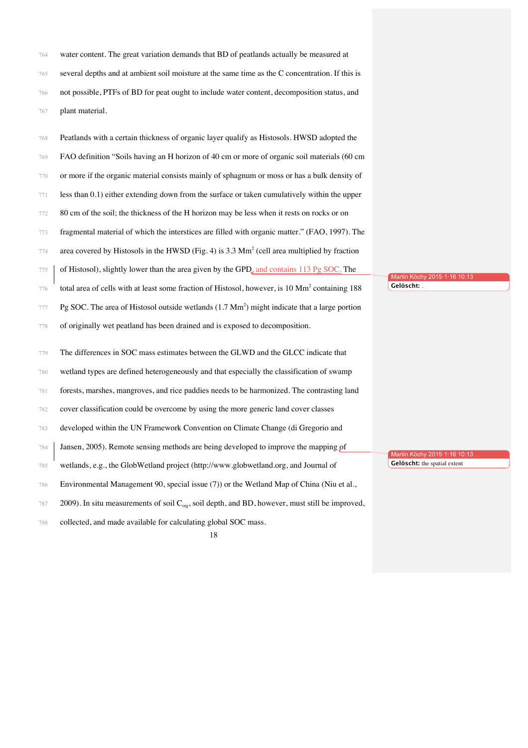water content. The great variation demands that BD of peatlands actually be measured at several depths and at ambient soil moisture at the same time as the C concentration. If this is not possible, PTFs of BD for peat ought to include water content, decomposition status, and plant material.

Peatlands with a certain thickness of organic layer qualify as Histosols. HWSD adopted the FAO definition "Soils having an H horizon of 40 cm or more of organic soil materials (60 cm or more if the organic material consists mainly of sphagnum or moss or has a bulk density of less than 0.1) either extending down from the surface or taken cumulatively within the upper 80 cm of the soil; the thickness of the H horizon may be less when it rests on rocks or on fragmental material of which the interstices are filled with organic matter." (FAO, 1997). The area covered by Histosols in the HWSD (Fig. 4) is 3.3 $Mm^2$ (cell area multiplied by fraction of Histosol), slightly lower than the area given by the GPD, and contains 113 Pg SOC. The total area of cells with at least some fraction of Histosol, however, is 10 $Mm^2$ containing 188 Pg SOC. The area of Histosol outside wetlands (1.7 $Mm^2$) might indicate that a large portion of originally wet peatland has been drained and is exposed to decomposition.

The differences in SOC mass estimates between the GLWD and the GLCC indicate that wetland types are defined heterogeneously and that especially the classification of swamp forests, marshes, mangroves, and rice paddies needs to be harmonized. The contrasting land cover classification could be overcome by using the more generic land cover classes developed within the UN Framework Convention on Climate Change (di Gregorio and Jansen, 2005). Remote sensing methods are being developed to improve the mapping of wetlands, e.g., the GlobWetland project (http://www.globwetland.org, and Journal of Environmental Management 90, special issue (7)) or the Wetland Map of China (Niu et al., 2009). In situ measurements of soil $C_{org}$, soil depth, and BD, however, must still be improved, collected, and made available for calculating global SOC mass.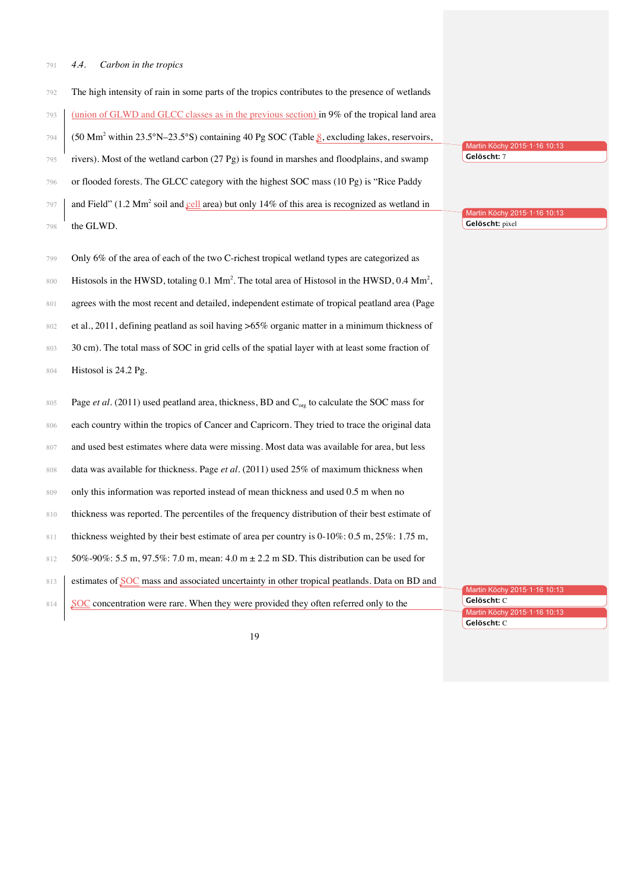### 4.4. Carbon in the tropics

The high intensity of rain in some parts of the tropics contributes to the presence of wetlands (union of GLWD and GLCC classes as in the previous section) in 9% of the tropical land area (50 $Mm^2$ within 23.5°N–23.5°S) containing 40 Pg SOC (Table 8, excluding lakes, reservoirs, rivers). Most of the wetland carbon (27 Pg) is found in marshes and floodplains, and swamp or flooded forests. The GLCC category with the highest SOC mass (10 Pg) is "Rice Paddy and Field" (1.2 $Mm^2$ soil and cell area) but only 14% of this area is recognized as wetland in the GLWD.

Only 6% of the area of each of the two C-richest tropical wetland types are categorized as Histosols in the HWSD, totaling 0.1 $Mm^2$. The total area of Histosol in the HWSD, 0.4 $Mm^2$, agrees with the most recent and detailed, independent estimate of tropical peatland area (Page et al., 2011, defining peatland as soil having >65% organic matter in a minimum thickness of 30 cm). The total mass of SOC in grid cells of the spatial layer with at least some fraction of Histosol is 24.2 Pg.

Page *et al*. (2011) used peatland area, thickness, BD and $C_{org}$ to calculate the SOC mass for each country within the tropics of Cancer and Capricorn. They tried to trace the original data and used best estimates where data were missing. Most data was available for area, but less data was available for thickness. Page *et al*. (2011) used 25% of maximum thickness when only this information was reported instead of mean thickness and used 0.5 m when no thickness was reported. The percentiles of the frequency distribution of their best estimate of thickness weighted by their best estimate of area per country is 0-10%: 0.5 m, 25%: 1.75 m, 50%-90%: 5.5 m, 97.5%: 7.0 m, mean: 4.0 m ± 2.2 m SD. This distribution can be used for estimates of SOC mass and associated uncertainty in other tropical peatlands. Data on BD and SOC concentration were rare. When they were provided they often referred only to the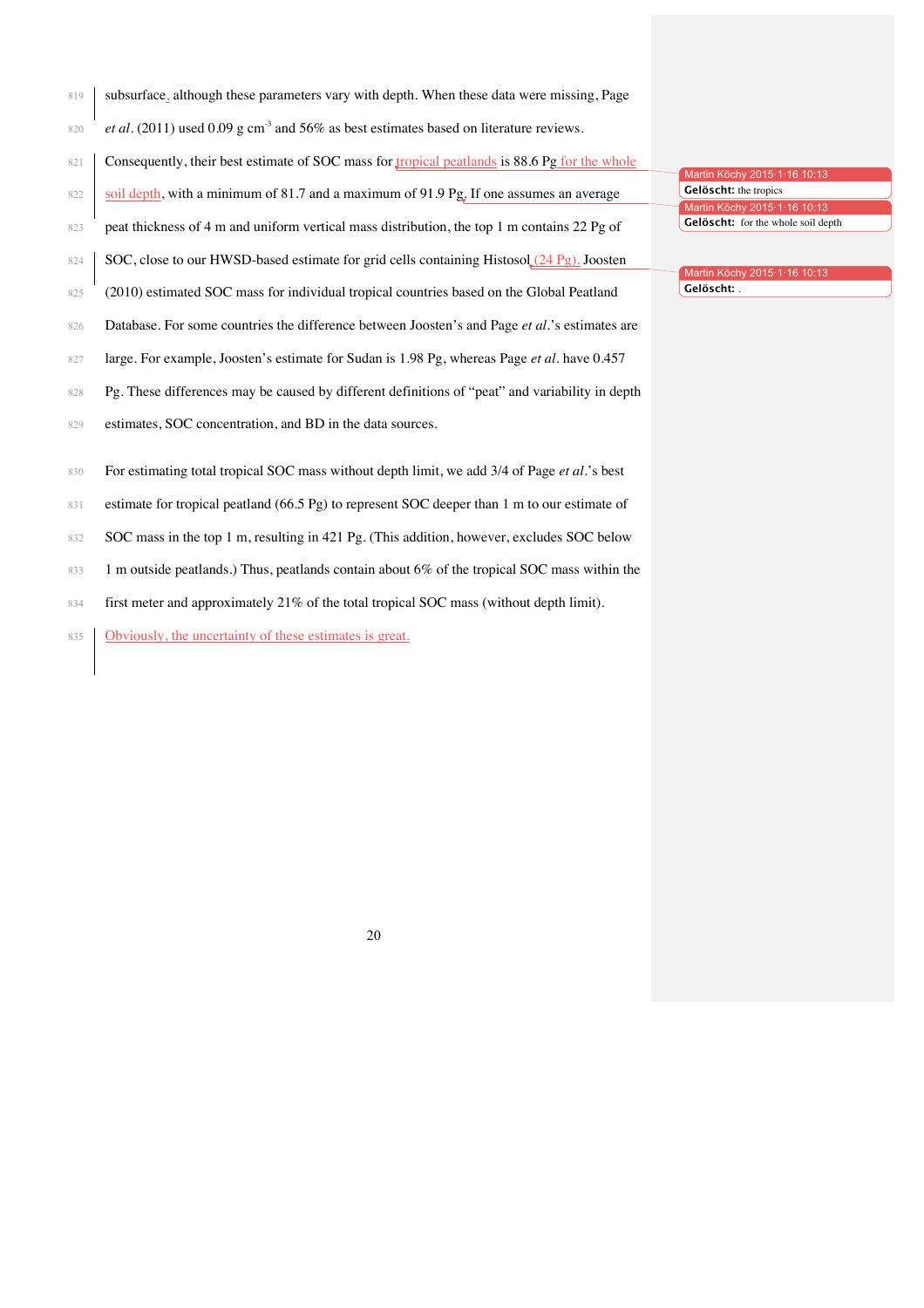subsurface, although these parameters vary with depth. When these data were missing, Page *et al*. (2011) used 0.09 g $cm^{-3}$ and 56% as best estimates based on literature reviews. Consequently, their best estimate of SOC mass for tropical peatlands is 88.6 Pg for the whole soil depth, with a minimum of 81.7 and a maximum of 91.9 Pg. If one assumes an average peat thickness of 4 m and uniform vertical mass distribution, the top 1 m contains 22 Pg of SOC, close to our HWSD-based estimate for grid cells containing Histosol (24 Pg). Joosten (2010) estimated SOC mass for individual tropical countries based on the Global Peatland Database. For some countries the difference between Joosten's and Page *et al*.'s estimates are large. For example, Joosten's estimate for Sudan is 1.98 Pg, whereas Page *et al*. have 0.457 Pg. These differences may be caused by different definitions of "peat" and variability in depth estimates, SOC concentration, and BD in the data sources.

For estimating total tropical SOC mass without depth limit, we add 3/4 of Page *et al*.'s best estimate for tropical peatland (66.5 Pg) to represent SOC deeper than 1 m to our estimate of SOC mass in the top 1 m, resulting in 421 Pg. (This addition, however, excludes SOC below 1 m outside peatlands.) Thus, peatlands contain about 6% of the tropical SOC mass within the first meter and approximately 21% of the total tropical SOC mass (without depth limit). Obviously, the uncertainty of these estimates is great.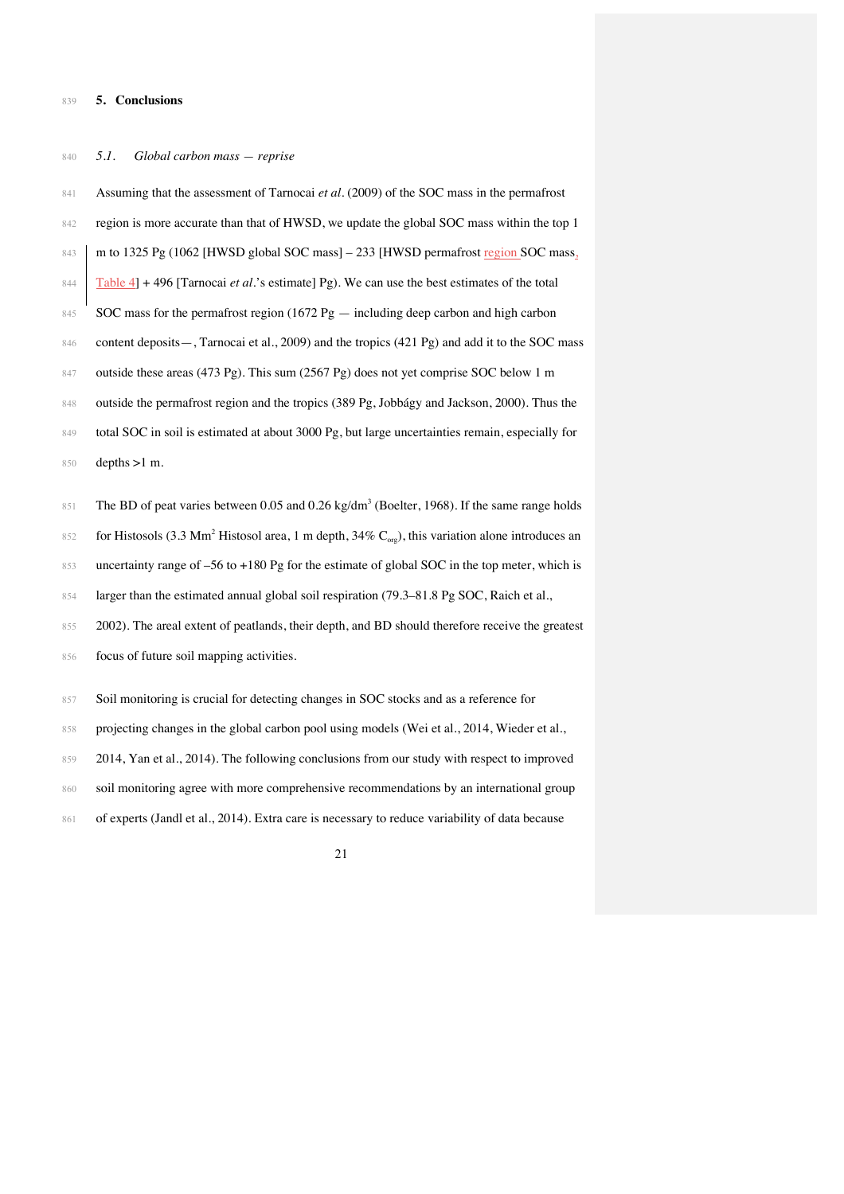## 5. Conclusions

### *5.1. Global carbon mass — reprise*

Assuming that the assessment of Tarnocai *et al*. (2009) of the SOC mass in the permafrost region is more accurate than that of HWSD, we update the global SOC mass within the top 1 m to 1325 Pg (1062 [HWSD global SOC mass] – 233 [HWSD permafrost region SOC mass, Table 4] + 496 [Tarnocai *et al*.'s estimate] Pg). We can use the best estimates of the total SOC mass for the permafrost region (1672 Pg — including deep carbon and high carbon content deposits—, Tarnocai et al., 2009) and the tropics (421 Pg) and add it to the SOC mass outside these areas (473 Pg). This sum (2567 Pg) does not yet comprise SOC below 1 m outside the permafrost region and the tropics (389 Pg, Jobbágy and Jackson, 2000). Thus the total SOC in soil is estimated at about 3000 Pg, but large uncertainties remain, especially for depths >1 m.

The BD of peat varies between 0.05 and 0.26 kg/dm$^3$ (Boelter, 1968). If the same range holds for Histosols (3.3 Mm$^2$ Histosol area, 1 m depth, 34% $C_{org}$), this variation alone introduces an uncertainty range of –56 to +180 Pg for the estimate of global SOC in the top meter, which is larger than the estimated annual global soil respiration (79.3–81.8 Pg SOC, Raich et al., 2002). The areal extent of peatlands, their depth, and BD should therefore receive the greatest focus of future soil mapping activities.

Soil monitoring is crucial for detecting changes in SOC stocks and as a reference for projecting changes in the global carbon pool using models (Wei et al., 2014, Wieder et al., 2014, Yan et al., 2014). The following conclusions from our study with respect to improved soil monitoring agree with more comprehensive recommendations by an international group of experts (Jandl et al., 2014). Extra care is necessary to reduce variability of data because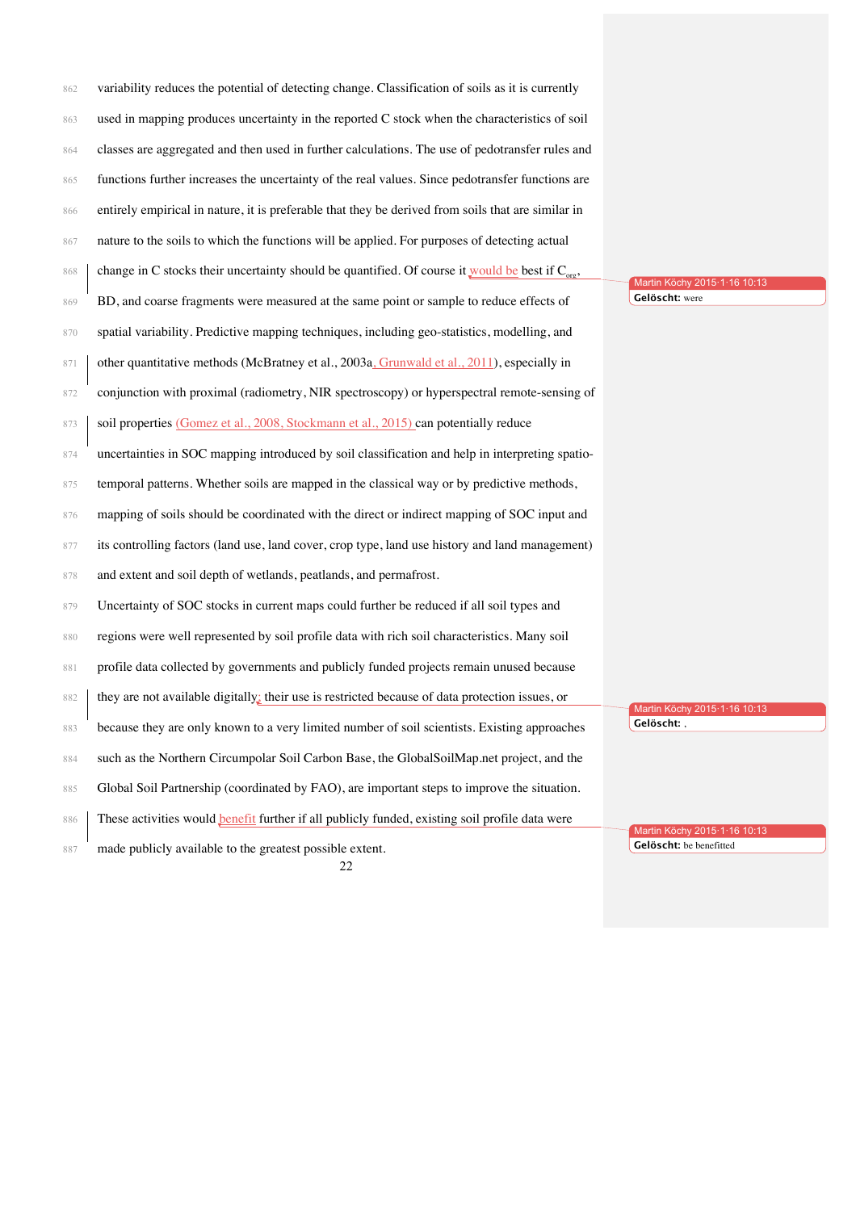variability reduces the potential of detecting change. Classification of soils as it is currently used in mapping produces uncertainty in the reported C stock when the characteristics of soil classes are aggregated and then used in further calculations. The use of pedotransfer rules and functions further increases the uncertainty of the real values. Since pedotransfer functions are entirely empirical in nature, it is preferable that they be derived from soils that are similar in nature to the soils to which the functions will be applied. For purposes of detecting actual change in C stocks their uncertainty should be quantified. Of course it would be best if $C_{org}$, BD, and coarse fragments were measured at the same point or sample to reduce effects of spatial variability. Predictive mapping techniques, including geo-statistics, modelling, and other quantitative methods (McBratney et al., 2003a, Grunwald et al., 2011), especially in conjunction with proximal (radiometry, NIR spectroscopy) or hyperspectral remote-sensing of soil properties (Gomez et al., 2008, Stockmann et al., 2015) can potentially reduce uncertainties in SOC mapping introduced by soil classification and help in interpreting spatio-temporal patterns. Whether soils are mapped in the classical way or by predictive methods, mapping of soils should be coordinated with the direct or indirect mapping of SOC input and its controlling factors (land use, land cover, crop type, land use history and land management) and extent and soil depth of wetlands, peatlands, and permafrost.

Uncertainty of SOC stocks in current maps could further be reduced if all soil types and regions were well represented by soil profile data with rich soil characteristics. Many soil profile data collected by governments and publicly funded projects remain unused because they are not available digitally; their use is restricted because of data protection issues, or because they are only known to a very limited number of soil scientists. Existing approaches such as the Northern Circumpolar Soil Carbon Base, the GlobalSoilMap.net project, and the Global Soil Partnership (coordinated by FAO), are important steps to improve the situation. These activities would benefit further if all publicly funded, existing soil profile data were made publicly available to the greatest possible extent.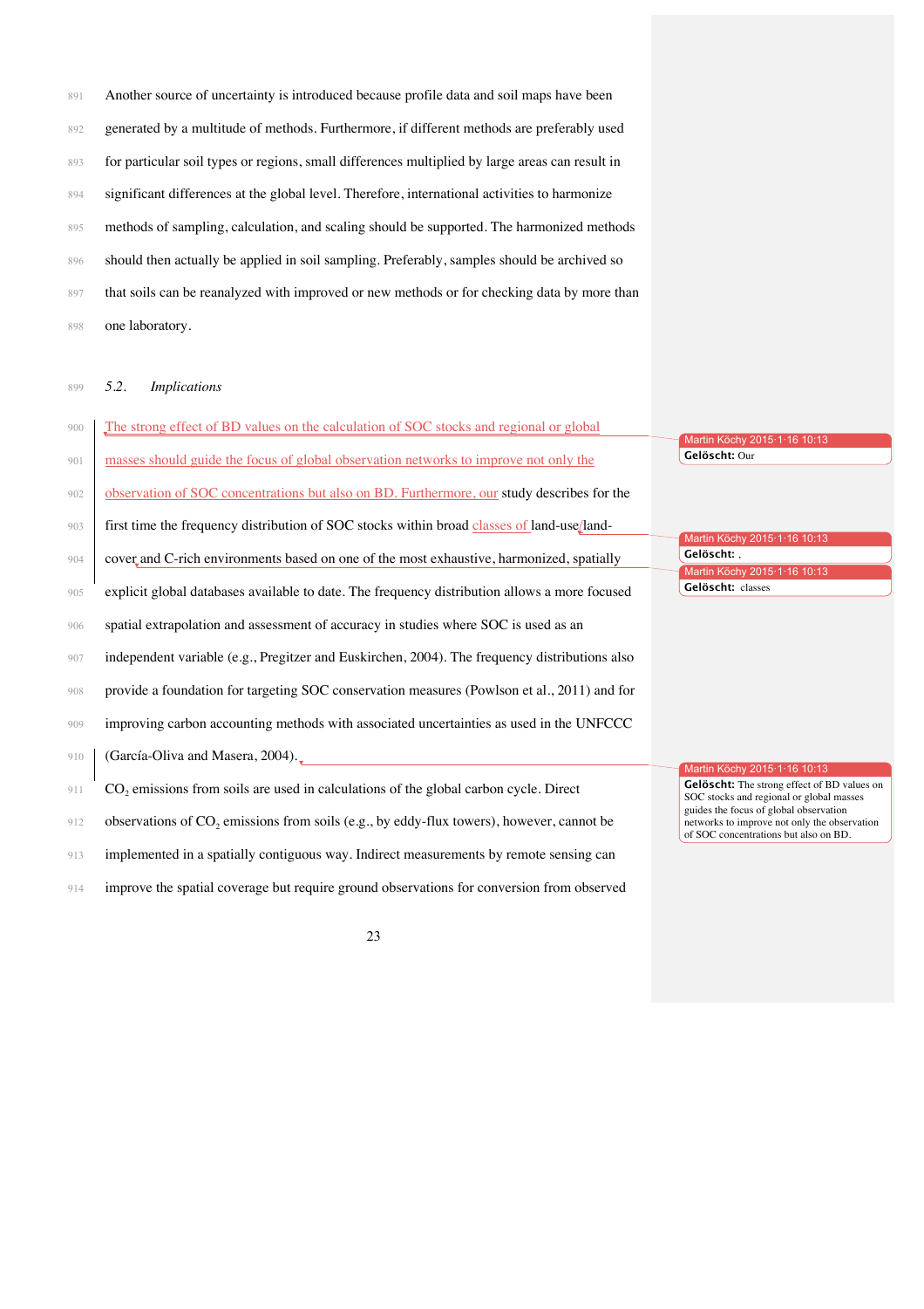Another source of uncertainty is introduced because profile data and soil maps have been generated by a multitude of methods. Furthermore, if different methods are preferably used for particular soil types or regions, small differences multiplied by large areas can result in significant differences at the global level. Therefore, international activities to harmonize methods of sampling, calculation, and scaling should be supported. The harmonized methods should then actually be applied in soil sampling. Preferably, samples should be archived so that soils can be reanalyzed with improved or new methods or for checking data by more than one laboratory.

## *5.2. Implications*

The strong effect of BD values on the calculation of SOC stocks and regional or global masses should guide the focus of global observation networks to improve not only the observation of SOC concentrations but also on BD. Furthermore, our study describes for the first time the frequency distribution of SOC stocks within broad classes of land-use/land-cover and C-rich environments based on one of the most exhaustive, harmonized, spatially explicit global databases available to date. The frequency distribution allows a more focused spatial extrapolation and assessment of accuracy in studies where SOC is used as an independent variable (e.g., Pregitzer and Euskirchen, 2004). The frequency distributions also provide a foundation for targeting SOC conservation measures (Powlson et al., 2011) and for improving carbon accounting methods with associated uncertainties as used in the UNFCCC (García-Oliva and Masera, 2004).

$CO_2$ emissions from soils are used in calculations of the global carbon cycle. Direct observations of $CO_2$ emissions from soils (e.g., by eddy-flux towers), however, cannot be implemented in a spatially contiguous way. Indirect measurements by remote sensing can improve the spatial coverage but require ground observations for conversion from observed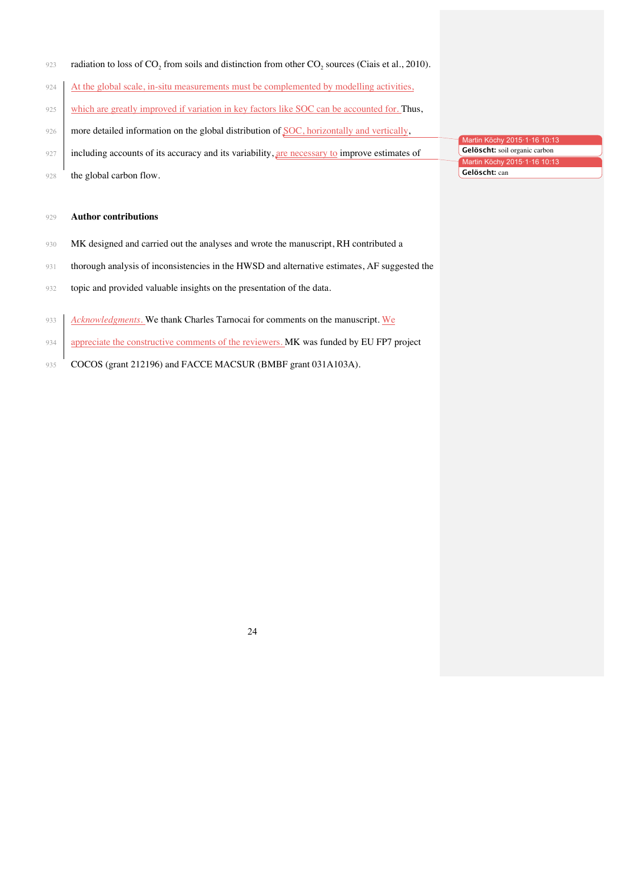radiation to loss of $CO_2$ from soils and distinction from other $CO_2$ sources (Ciais et al., 2010). At the global scale, in-situ measurements must be complemented by modelling activities, which are greatly improved if variation in key factors like SOC can be accounted for. Thus, more detailed information on the global distribution of SOC, horizontally and vertically, including accounts of its accuracy and its variability, are necessary to improve estimates of the global carbon flow.

**Author contributions**

MK designed and carried out the analyses and wrote the manuscript, RH contributed a thorough analysis of inconsistencies in the HWSD and alternative estimates, AF suggested the topic and provided valuable insights on the presentation of the data.

*Acknowledgments.* We thank Charles Tarnocai for comments on the manuscript. We appreciate the constructive comments of the reviewers. MK was funded by EU FP7 project COCOS (grant 212196) and FACCE MACSUR (BMBF grant 031A103A).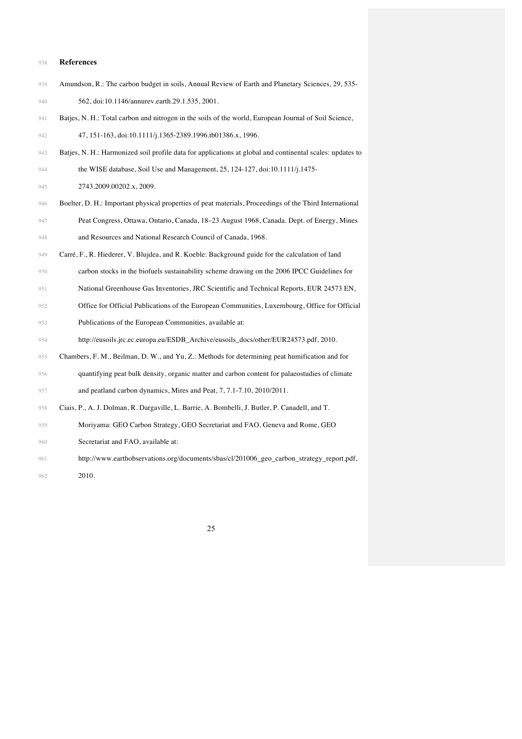## References

Amundson, R.: The carbon budget in soils, Annual Review of Earth and Planetary Sciences, 29, 535-562, doi:10.1146/annurev.earth.29.1.535, 2001.

Batjes, N. H.: Total carbon and nitrogen in the soils of the world, European Journal of Soil Science, 47, 151-163, doi:10.1111/j.1365-2389.1996.tb01386.x, 1996.

Batjes, N. H.: Harmonized soil profile data for applications at global and continental scales: updates to the WISE database, Soil Use and Management, 25, 124-127, doi:10.1111/j.1475-2743.2009.00202.x, 2009.

Boelter, D. H.: Important physical properties of peat materials, Proceedings of the Third International Peat Congress, Ottawa, Ontario, Canada, 18–23 August 1968, Canada. Dept. of Energy, Mines and Resources and National Research Council of Canada, 1968.

Carré, F., R. Hiederer, V. Blujdea, and R. Koeble: Background guide for the calculation of land carbon stocks in the biofuels sustainability scheme drawing on the 2006 IPCC Guidelines for National Greenhouse Gas Inventories, JRC Scientific and Technical Reports, EUR 24573 EN, Office for Official Publications of the European Communities, Luxembourg, Office for Official Publications of the European Communities, available at: http://eusoils.jrc.ec.europa.eu/ESDB_Archive/eusoils_docs/other/EUR24573.pdf, 2010.

Chambers, F. M., Beilman, D. W., and Yu, Z.: Methods for determining peat humification and for quantifying peat bulk density, organic matter and carbon content for palaeostudies of climate and peatland carbon dynamics, Mires and Peat, 7, 7.1-7.10, 2010/2011.

Ciais, P., A. J. Dolman, R. Dargaville, L. Barrie, A. Bombelli, J. Butler, P. Canadell, and T. Moriyama: GEO Carbon Strategy, GEO Secretariat and FAO, Geneva and Rome, GEO Secretariat and FAO, available at: http://www.earthobservations.org/documents/sbas/cl/201006_geo_carbon_strategy_report.pdf, 2010.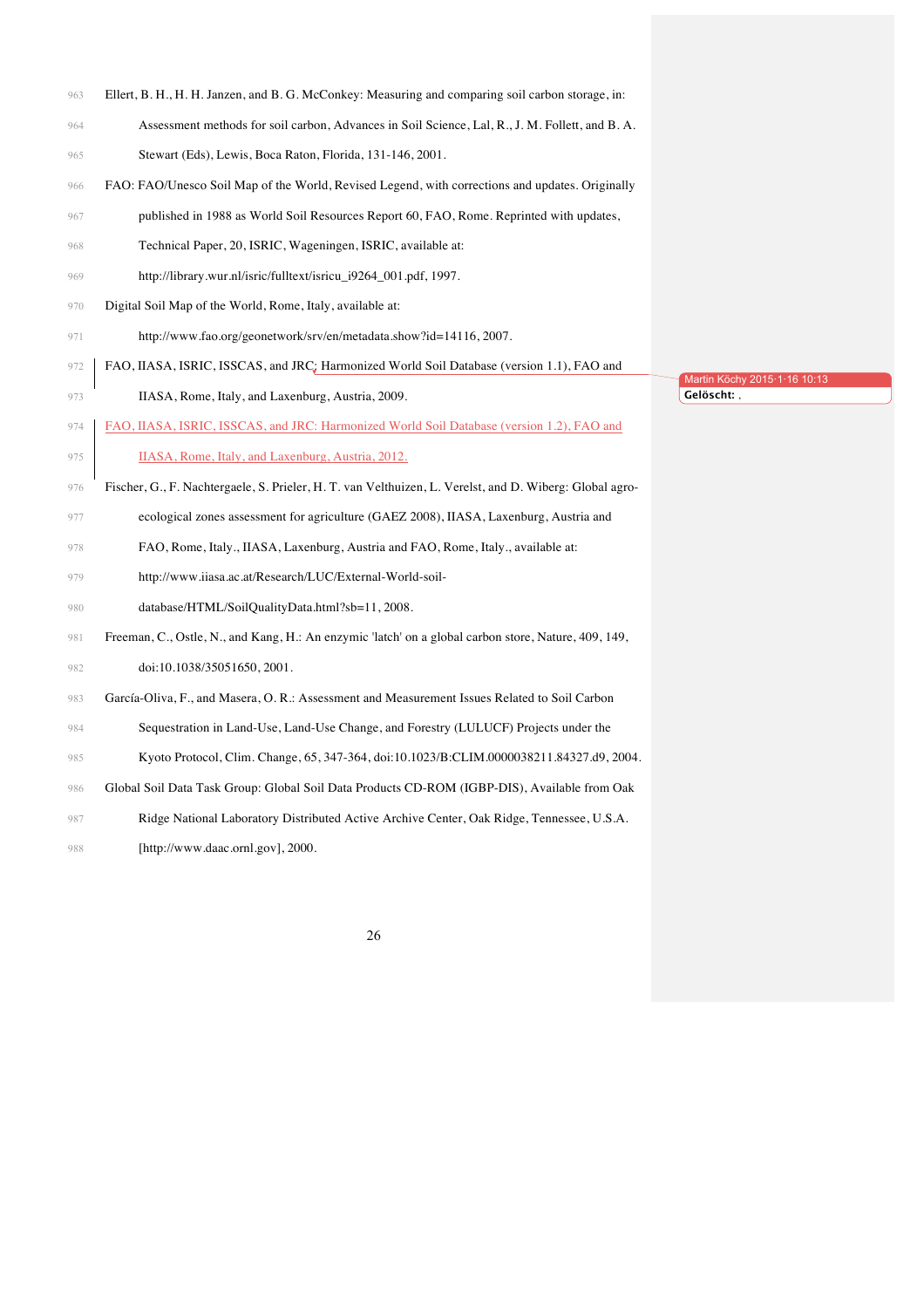Ellert, B. H., H. H. Janzen, and B. G. McConkey: Measuring and comparing soil carbon storage, in: Assessment methods for soil carbon, Advances in Soil Science, Lal, R., J. M. Follett, and B. A. Stewart (Eds), Lewis, Boca Raton, Florida, 131-146, 2001.

FAO: FAO/Unesco Soil Map of the World, Revised Legend, with corrections and updates. Originally published in 1988 as World Soil Resources Report 60, FAO, Rome. Reprinted with updates, Technical Paper, 20, ISRIC, Wageningen, ISRIC, available at: http://library.wur.nl/isric/fulltext/isricu_i9264_001.pdf, 1997.

Digital Soil Map of the World, Rome, Italy, available at: http://www.fao.org/geonetwork/srv/en/metadata.show?id=14116, 2007.

FAO, IIASA, ISRIC, ISSCAS, and JRC: Harmonized World Soil Database (version 1.1), FAO and IIASA, Rome, Italy, and Laxenburg, Austria, 2009.

FAO, IIASA, ISRIC, ISSCAS, and JRC: Harmonized World Soil Database (version 1.2), FAO and IIASA, Rome, Italy, and Laxenburg, Austria, 2012.

Fischer, G., F. Nachtergaele, S. Prieler, H. T. van Velthuizen, L. Verelst, and D. Wiberg: Global agro-ecological zones assessment for agriculture (GAEZ 2008), IIASA, Laxenburg, Austria and FAO, Rome, Italy., IIASA, Laxenburg, Austria and FAO, Rome, Italy., available at: http://www.iiasa.ac.at/Research/LUC/External-World-soil-database/HTML/SoilQualityData.html?sb=11, 2008.

Freeman, C., Ostle, N., and Kang, H.: An enzymic 'latch' on a global carbon store, Nature, 409, 149, doi:10.1038/35051650, 2001.

García-Oliva, F., and Masera, O. R.: Assessment and Measurement Issues Related to Soil Carbon Sequestration in Land-Use, Land-Use Change, and Forestry (LULUCF) Projects under the Kyoto Protocol, Clim. Change, 65, 347-364, doi:10.1023/B:CLIM.0000038211.84327.d9, 2004.

Global Soil Data Task Group: Global Soil Data Products CD-ROM (IGBP-DIS), Available from Oak Ridge National Laboratory Distributed Active Archive Center, Oak Ridge, Tennessee, U.S.A. [http://www.daac.ornl.gov], 2000.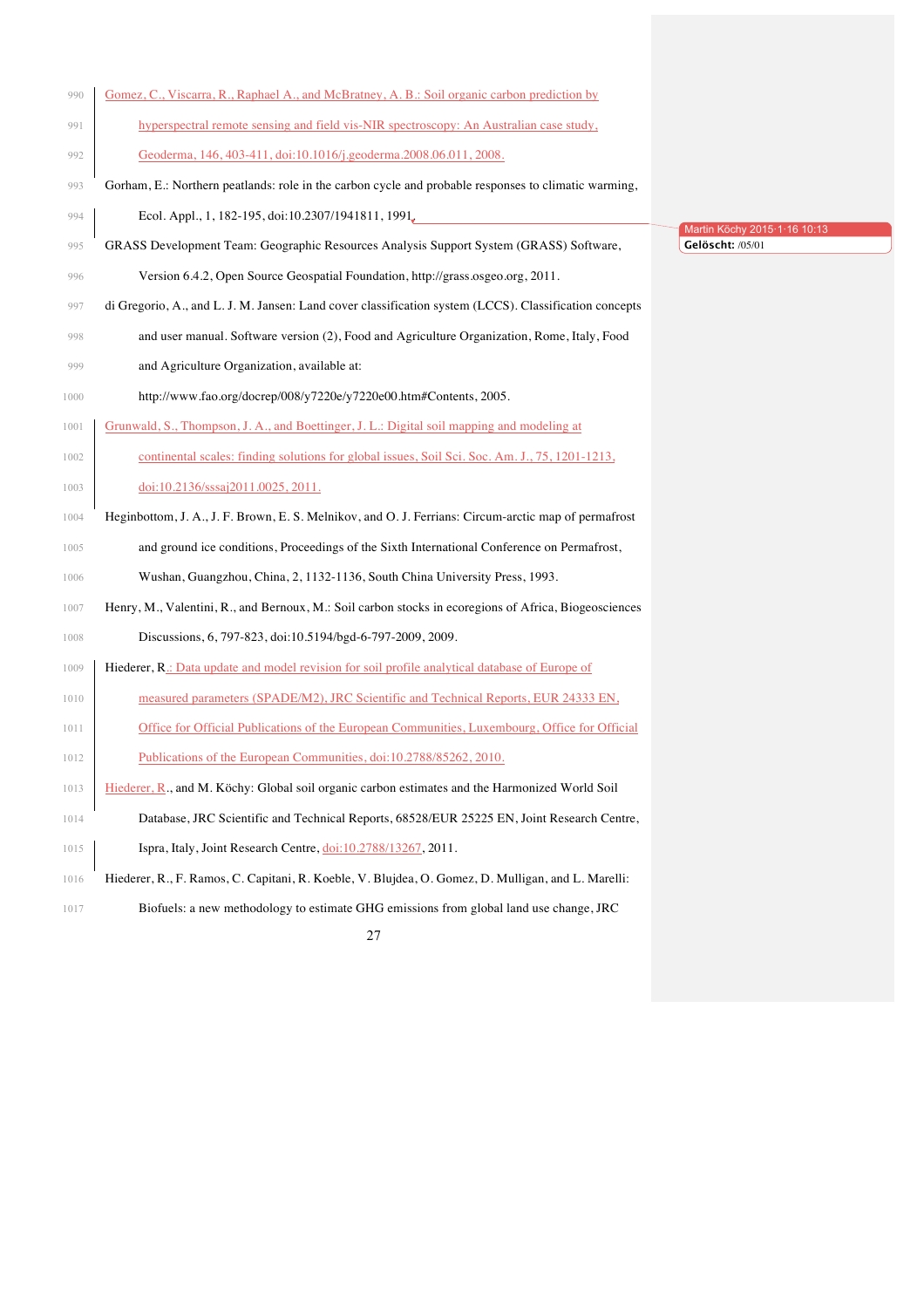Gomez, C., Viscarra, R., Raphael A., and McBratney, A. B.: Soil organic carbon prediction by hyperspectral remote sensing and field vis-NIR spectroscopy: An Australian case study, Geoderma, 146, 403-411, doi:10.1016/j.geoderma.2008.06.011, 2008.

Gorham, E.: Northern peatlands: role in the carbon cycle and probable responses to climatic warming, Ecol. Appl., 1, 182-195, doi:10.2307/1941811, 1991.

GRASS Development Team: Geographic Resources Analysis Support System (GRASS) Software, Version 6.4.2, Open Source Geospatial Foundation, http://grass.osgeo.org, 2011.

di Gregorio, A., and L. J. M. Jansen: Land cover classification system (LCCS). Classification concepts and user manual. Software version (2), Food and Agriculture Organization, Rome, Italy, Food and Agriculture Organization, available at: http://www.fao.org/docrep/008/y7220e/y7220e00.htm#Contents, 2005.

Grunwald, S., Thompson, J. A., and Boettinger, J. L.: Digital soil mapping and modeling at continental scales: finding solutions for global issues, Soil Sci. Soc. Am. J., 75, 1201-1213, doi:10.2136/sssaj2011.0025, 2011.

Heginbottom, J. A., J. F. Brown, E. S. Melnikov, and O. J. Ferrians: Circum-arctic map of permafrost and ground ice conditions, Proceedings of the Sixth International Conference on Permafrost, Wushan, Guangzhou, China, 2, 1132-1136, South China University Press, 1993.

Henry, M., Valentini, R., and Bernoux, M.: Soil carbon stocks in ecoregions of Africa, Biogeosciences Discussions, 6, 797-823, doi:10.5194/bgd-6-797-2009, 2009.

Hiederer, R.: Data update and model revision for soil profile analytical database of Europe of measured parameters (SPADE/M2), JRC Scientific and Technical Reports, EUR 24333 EN, Office for Official Publications of the European Communities, Luxembourg, Office for Official Publications of the European Communities, doi:10.2788/85262, 2010.

Hiederer, R., and M. Köchy: Global soil organic carbon estimates and the Harmonized World Soil Database, JRC Scientific and Technical Reports, 68528/EUR 25225 EN, Joint Research Centre, Ispra, Italy, Joint Research Centre, doi:10.2788/13267, 2011.

Hiederer, R., F. Ramos, C. Capitani, R. Koeble, V. Blujdea, O. Gomez, D. Mulligan, and L. Marelli: Biofuels: a new methodology to estimate GHG emissions from global land use change, JRC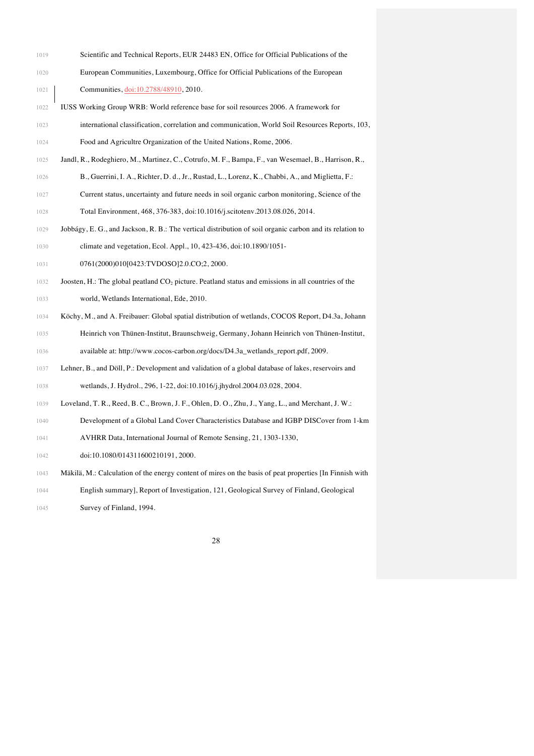Scientific and Technical Reports, EUR 24483 EN, Office for Official Publications of the European Communities, Luxembourg, Office for Official Publications of the European Communities, doi:10.2788/48910, 2010.

IUSS Working Group WRB: World reference base for soil resources 2006. A framework for international classification, correlation and communication, World Soil Resources Reports, 103, Food and Agricultre Organization of the United Nations, Rome, 2006.

Jandl, R., Rodeghiero, M., Martinez, C., Cotrufo, M. F., Bampa, F., van Wesemael, B., Harrison, R., B., Guerrini, I. A., Richter, D. d., Jr., Rustad, L., Lorenz, K., Chabbi, A., and Miglietta, F.: Current status, uncertainty and future needs in soil organic carbon monitoring, Science of the Total Environment, 468, 376-383, doi:10.1016/j.scitotenv.2013.08.026, 2014.

Jobbágy, E. G., and Jackson, R. B.: The vertical distribution of soil organic carbon and its relation to climate and vegetation, Ecol. Appl., 10, 423-436, doi:10.1890/1051-0761(2000)010[0423:TVDOSO]2.0.CO;2, 2000.

Joosten, H.: The global peatland $CO_2$ picture. Peatland status and emissions in all countries of the world, Wetlands International, Ede, 2010.

Köchy, M., and A. Freibauer: Global spatial distribution of wetlands, COCOS Report, D4.3a, Johann Heinrich von Thünen-Institut, Braunschweig, Germany, Johann Heinrich von Thünen-Institut, available at: http://www.cocos-carbon.org/docs/D4.3a_wetlands_report.pdf, 2009.

Lehner, B., and Döll, P.: Development and validation of a global database of lakes, reservoirs and wetlands, J. Hydrol., 296, 1-22, doi:10.1016/j.jhydrol.2004.03.028, 2004.

Loveland, T. R., Reed, B. C., Brown, J. F., Ohlen, D. O., Zhu, J., Yang, L., and Merchant, J. W.: Development of a Global Land Cover Characteristics Database and IGBP DISCover from 1-km AVHRR Data, International Journal of Remote Sensing, 21, 1303-1330, doi:10.1080/014311600210191, 2000.

Mäkilä, M.: Calculation of the energy content of mires on the basis of peat properties [In Finnish with English summary], Report of Investigation, 121, Geological Survey of Finland, Geological Survey of Finland, 1994.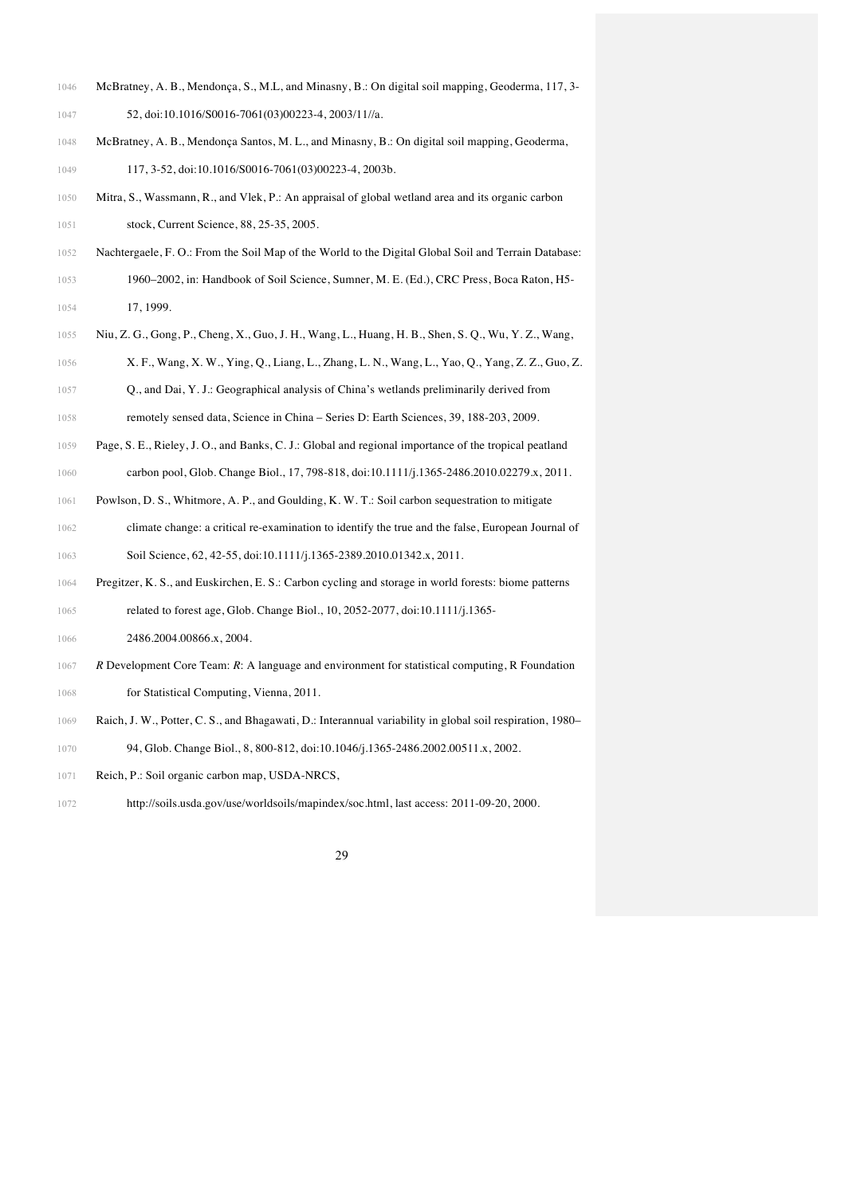McBratney, A. B., Mendonça, S., M.L, and Minasny, B.: On digital soil mapping, Geoderma, 117, 3-52, doi:10.1016/S0016-7061(03)00223-4, 2003/11//a.

McBratney, A. B., Mendonça Santos, M. L., and Minasny, B.: On digital soil mapping, Geoderma, 117, 3-52, doi:10.1016/S0016-7061(03)00223-4, 2003b.

Mitra, S., Wassmann, R., and Vlek, P.: An appraisal of global wetland area and its organic carbon stock, Current Science, 88, 25-35, 2005.

Nachtergaele, F. O.: From the Soil Map of the World to the Digital Global Soil and Terrain Database: 1960–2002, in: Handbook of Soil Science, Sumner, M. E. (Ed.), CRC Press, Boca Raton, H5-17, 1999.

Niu, Z. G., Gong, P., Cheng, X., Guo, J. H., Wang, L., Huang, H. B., Shen, S. Q., Wu, Y. Z., Wang, X. F., Wang, X. W., Ying, Q., Liang, L., Zhang, L. N., Wang, L., Yao, Q., Yang, Z. Z., Guo, Z. Q., and Dai, Y. J.: Geographical analysis of China's wetlands preliminarily derived from remotely sensed data, Science in China – Series D: Earth Sciences, 39, 188-203, 2009.

Page, S. E., Rieley, J. O., and Banks, C. J.: Global and regional importance of the tropical peatland carbon pool, Glob. Change Biol., 17, 798-818, doi:10.1111/j.1365-2486.2010.02279.x, 2011.

Powlson, D. S., Whitmore, A. P., and Goulding, K. W. T.: Soil carbon sequestration to mitigate climate change: a critical re-examination to identify the true and the false, European Journal of Soil Science, 62, 42-55, doi:10.1111/j.1365-2389.2010.01342.x, 2011.

Pregitzer, K. S., and Euskirchen, E. S.: Carbon cycling and storage in world forests: biome patterns related to forest age, Glob. Change Biol., 10, 2052-2077, doi:10.1111/j.1365-2486.2004.00866.x, 2004.

*R* Development Core Team: *R*: A language and environment for statistical computing, R Foundation for Statistical Computing, Vienna, 2011.

Raich, J. W., Potter, C. S., and Bhagawati, D.: Interannual variability in global soil respiration, 1980–94, Glob. Change Biol., 8, 800-812, doi:10.1046/j.1365-2486.2002.00511.x, 2002.

Reich, P.: Soil organic carbon map, USDA-NRCS, http://soils.usda.gov/use/worldsoils/mapindex/soc.html, last access: 2011-09-20, 2000.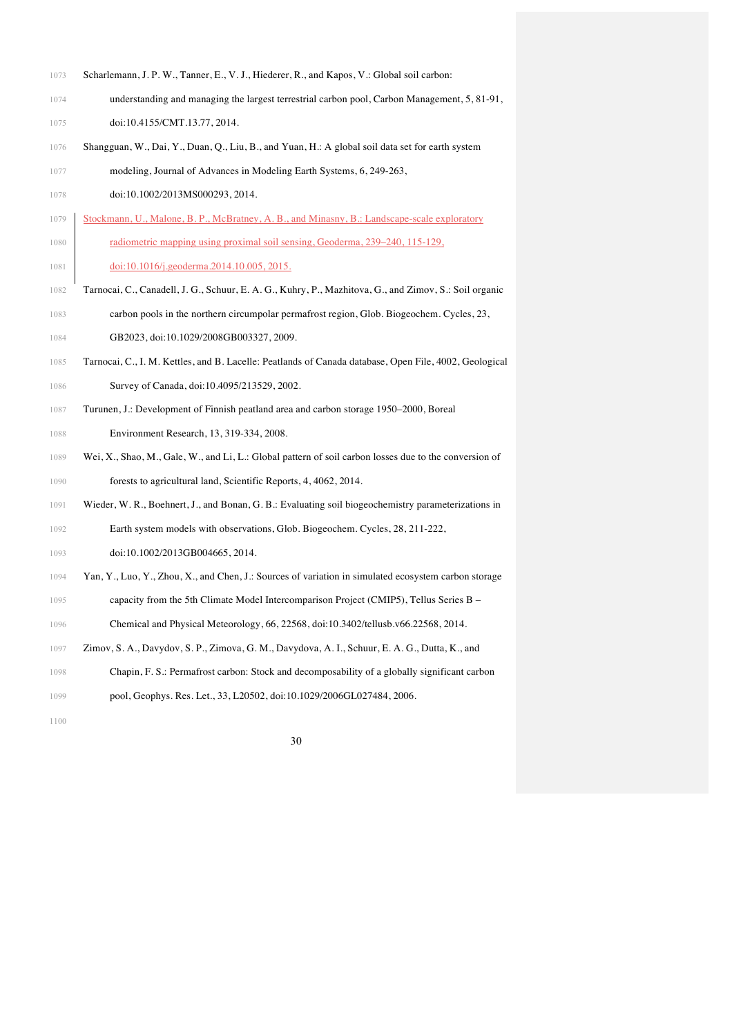Scharlemann, J. P. W., Tanner, E., V. J., Hiederer, R., and Kapos, V.: Global soil carbon: understanding and managing the largest terrestrial carbon pool, Carbon Management, 5, 81-91, doi:10.4155/CMT.13.77, 2014.

Shangguan, W., Dai, Y., Duan, Q., Liu, B., and Yuan, H.: A global soil data set for earth system modeling, Journal of Advances in Modeling Earth Systems, 6, 249-263, doi:10.1002/2013MS000293, 2014.

Stockmann, U., Malone, B. P., McBratney, A. B., and Minasny, B.: Landscape-scale exploratory radiometric mapping using proximal soil sensing, Geoderma, 239–240, 115-129, doi:10.1016/j.geoderma.2014.10.005, 2015.

Tarnocai, C., Canadell, J. G., Schuur, E. A. G., Kuhry, P., Mazhitova, G., and Zimov, S.: Soil organic carbon pools in the northern circumpolar permafrost region, Glob. Biogeochem. Cycles, 23, GB2023, doi:10.1029/2008GB003327, 2009.

Tarnocai, C., I. M. Kettles, and B. Lacelle: Peatlands of Canada database, Open File, 4002, Geological Survey of Canada, doi:10.4095/213529, 2002.

Turunen, J.: Development of Finnish peatland area and carbon storage 1950–2000, Boreal Environment Research, 13, 319-334, 2008.

Wei, X., Shao, M., Gale, W., and Li, L.: Global pattern of soil carbon losses due to the conversion of forests to agricultural land, Scientific Reports, 4, 4062, 2014.

Wieder, W. R., Boehnert, J., and Bonan, G. B.: Evaluating soil biogeochemistry parameterizations in Earth system models with observations, Glob. Biogeochem. Cycles, 28, 211-222, doi:10.1002/2013GB004665, 2014.

Yan, Y., Luo, Y., Zhou, X., and Chen, J.: Sources of variation in simulated ecosystem carbon storage capacity from the 5th Climate Model Intercomparison Project (CMIP5), Tellus Series B – Chemical and Physical Meteorology, 66, 22568, doi:10.3402/tellusb.v66.22568, 2014.

Zimov, S. A., Davydov, S. P., Zimova, G. M., Davydova, A. I., Schuur, E. A. G., Dutta, K., and Chapin, F. S.: Permafrost carbon: Stock and decomposability of a globally significant carbon pool, Geophys. Res. Let., 33, L20502, doi:10.1029/2006GL027484, 2006.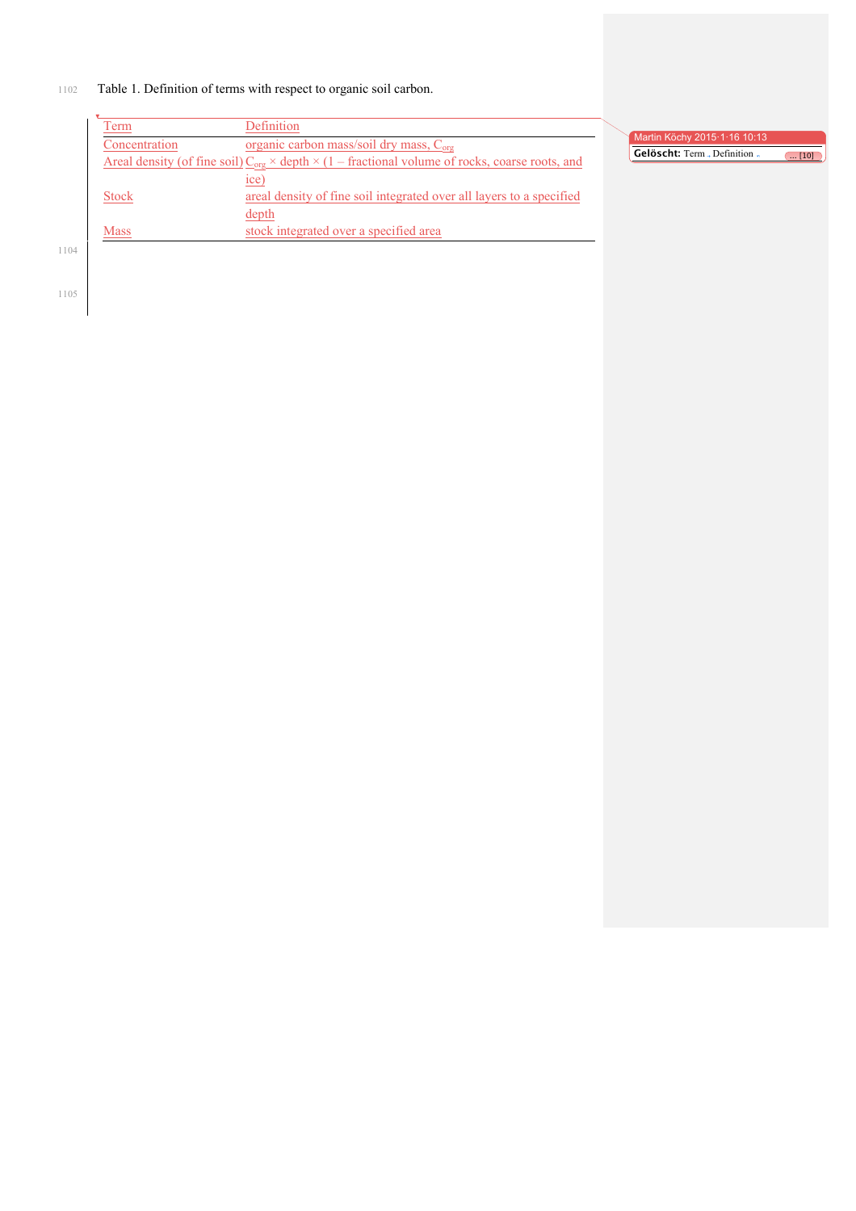Table 1. Definition of terms with respect to organic soil carbon.

| Term | Definition |
|---|---|
| Concentration | organic carbon mass/soil dry mass, $C_{org}$ |
| Areal density (of fine soil) | $C_{org}$ × depth × (1 – fractional volume of rocks, coarse roots, and ice) |
| Stock | areal density of fine soil integrated over all layers to a specified depth |
| Mass | stock integrated over a specified area |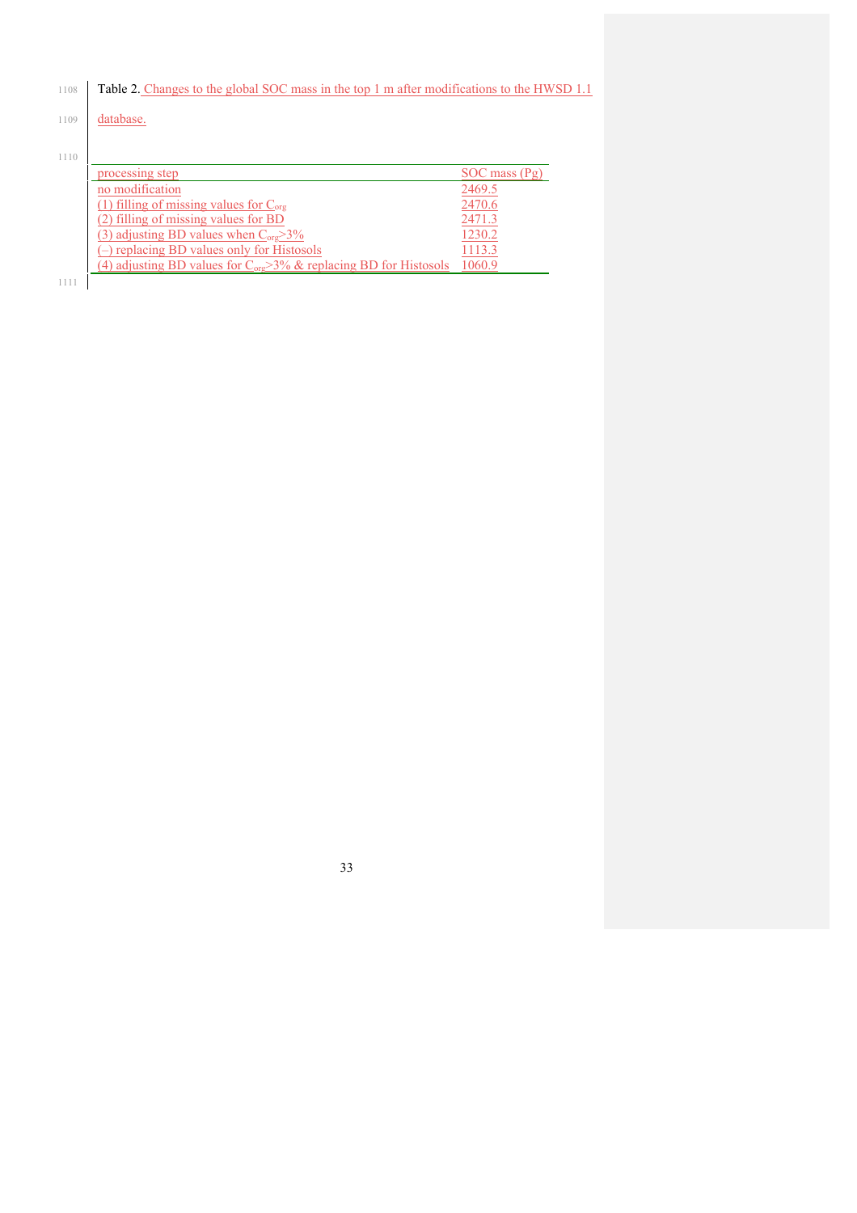Table 2. Changes to the global SOC mass in the top 1 m after modifications to the HWSD 1.1 database.

| processing step | SOC mass (Pg) |
| --- | --- |
| no modification | 2469.5 |
| (1) filling of missing values for $C_{org}$ | 2470.6 |
| (2) filling of missing values for BD | 2471.3 |
| (3) adjusting BD values when $C_{org}$>3% | 1230.2 |
| (–) replacing BD values only for Histosols | 1113.3 |
| (4) adjusting BD values for $C_{org}$>3% & replacing BD for Histosols | 1060.9 |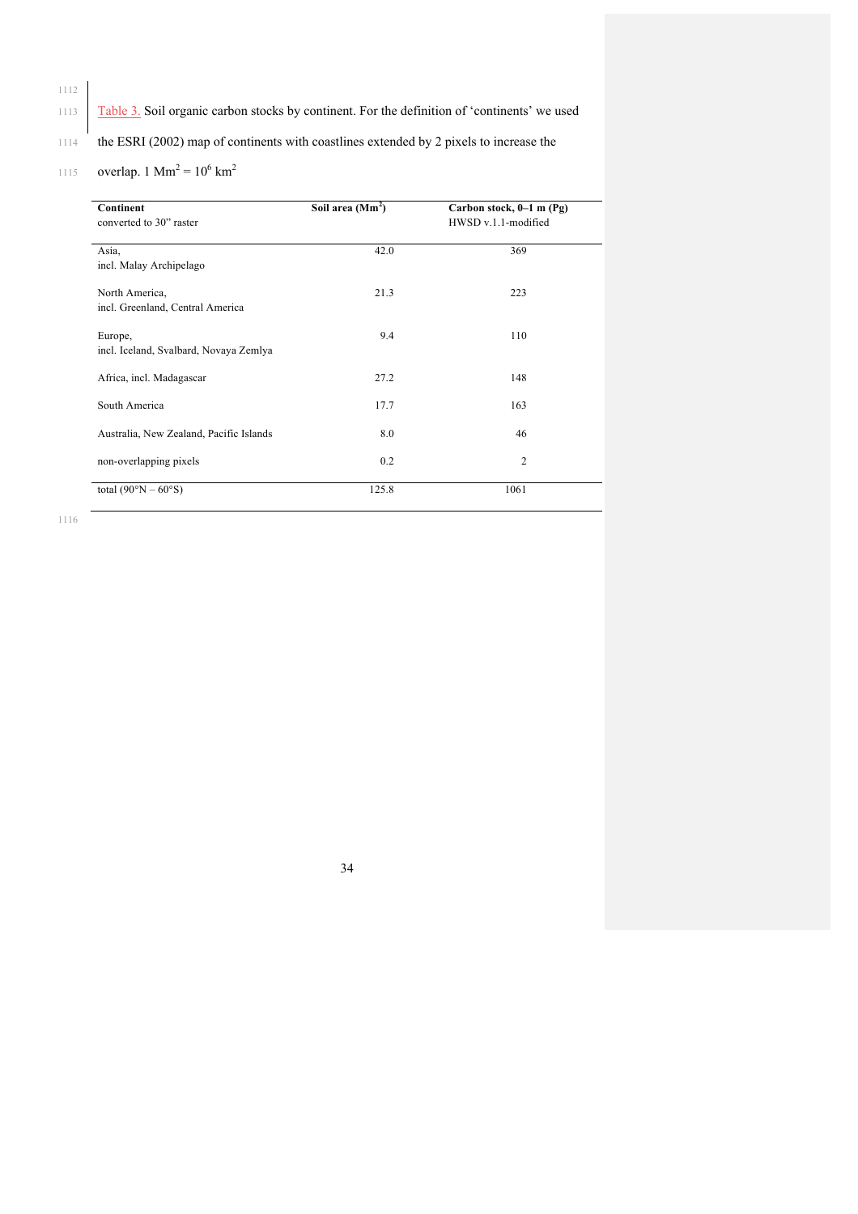Table 3. Soil organic carbon stocks by continent. For the definition of 'continents' we used the ESRI (2002) map of continents with coastlines extended by 2 pixels to increase the overlap. 1 $Mm^2 = 10^6$ $km^2$

| **Continent** converted to 30" raster | **Soil area ($Mm^2$)** | **Carbon stock, 0–1 m (Pg)** HWSD v.1.1-modified |
|---|---|---|
| Asia, incl. Malay Archipelago | 42.0 | 369 |
| North America, incl. Greenland, Central America | 21.3 | 223 |
| Europe, incl. Iceland, Svalbard, Novaya Zemlya | 9.4 | 110 |
| Africa, incl. Madagascar | 27.2 | 148 |
| South America | 17.7 | 163 |
| Australia, New Zealand, Pacific Islands | 8.0 | 46 |
| non-overlapping pixels | 0.2 | 2 |
| total (90°N – 60°S) | 125.8 | 1061 |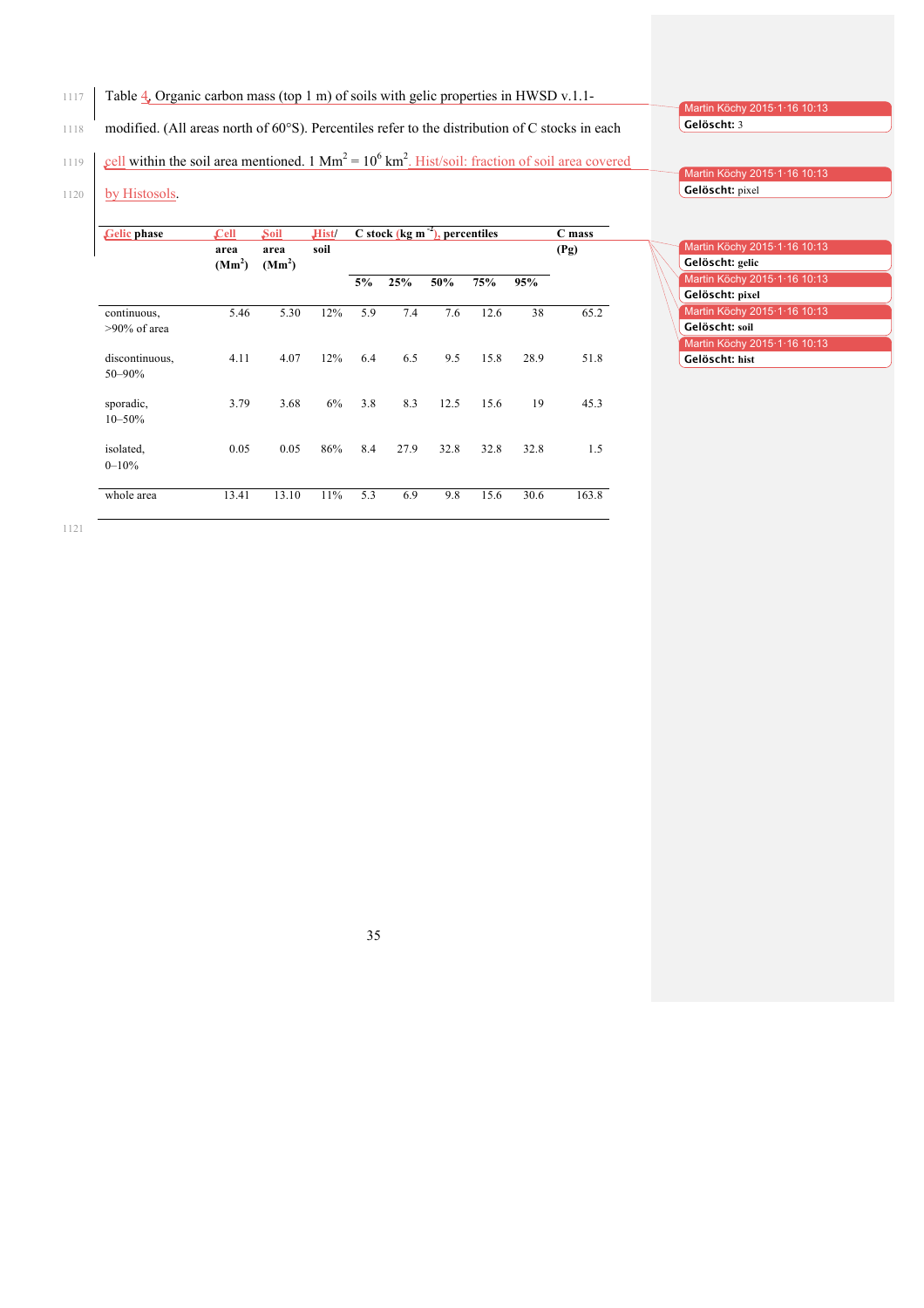Table 4. Organic carbon mass (top 1 m) of soils with gelic properties in HWSD v.1.1-modified. (All areas north of 60°S). Percentiles refer to the distribution of C stocks in each cell within the soil area mentioned. 1 $Mm^2 = 10^6$ $km^2$. Hist/soil: fraction of soil area covered by Histosols.

| Gelic phase | Cell area ($Mm^2$) | Soil area ($Mm^2$) | Hist/soil | C stock ($kg\ m^{-2}$), percentiles 5% | 25% | 50% | 75% | 95% | C mass (Pg) |
|---|---|---|---|---|---|---|---|---|---|
| continuous, >90% of area | 5.46 | 5.30 | 12% | 5.9 | 7.4 | 7.6 | 12.6 | 38 | 65.2 |
| discontinuous, 50–90% | 4.11 | 4.07 | 12% | 6.4 | 6.5 | 9.5 | 15.8 | 28.9 | 51.8 |
| sporadic, 10–50% | 3.79 | 3.68 | 6% | 3.8 | 8.3 | 12.5 | 15.6 | 19 | 45.3 |
| isolated, 0–10% | 0.05 | 0.05 | 86% | 8.4 | 27.9 | 32.8 | 32.8 | 32.8 | 1.5 |
| whole area | 13.41 | 13.10 | 11% | 5.3 | 6.9 | 9.8 | 15.6 | 30.6 | 163.8 |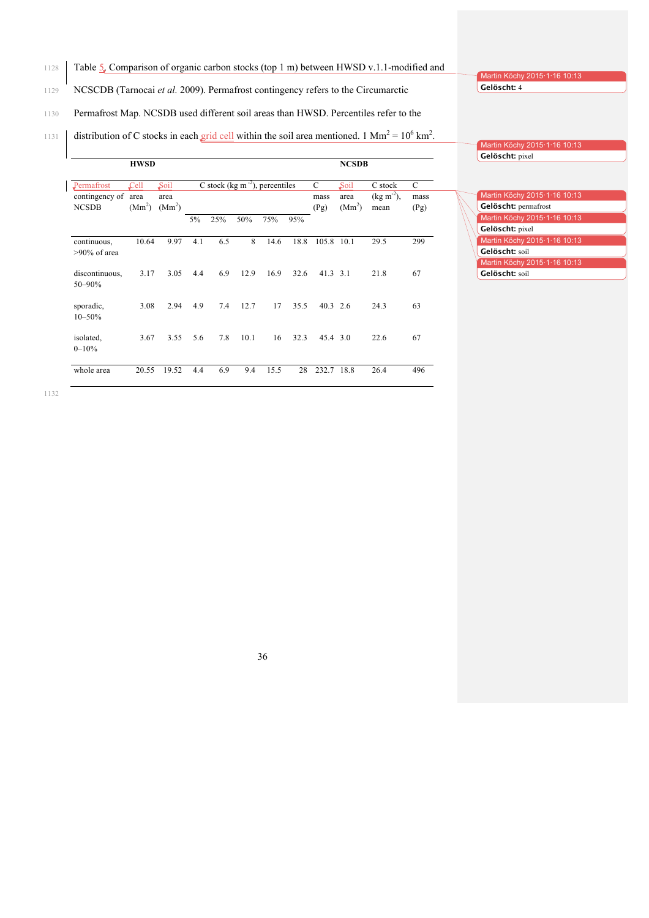Table 5. Comparison of organic carbon stocks (top 1 m) between HWSD v.1.1-modified and NCSCDB (Tarnocai *et al.* 2009). Permafrost contingency refers to the Circumarctic Permafrost Map. NCSDB used different soil areas than HWSD. Percentiles refer to the distribution of C stocks in each grid cell within the soil area mentioned. 1 $Mm^2 = 10^6 km^2$.

| | HWSD | | | | | | | | NCSDB | | |
|---|---|---|---|---|---|---|---|---|---|---|---|
| Permafrost contingency of NCSDB | Cell area ($Mm^2$) | Soil area ($Mm^2$) | C stock ($kg\ m^{-2}$), percentiles | | | | | C mass (Pg) | Soil area ($Mm^2$) | C stock ($kg\ m^{-2}$), mean | C mass (Pg) |
| | | | 5% | 25% | 50% | 75% | 95% | | | | |
| continuous, >90% of area | 10.64 | 9.97 | 4.1 | 6.5 | 8 | 14.6 | 18.8 | 105.8 | 10.1 | 29.5 | 299 |
| discontinuous, 50–90% | 3.17 | 3.05 | 4.4 | 6.9 | 12.9 | 16.9 | 32.6 | 41.3 | 3.1 | 21.8 | 67 |
| sporadic, 10–50% | 3.08 | 2.94 | 4.9 | 7.4 | 12.7 | 17 | 35.5 | 40.3 | 2.6 | 24.3 | 63 |
| isolated, 0–10% | 3.67 | 3.55 | 5.6 | 7.8 | 10.1 | 16 | 32.3 | 45.4 | 3.0 | 22.6 | 67 |
| whole area | 20.55 | 19.52 | 4.4 | 6.9 | 9.4 | 15.5 | 28 | 232.7 | 18.8 | 26.4 | 496 |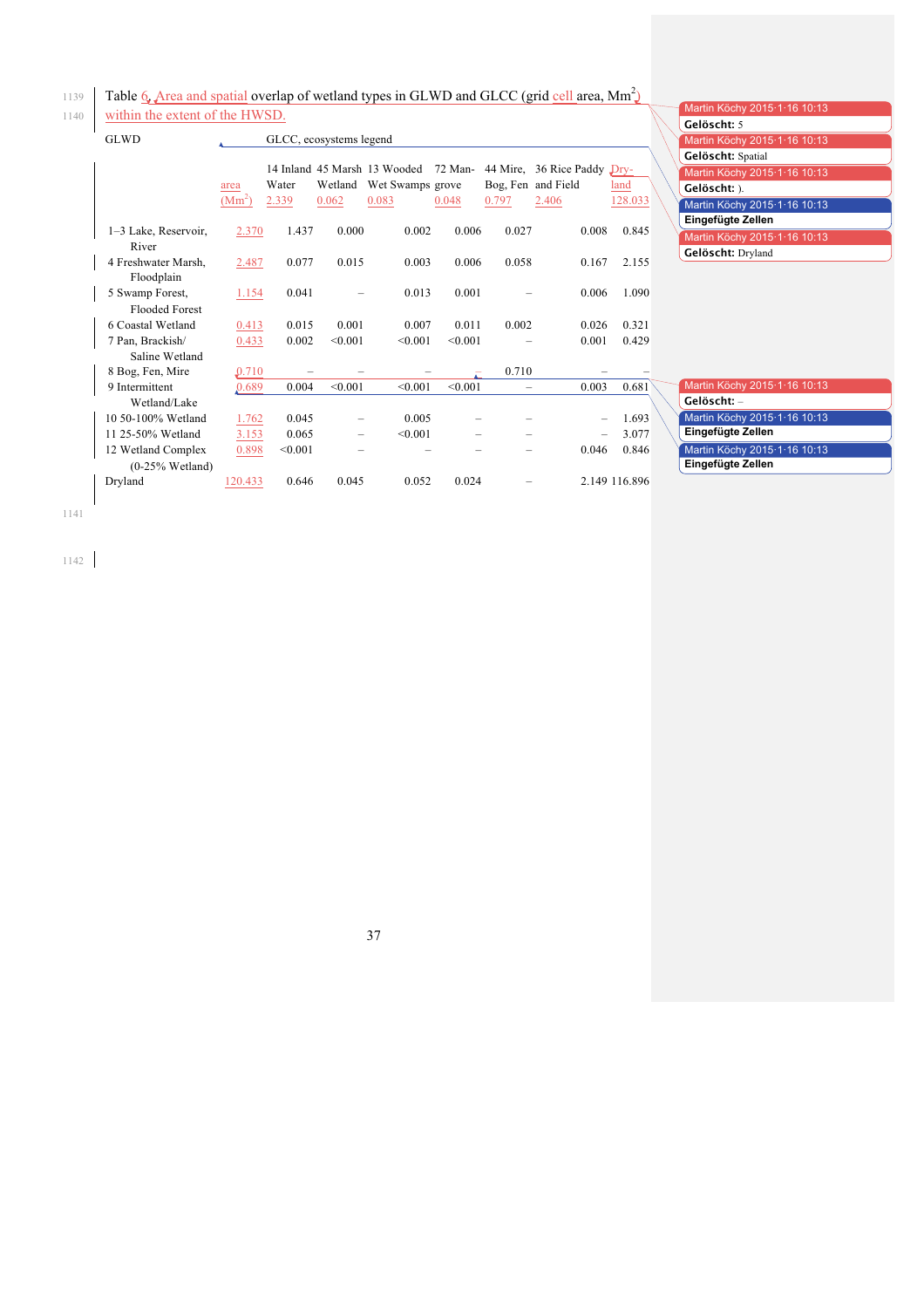Table 6. Area and spatial overlap of wetland types in GLWD and GLCC (grid cell area, $Mm^2$) within the extent of the HWSD.

| GLWD | area ($Mm^2$) | 14 Inland Water 2.339 | 45 Marsh Wetland 0.062 | 13 Wooded Wet Swamps 0.083 | 72 Mangrove 0.048 | 44 Mire, Bog, Fen 0.797 | 36 Rice Paddy and Field 2.406 | Dryland 128.033 |
|---|---|---|---|---|---|---|---|---|
| 1–3 Lake, Reservoir, River | 2.370 | 1.437 | 0.000 | 0.002 | 0.006 | 0.027 | 0.008 | 0.845 |
| 4 Freshwater Marsh, Floodplain | 2.487 | 0.077 | 0.015 | 0.003 | 0.006 | 0.058 | 0.167 | 2.155 |
| 5 Swamp Forest, Flooded Forest | 1.154 | 0.041 | – | 0.013 | 0.001 | – | 0.006 | 1.090 |
| 6 Coastal Wetland | 0.413 | 0.015 | 0.001 | 0.007 | 0.011 | 0.002 | 0.026 | 0.321 |
| 7 Pan, Brackish/ Saline Wetland | 0.433 | 0.002 | <0.001 | <0.001 | <0.001 | – | 0.001 | 0.429 |
| 8 Bog, Fen, Mire | 0.710 | – | – | – | – | 0.710 | – | – |
| 9 Intermittent Wetland/Lake | 0.689 | 0.004 | <0.001 | <0.001 | <0.001 | – | 0.003 | 0.681 |
| 10 50-100% Wetland | 1.762 | 0.045 | – | 0.005 | – | – | – | 1.693 |
| 11 25-50% Wetland | 3.153 | 0.065 | – | <0.001 | – | – | – | 3.077 |
| 12 Wetland Complex (0-25% Wetland) | 0.898 | <0.001 | – | – | – | – | 0.046 | 0.846 |
| Dryland | 120.433 | 0.646 | 0.045 | 0.052 | 0.024 | – | 2.149 | 116.896 |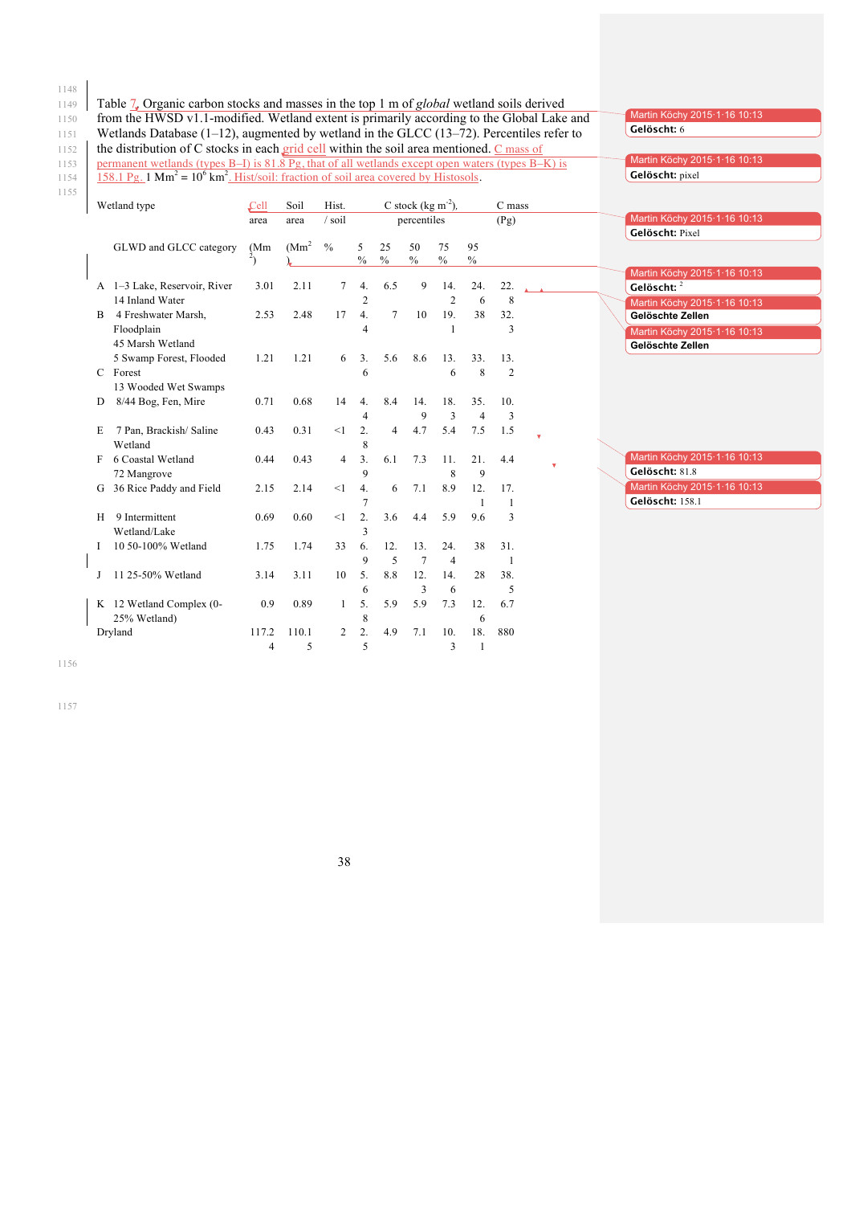Table 7. Organic carbon stocks and masses in the top 1 m of *global* wetland soils derived from the HWSD v1.1-modified. Wetland extent is primarily according to the Global Lake and Wetlands Database (1–12), augmented by wetland in the GLCC (13–72). Percentiles refer to the distribution of C stocks in each grid cell within the soil area mentioned. C mass of permanent wetlands (types B–I) is 81.8 Pg, that of all wetlands except open waters (types B–K) is 158.1 Pg. 1 $Mm^2 = 10^6 km^2$. Hist/soil: fraction of soil area covered by Histosols.

| Wetland type | | Cell area | Soil area | Hist. / soil | C stock ($kg\ m^{-2}$), percentiles | | | | | C mass (Pg) |
|---|---|---|---|---|---|---|---|---|---|---|
| | GLWD and GLCC category | ($Mm^2$) | ($Mm^2$) | % | 5 % | 25 % | 50 % | 75 % | 95 % | |
| A | 1–3 Lake, Reservoir, River; 14 Inland Water | 3.01 | 2.11 | 7 | 4.2 | 6.5 | 9 | 14.2 | 24.6 | 22.8 |
| B | 4 Freshwater Marsh, Floodplain; 45 Marsh Wetland | 2.53 | 2.48 | 17 | 4.4 | 7 | 10 | 19.1 | 38 | 32.3 |
| C | 5 Swamp Forest, Flooded Forest; 13 Wooded Wet Swamps | 1.21 | 1.21 | 6 | 3.6 | 5.6 | 8.6 | 13.6 | 33.8 | 13.2 |
| D | 8/44 Bog, Fen, Mire | 0.71 | 0.68 | 14 | 4.4 | 8.4 | 14.9 | 18.3 | 35.4 | 10.3 |
| E | 7 Pan, Brackish/ Saline Wetland | 0.43 | 0.31 | <1 | 2.8 | 4 | 4.7 | 5.4 | 7.5 | 1.5 |
| F | 6 Coastal Wetland; 72 Mangrove | 0.44 | 0.43 | 4 | 3.9 | 6.1 | 7.3 | 11.8 | 21.9 | 4.4 |
| G | 36 Rice Paddy and Field | 2.15 | 2.14 | <1 | 4.7 | 6 | 7.1 | 8.9 | 12.1 | 17.1 |
| H | 9 Intermittent Wetland/Lake | 0.69 | 0.60 | <1 | 2.3 | 3.6 | 4.4 | 5.9 | 9.6 | 3 |
| I | 10 50-100% Wetland | 1.75 | 1.74 | 33 | 6.9 | 12.5 | 13.7 | 24.4 | 38 | 31.1 |
| J | 11 25-50% Wetland | 3.14 | 3.11 | 10 | 5.6 | 8.8 | 12.3 | 14.6 | 28 | 38.5 |
| K | 12 Wetland Complex (0-25% Wetland) | 0.9 | 0.89 | 1 | 5.8 | 5.9 | 5.9 | 7.3 | 12.6 | 6.7 |
| Dryland | | 117.24 | 110.15 | 2 | 2.5 | 4.9 | 7.1 | 10.3 | 18.1 | 880 |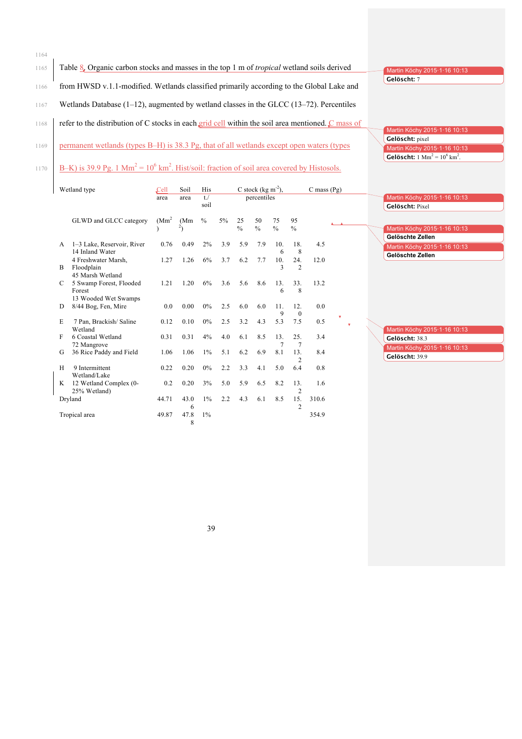Table 8. Organic carbon stocks and masses in the top 1 m of *tropical* wetland soils derived from HWSD v.1.1-modified. Wetlands classified primarily according to the Global Lake and Wetlands Database (1–12), augmented by wetland classes in the GLCC (13–72). Percentiles refer to the distribution of C stocks in each grid cell within the soil area mentioned. C mass of permanent wetlands (types B–H) is 38.3 Pg, that of all wetlands except open waters (types B–K) is 39.9 Pg. 1 $Mm^2 = 10^6$ $km^2$. Hist/soil: fraction of soil area covered by Histosols.

| | Wetland type | Cell area | Soil area | Hist./soil | C stock ($kg\ m^{-2}$), percentiles | | | | | C mass (Pg) |
|---|---|---|---|---|---|---|---|---|---|---|
| | GLWD and GLCC category | ($Mm^2$) | ($Mm^2$) | % | 5% | 25% | 50% | 75% | 95% | |
| A | 1–3 Lake, Reservoir, River; 14 Inland Water | 0.76 | 0.49 | 2% | 3.9 | 5.9 | 7.9 | 10.6 | 18.8 | 4.5 |
| B | 4 Freshwater Marsh, Floodplain; 45 Marsh Wetland | 1.27 | 1.26 | 6% | 3.7 | 6.2 | 7.7 | 10.3 | 24.2 | 12.0 |
| C | 5 Swamp Forest, Flooded Forest; 13 Wooded Wet Swamps | 1.21 | 1.20 | 6% | 3.6 | 5.6 | 8.6 | 13.6 | 33.8 | 13.2 |
| D | 8/44 Bog, Fen, Mire | 0.0 | 0.00 | 0% | 2.5 | 6.0 | 6.0 | 11.9 | 12.0 | 0.0 |
| E | 7 Pan, Brackish/ Saline Wetland | 0.12 | 0.10 | 0% | 2.5 | 3.2 | 4.3 | 5.3 | 7.5 | 0.5 |
| F | 6 Coastal Wetland; 72 Mangrove | 0.31 | 0.31 | 4% | 4.0 | 6.1 | 8.5 | 13.7 | 25.7 | 3.4 |
| G | 36 Rice Paddy and Field | 1.06 | 1.06 | 1% | 5.1 | 6.2 | 6.9 | 8.1 | 13.2 | 8.4 |
| H | 9 Intermittent Wetland/Lake | 0.22 | 0.20 | 0% | 2.2 | 3.3 | 4.1 | 5.0 | 6.4 | 0.8 |
| K | 12 Wetland Complex (0-25% Wetland) | 0.2 | 0.20 | 3% | 5.0 | 5.9 | 6.5 | 8.2 | 13.2 | 1.6 |
| Dryland | | 44.71 | 43.06 | 1% | 2.2 | 4.3 | 6.1 | 8.5 | 15.2 | 310.6 |
| Tropical area | | 49.87 | 47.88 | 1% | | | | | | 354.9 |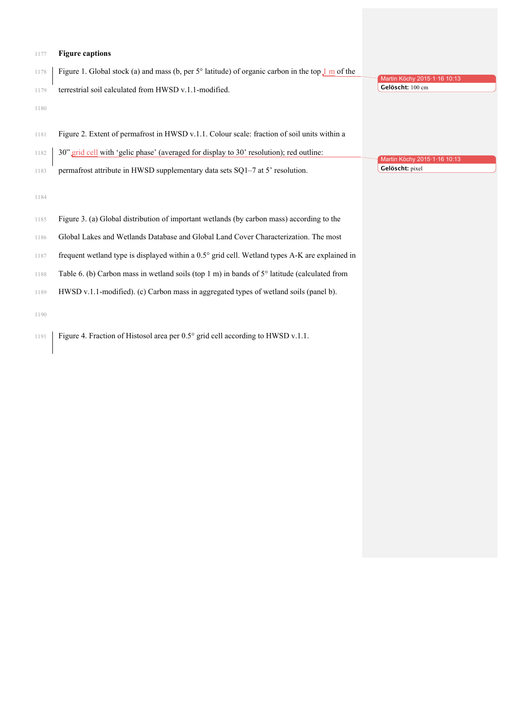**Figure captions**

Figure 1. Global stock (a) and mass (b, per 5° latitude) of organic carbon in the top 1 m of the terrestrial soil calculated from HWSD v.1.1-modified.

Figure 2. Extent of permafrost in HWSD v.1.1. Colour scale: fraction of soil units within a 30” grid cell with ‘gelic phase’ (averaged for display to 30’ resolution); red outline: permafrost attribute in HWSD supplementary data sets SQ1–7 at 5’ resolution.

Figure 3. (a) Global distribution of important wetlands (by carbon mass) according to the Global Lakes and Wetlands Database and Global Land Cover Characterization. The most frequent wetland type is displayed within a 0.5° grid cell. Wetland types A-K are explained in Table 6. (b) Carbon mass in wetland soils (top 1 m) in bands of 5° latitude (calculated from HWSD v.1.1-modified). (c) Carbon mass in aggregated types of wetland soils (panel b).

Figure 4. Fraction of Histosol area per 0.5° grid cell according to HWSD v.1.1.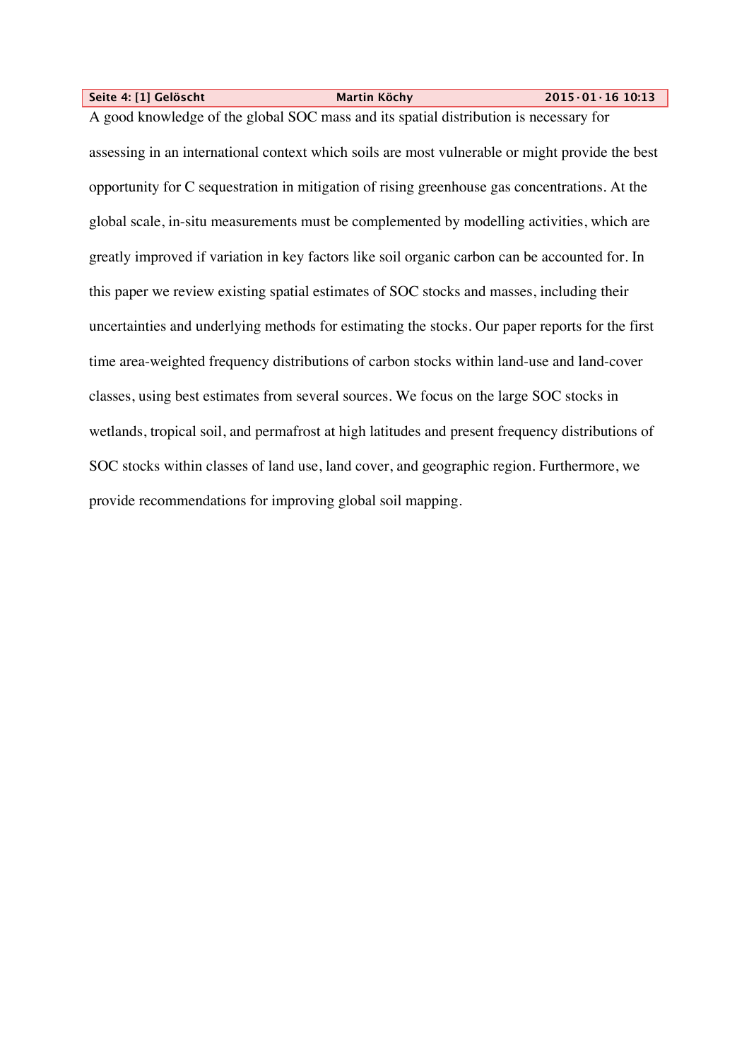Seite 4: [1] Gelöscht Martin Köchy 2015·01·16 10:13

A good knowledge of the global SOC mass and its spatial distribution is necessary for assessing in an international context which soils are most vulnerable or might provide the best opportunity for C sequestration in mitigation of rising greenhouse gas concentrations. At the global scale, in-situ measurements must be complemented by modelling activities, which are greatly improved if variation in key factors like soil organic carbon can be accounted for. In this paper we review existing spatial estimates of SOC stocks and masses, including their uncertainties and underlying methods for estimating the stocks. Our paper reports for the first time area-weighted frequency distributions of carbon stocks within land-use and land-cover classes, using best estimates from several sources. We focus on the large SOC stocks in wetlands, tropical soil, and permafrost at high latitudes and present frequency distributions of SOC stocks within classes of land use, land cover, and geographic region. Furthermore, we provide recommendations for improving global soil mapping.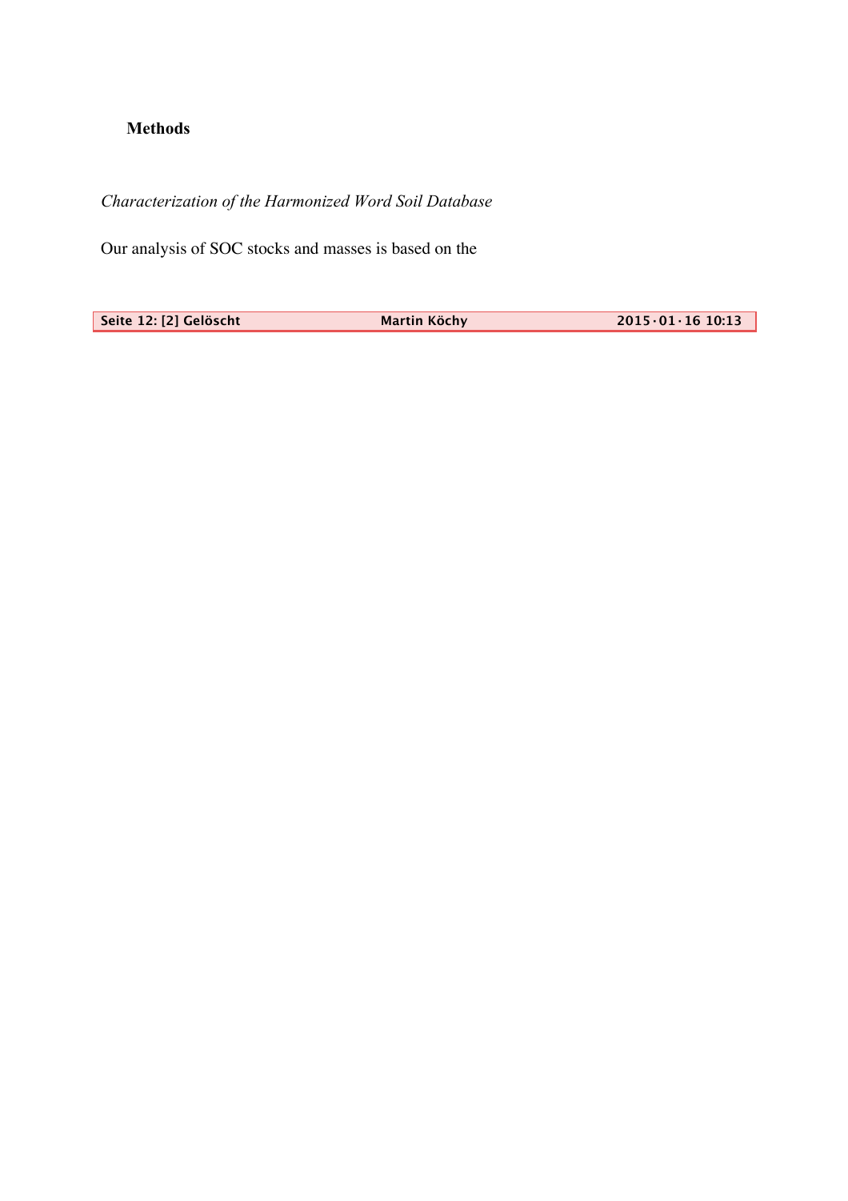**Methods**

*Characterization of the Harmonized Word Soil Database*

Our analysis of SOC stocks and masses is based on the

| Seite 12: [2] Gelöscht | Martin Köchy | 2015·01·16 10:13 |
| --- | --- | --- |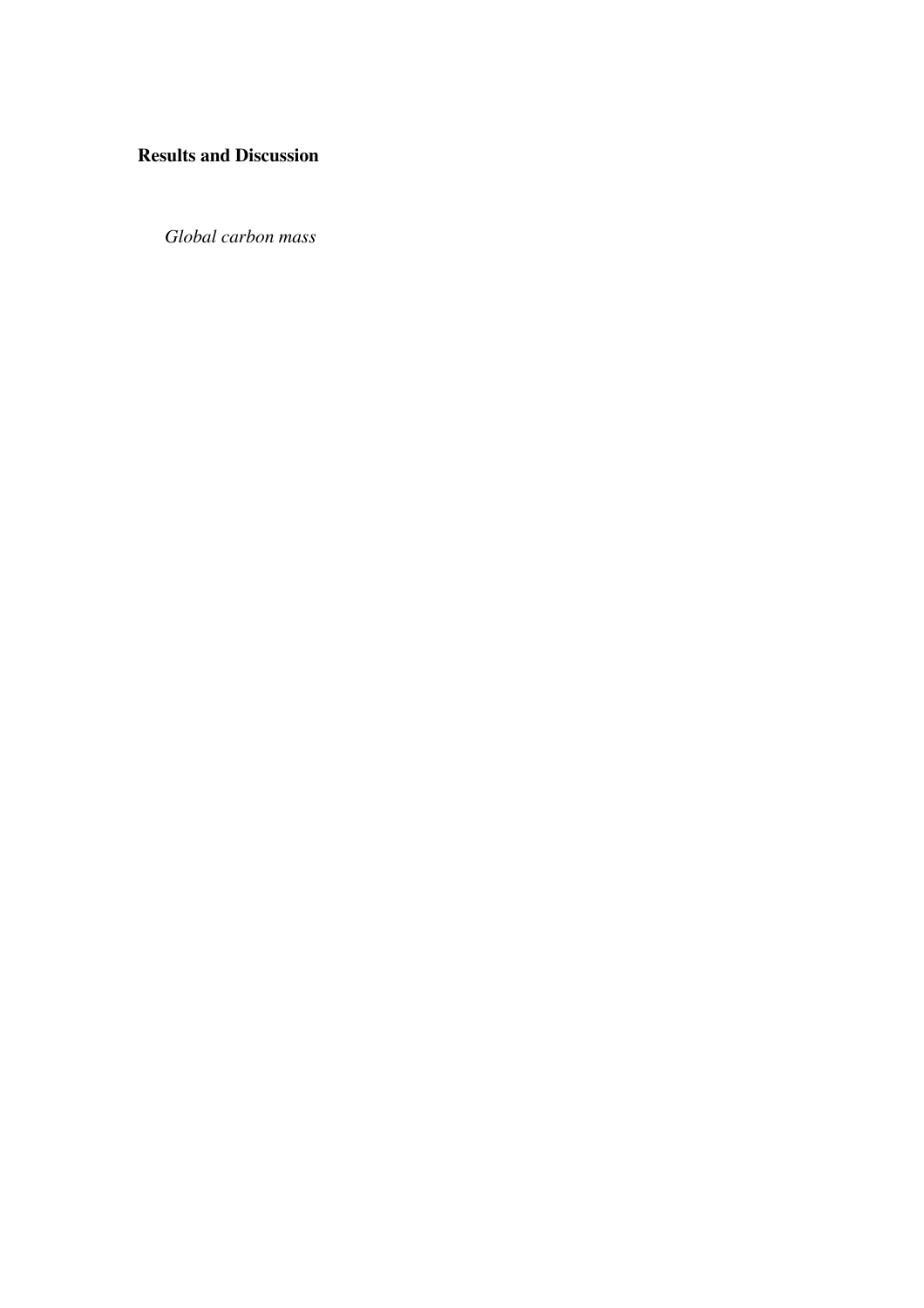## Results and Discussion

### *Global carbon mass*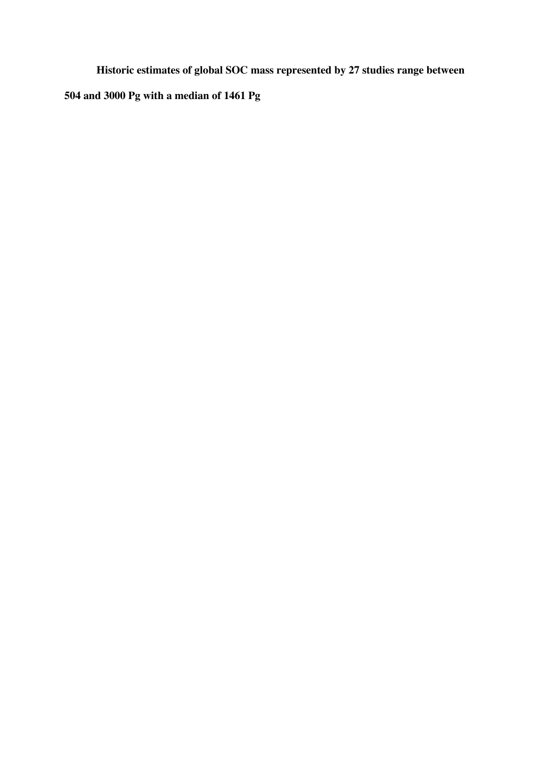**Historic estimates of global SOC mass represented by 27 studies range between 504 and 3000 Pg with a median of 1461 Pg**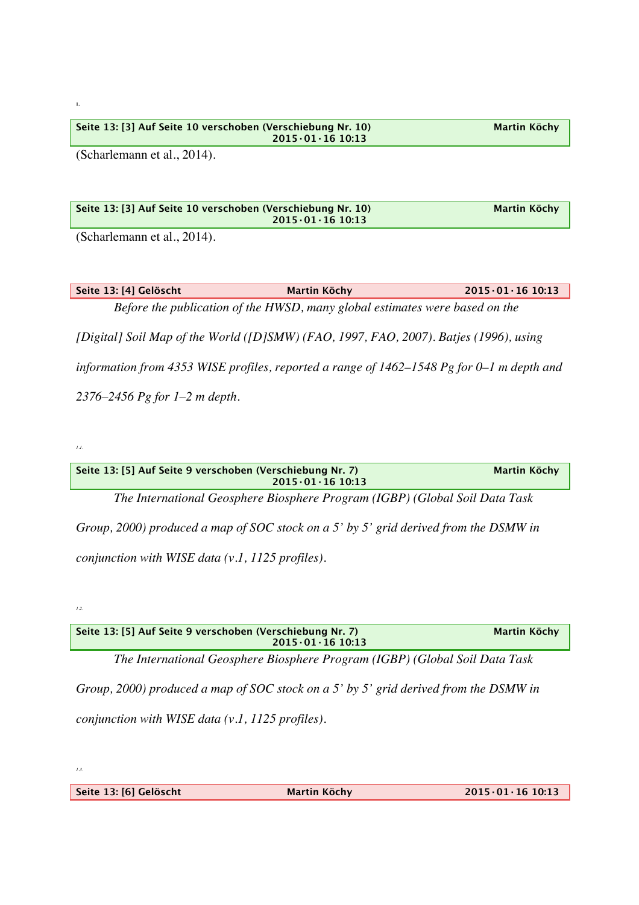I.

Seite 13: [3] Auf Seite 10 verschoben (Verschiebung Nr. 10) Martin Köchy 2015·01·16 10:13

(Scharlemann et al., 2014).

Seite 13: [3] Auf Seite 10 verschoben (Verschiebung Nr. 10) Martin Köchy 2015·01·16 10:13

(Scharlemann et al., 2014).

Seite 13: [4] Gelöscht Martin Köchy 2015·01·16 10:13

*Before the publication of the HWSD, many global estimates were based on the [Digital] Soil Map of the World ([D]SMW) (FAO, 1997, FAO, 2007). Batjes (1996), using information from 4353 WISE profiles, reported a range of 1462–1548 Pg for 0–1 m depth and 2376–2456 Pg for 1–2 m depth.*

*1.1.*

Seite 13: [5] Auf Seite 9 verschoben (Verschiebung Nr. 7) Martin Köchy 2015·01·16 10:13

*The International Geosphere Biosphere Program (IGBP) (Global Soil Data Task Group, 2000) produced a map of SOC stock on a 5' by 5' grid derived from the DSMW in conjunction with WISE data (v.1, 1125 profiles).*

*1.2.*

Seite 13: [5] Auf Seite 9 verschoben (Verschiebung Nr. 7) Martin Köchy 2015·01·16 10:13

*The International Geosphere Biosphere Program (IGBP) (Global Soil Data Task Group, 2000) produced a map of SOC stock on a 5' by 5' grid derived from the DSMW in conjunction with WISE data (v.1, 1125 profiles).*

*1.3.*

Seite 13: [6] Gelöscht Martin Köchy 2015·01·16 10:13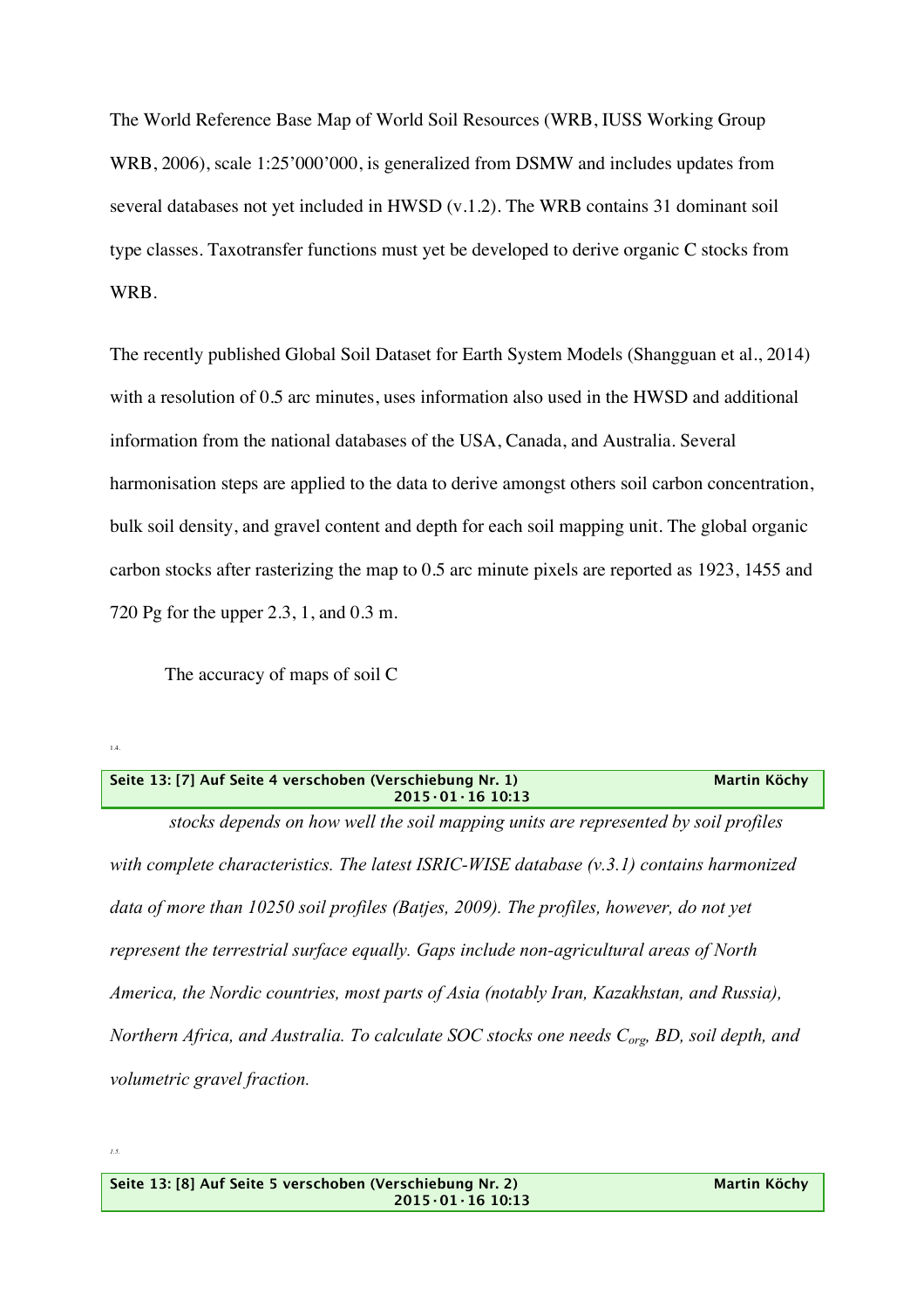The World Reference Base Map of World Soil Resources (WRB, IUSS Working Group WRB, 2006), scale 1:25'000'000, is generalized from DSMW and includes updates from several databases not yet included in HWSD (v.1.2). The WRB contains 31 dominant soil type classes. Taxotransfer functions must yet be developed to derive organic C stocks from WRB.

The recently published Global Soil Dataset for Earth System Models (Shangguan et al., 2014) with a resolution of 0.5 arc minutes, uses information also used in the HWSD and additional information from the national databases of the USA, Canada, and Australia. Several harmonisation steps are applied to the data to derive amongst others soil carbon concentration, bulk soil density, and gravel content and depth for each soil mapping unit. The global organic carbon stocks after rasterizing the map to 0.5 arc minute pixels are reported as 1923, 1455 and 720 Pg for the upper 2.3, 1, and 0.3 m.

The accuracy of maps of soil C

1.4.

**Seite 13: [7] Auf Seite 4 verschoben (Verschiebung Nr. 1) Martin Köchy 2015·01·16 10:13**

*stocks depends on how well the soil mapping units are represented by soil profiles with complete characteristics. The latest ISRIC-WISE database (v.3.1) contains harmonized data of more than 10250 soil profiles (Batjes, 2009). The profiles, however, do not yet represent the terrestrial surface equally. Gaps include non-agricultural areas of North America, the Nordic countries, most parts of Asia (notably Iran, Kazakhstan, and Russia), Northern Africa, and Australia. To calculate SOC stocks one needs $C_{org}$, BD, soil depth, and volumetric gravel fraction.*

*1.5.*

**Seite 13: [8] Auf Seite 5 verschoben (Verschiebung Nr. 2) Martin Köchy 2015·01·16 10:13**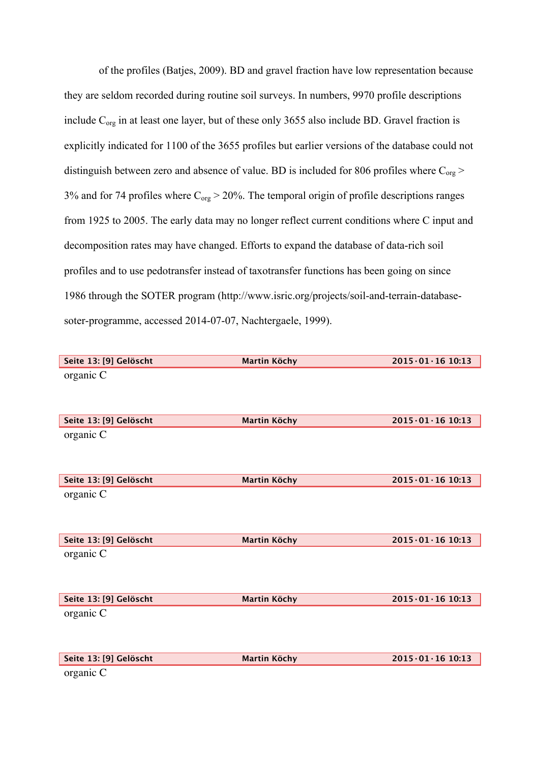of the profiles (Batjes, 2009). BD and gravel fraction have low representation because they are seldom recorded during routine soil surveys. In numbers, 9970 profile descriptions include $C_{org}$ in at least one layer, but of these only 3655 also include BD. Gravel fraction is explicitly indicated for 1100 of the 3655 profiles but earlier versions of the database could not distinguish between zero and absence of value. BD is included for 806 profiles where $C_{org} >$ 3% and for 74 profiles where $C_{org} >$ 20%. The temporal origin of profile descriptions ranges from 1925 to 2005. The early data may no longer reflect current conditions where C input and decomposition rates may have changed. Efforts to expand the database of data-rich soil profiles and to use pedotransfer instead of taxotransfer functions has been going on since 1986 through the SOTER program (http://www.isric.org/projects/soil-and-terrain-database-soter-programme, accessed 2014-07-07, Nachtergaele, 1999).

| Seite 13: [9] Gelöscht | Martin Köchy | 2015·01·16 10:13 |
|---|---|---|

organic C

| Seite 13: [9] Gelöscht | Martin Köchy | 2015·01·16 10:13 |
|---|---|---|

organic C

| Seite 13: [9] Gelöscht | Martin Köchy | 2015·01·16 10:13 |
|---|---|---|

organic C

| Seite 13: [9] Gelöscht | Martin Köchy | 2015·01·16 10:13 |
|---|---|---|

organic C

| Seite 13: [9] Gelöscht | Martin Köchy | 2015·01·16 10:13 |
|---|---|---|

organic C

| Seite 13: [9] Gelöscht | Martin Köchy | 2015·01·16 10:13 |
|---|---|---|

organic C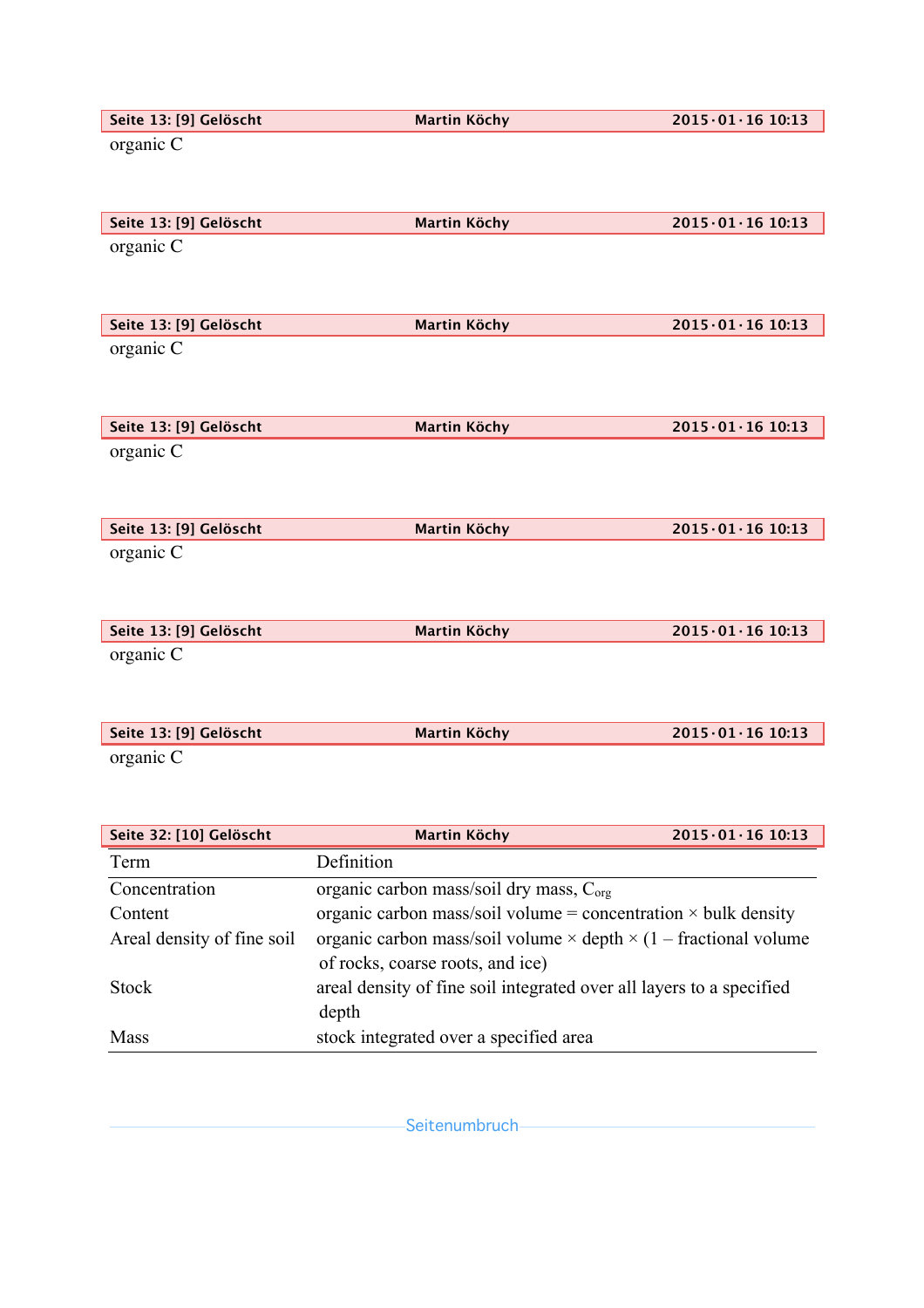| Seite 13: [9] Gelöscht | Martin Köchy | 2015·01·16 10:13 |
|---|---|---|

organic C

| Seite 13: [9] Gelöscht | Martin Köchy | 2015·01·16 10:13 |
|---|---|---|

organic C

| Seite 13: [9] Gelöscht | Martin Köchy | 2015·01·16 10:13 |
|---|---|---|

organic C

| Seite 13: [9] Gelöscht | Martin Köchy | 2015·01·16 10:13 |
|---|---|---|

organic C

| Seite 13: [9] Gelöscht | Martin Köchy | 2015·01·16 10:13 |
|---|---|---|

organic C

| Seite 13: [9] Gelöscht | Martin Köchy | 2015·01·16 10:13 |
|---|---|---|

organic C

| Seite 13: [9] Gelöscht | Martin Köchy | 2015·01·16 10:13 |
|---|---|---|

organic C

| Seite 32: [10] Gelöscht | Martin Köchy | 2015·01·16 10:13 |
|---|---|---|

| Term | Definition |
|---|---|
| Concentration | organic carbon mass/soil dry mass, $C_{org}$ |
| Content | organic carbon mass/soil volume = concentration × bulk density |
| Areal density of fine soil | organic carbon mass/soil volume × depth × (1 – fractional volume of rocks, coarse roots, and ice) |
| Stock | areal density of fine soil integrated over all layers to a specified depth |
| Mass | stock integrated over a specified area |

Seitenumbruch